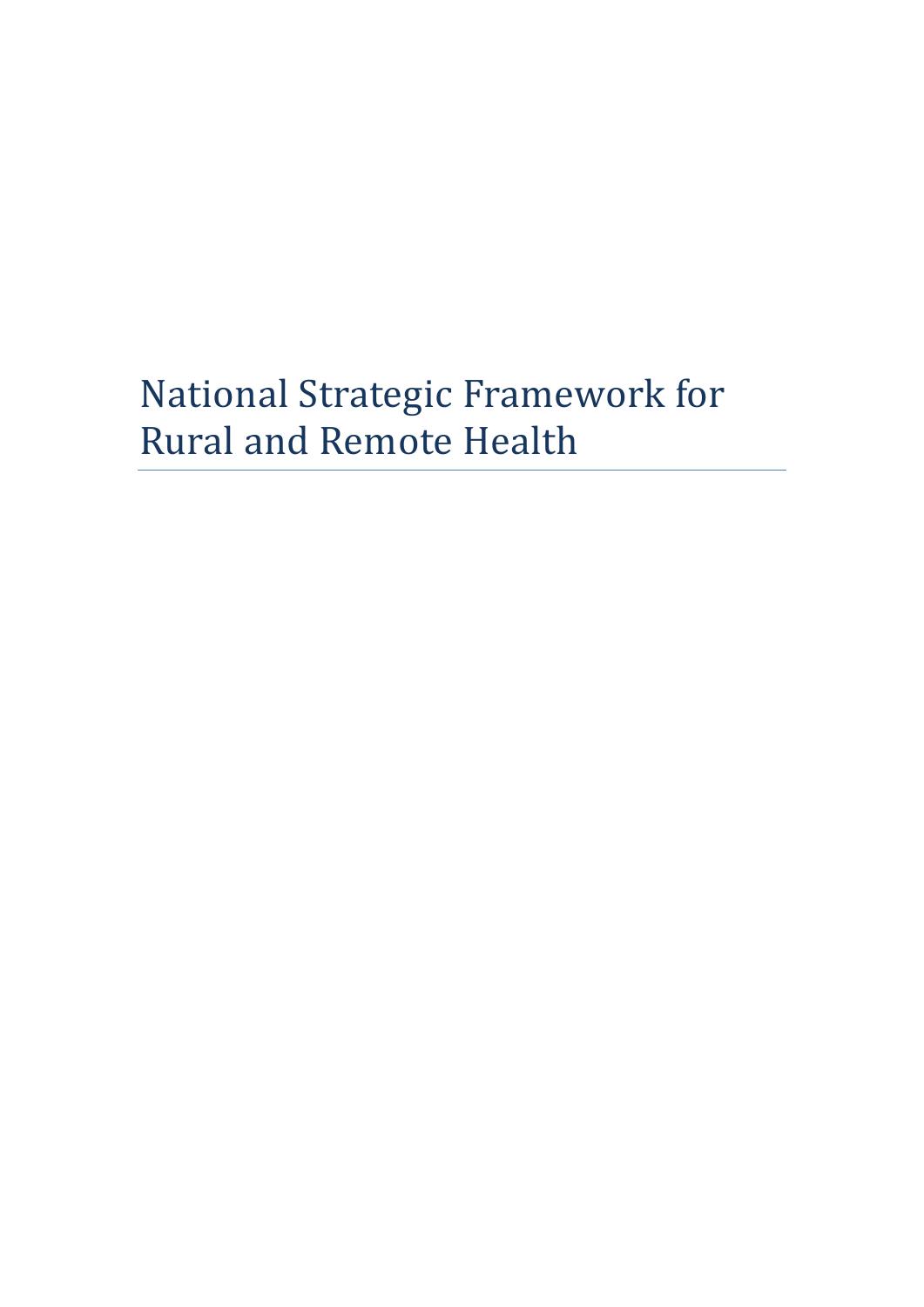# National Strategic Framework for Rural and Remote Health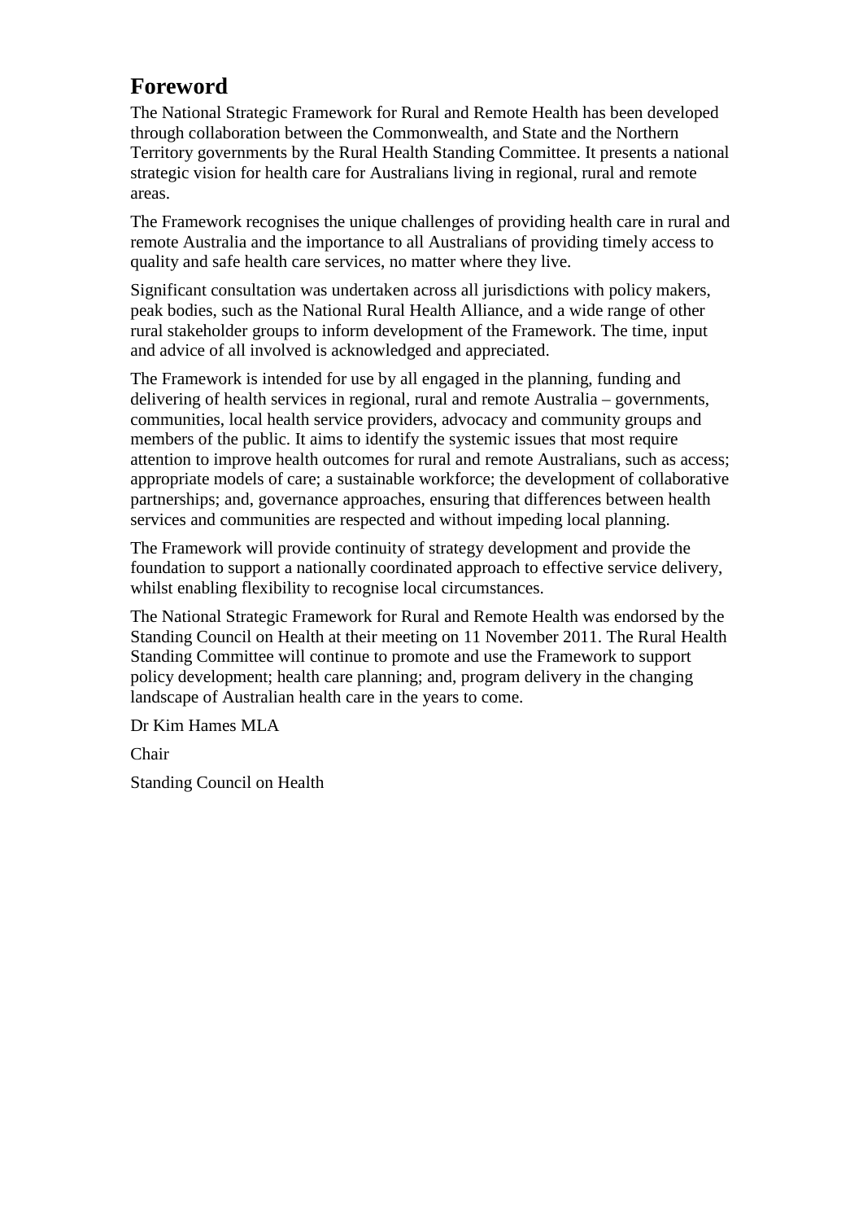# Foreword

The National Strategic Framework for Rural and Remote Health has been developed through collaboration between the Commonwealth, and State and the Northern Territory governments by the Rural Health Standing Committee. It presents a national strategic vision for health care for Australians living in regional, rural and remote areas.

The Framework recognises the unique challenges of providing health care in rural and remote Australia and the importance to all Australians of providing timely access to quality and safe health care services, no matter where they live.

Significant consultation was undertaken across all jurisdictions with policy makers, peak bodies, such as the National Rural Health Alliance, and a wide range of other rural stakeholder groups to inform development of the Framework. The time, input and advice of all involved is acknowledged and appreciated.

The Framework is intended for use by all engaged in the planning, funding and delivering of health services in regional, rural and remote Australia – governments, communities, local health service providers, advocacy and community groups and members of the public. It aims to identify the systemic issues that most require attention to improve health outcomes for rural and remote Australians, such as access; appropriate models of care; a sustainable workforce; the development of collaborative partnerships; and, governance approaches, ensuring that differences between health services and communities are respected and without impeding local planning.

The Framework will provide continuity of strategy development and provide the foundation to support a nationally coordinated approach to effective service delivery, whilst enabling flexibility to recognise local circumstances.

The National Strategic Framework for Rural and Remote Health was endorsed by the Standing Council on Health at their meeting on 11 November 2011. The Rural Health Standing Committee will continue to promote and use the Framework to support policy development; health care planning; and, program delivery in the changing landscape of Australian health care in the years to come.

Dr Kim Hames MLA

Chair

Standing Council on Health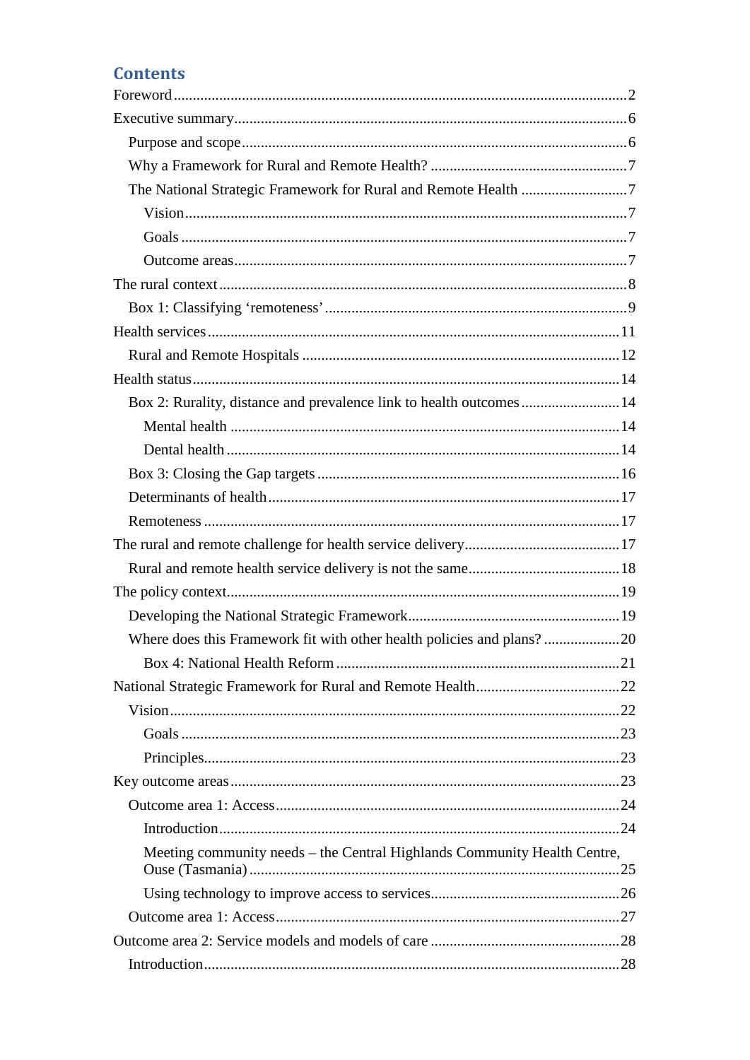# Contents

- Foreword ..... 2
- Executive summary ..... 6
  - Purpose and scope ..... 6
  - Why a Framework for Rural and Remote Health? ..... 7
  - The National Strategic Framework for Rural and Remote Health ..... 7
    - Vision ..... 7
    - Goals ..... 7
    - Outcome areas ..... 7
- The rural context ..... 8
  - Box 1: Classifying 'remoteness' ..... 9
- Health services ..... 11
  - Rural and Remote Hospitals ..... 12
- Health status ..... 14
  - Box 2: Rurality, distance and prevalence link to health outcomes ..... 14
    - Mental health ..... 14
    - Dental health ..... 14
  - Box 3: Closing the Gap targets ..... 16
  - Determinants of health ..... 17
  - Remoteness ..... 17
- The rural and remote challenge for health service delivery ..... 17
  - Rural and remote health service delivery is not the same ..... 18
- The policy context ..... 19
  - Developing the National Strategic Framework ..... 19
  - Where does this Framework fit with other health policies and plans? ..... 20
    - Box 4: National Health Reform ..... 21
- National Strategic Framework for Rural and Remote Health ..... 22
  - Vision ..... 22
    - Goals ..... 23
    - Principles ..... 23
- Key outcome areas ..... 23
  - Outcome area 1: Access ..... 24
    - Introduction ..... 24
    - Meeting community needs – the Central Highlands Community Health Centre, Ouse (Tasmania) ..... 25
    - Using technology to improve access to services ..... 26
  - Outcome area 1: Access ..... 27
- Outcome area 2: Service models and models of care ..... 28
  - Introduction ..... 28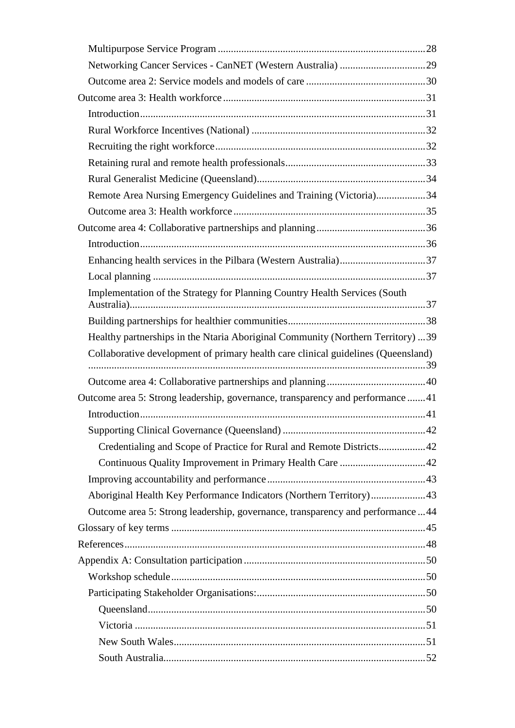- Multipurpose Service Program ... 28
- Networking Cancer Services - CanNET (Western Australia) ... 29
- Outcome area 2: Service models and models of care ... 30

Outcome area 3: Health workforce ... 31

- Introduction ... 31
- Rural Workforce Incentives (National) ... 32
- Recruiting the right workforce ... 32
- Retaining rural and remote health professionals ... 33
- Rural Generalist Medicine (Queensland) ... 34
- Remote Area Nursing Emergency Guidelines and Training (Victoria) ... 34
- Outcome area 3: Health workforce ... 35

Outcome area 4: Collaborative partnerships and planning ... 36

- Introduction ... 36
- Enhancing health services in the Pilbara (Western Australia) ... 37
- Local planning ... 37
- Implementation of the Strategy for Planning Country Health Services (South Australia) ... 37
- Building partnerships for healthier communities ... 38
- Healthy partnerships in the Ntaria Aboriginal Community (Northern Territory) ... 39
- Collaborative development of primary health care clinical guidelines (Queensland) ... 39
- Outcome area 4: Collaborative partnerships and planning ... 40

Outcome area 5: Strong leadership, governance, transparency and performance ... 41

- Introduction ... 41
- Supporting Clinical Governance (Queensland) ... 42
  - Credentialing and Scope of Practice for Rural and Remote Districts ... 42
  - Continuous Quality Improvement in Primary Health Care ... 42
- Improving accountability and performance ... 43
- Aboriginal Health Key Performance Indicators (Northern Territory) ... 43
- Outcome area 5: Strong leadership, governance, transparency and performance ... 44

Glossary of key terms ... 45

References ... 48

Appendix A: Consultation participation ... 50

- Workshop schedule ... 50
- Participating Stakeholder Organisations: ... 50
  - Queensland ... 50
  - Victoria ... 51
  - New South Wales ... 51
  - South Australia ... 52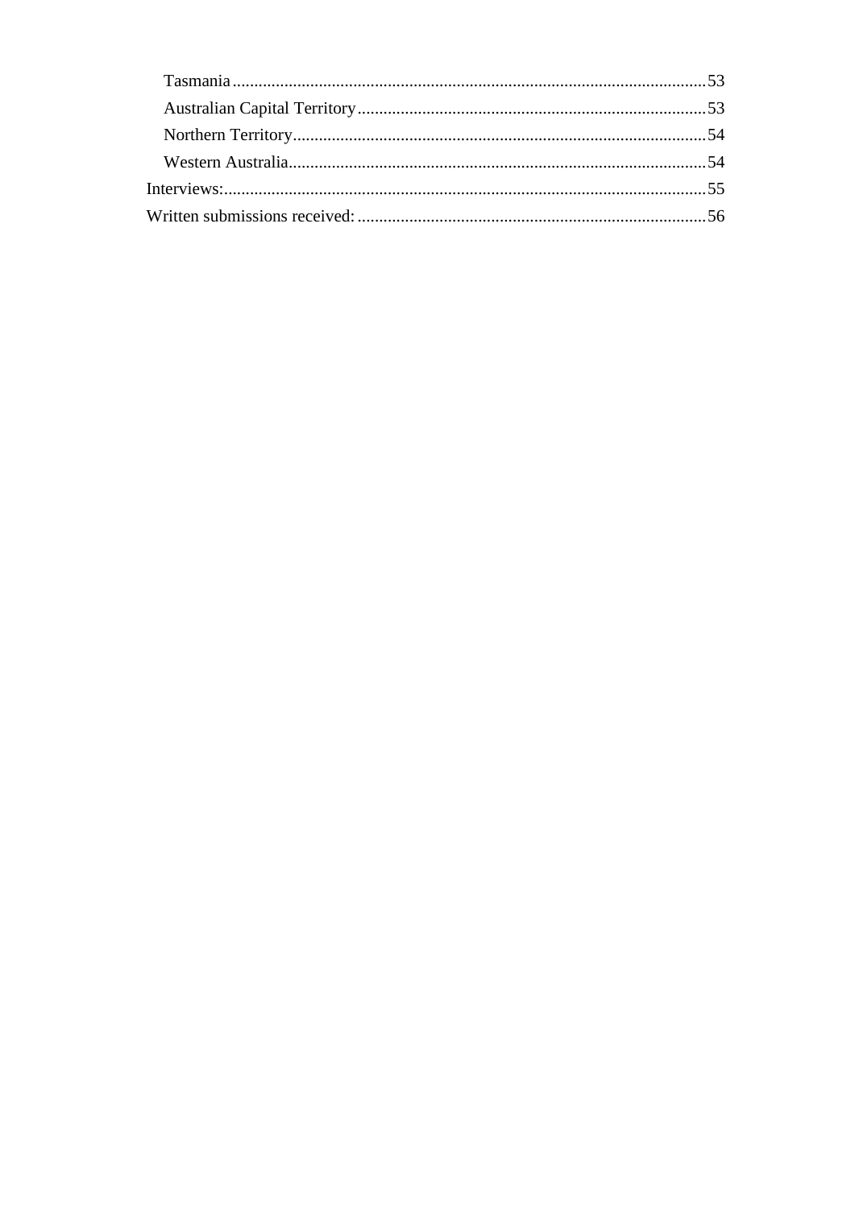- Tasmania ... 53
- Australian Capital Territory ... 53
- Northern Territory ... 54
- Western Australia ... 54

Interviews: ... 55

Written submissions received: ... 56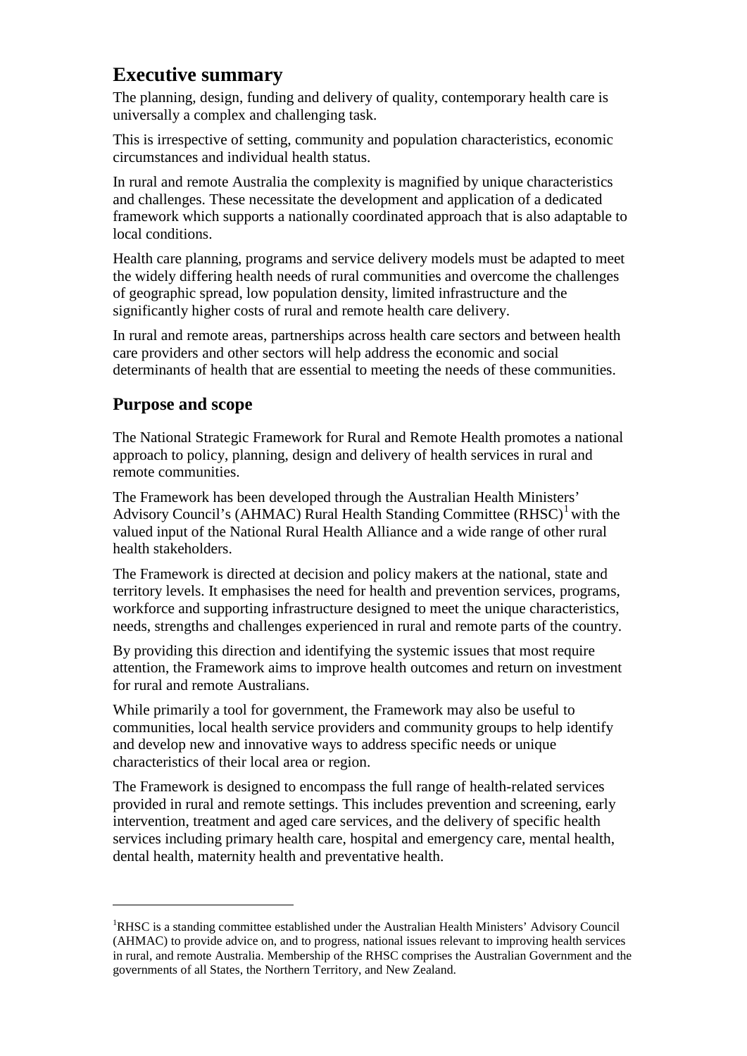# Executive summary

The planning, design, funding and delivery of quality, contemporary health care is universally a complex and challenging task.

This is irrespective of setting, community and population characteristics, economic circumstances and individual health status.

In rural and remote Australia the complexity is magnified by unique characteristics and challenges. These necessitate the development and application of a dedicated framework which supports a nationally coordinated approach that is also adaptable to local conditions.

Health care planning, programs and service delivery models must be adapted to meet the widely differing health needs of rural communities and overcome the challenges of geographic spread, low population density, limited infrastructure and the significantly higher costs of rural and remote health care delivery.

In rural and remote areas, partnerships across health care sectors and between health care providers and other sectors will help address the economic and social determinants of health that are essential to meeting the needs of these communities.

## Purpose and scope

The National Strategic Framework for Rural and Remote Health promotes a national approach to policy, planning, design and delivery of health services in rural and remote communities.

The Framework has been developed through the Australian Health Ministers' Advisory Council's (AHMAC) Rural Health Standing Committee (RHSC)[1] with the valued input of the National Rural Health Alliance and a wide range of other rural health stakeholders.

The Framework is directed at decision and policy makers at the national, state and territory levels. It emphasises the need for health and prevention services, programs, workforce and supporting infrastructure designed to meet the unique characteristics, needs, strengths and challenges experienced in rural and remote parts of the country.

By providing this direction and identifying the systemic issues that most require attention, the Framework aims to improve health outcomes and return on investment for rural and remote Australians.

While primarily a tool for government, the Framework may also be useful to communities, local health service providers and community groups to help identify and develop new and innovative ways to address specific needs or unique characteristics of their local area or region.

The Framework is designed to encompass the full range of health-related services provided in rural and remote settings. This includes prevention and screening, early intervention, treatment and aged care services, and the delivery of specific health services including primary health care, hospital and emergency care, mental health, dental health, maternity health and preventative health.

---

[1] RHSC is a standing committee established under the Australian Health Ministers' Advisory Council (AHMAC) to provide advice on, and to progress, national issues relevant to improving health services in rural, and remote Australia. Membership of the RHSC comprises the Australian Government and the governments of all States, the Northern Territory, and New Zealand.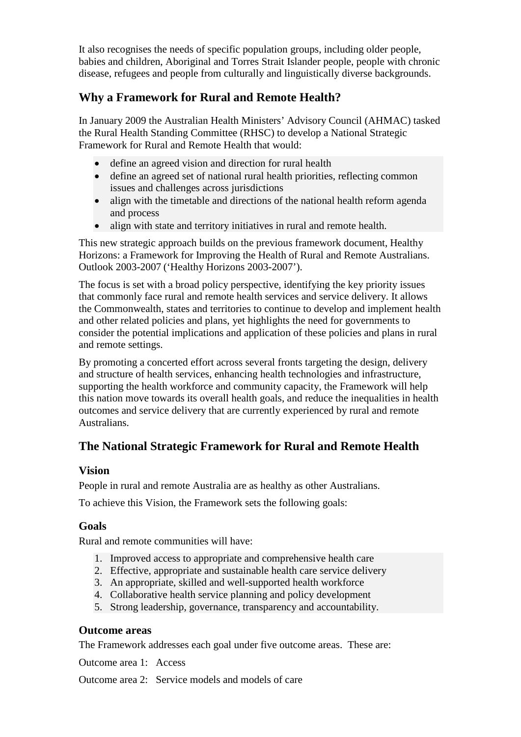It also recognises the needs of specific population groups, including older people, babies and children, Aboriginal and Torres Strait Islander people, people with chronic disease, refugees and people from culturally and linguistically diverse backgrounds.

## Why a Framework for Rural and Remote Health?

In January 2009 the Australian Health Ministers' Advisory Council (AHMAC) tasked the Rural Health Standing Committee (RHSC) to develop a National Strategic Framework for Rural and Remote Health that would:

- define an agreed vision and direction for rural health
- define an agreed set of national rural health priorities, reflecting common issues and challenges across jurisdictions
- align with the timetable and directions of the national health reform agenda and process
- align with state and territory initiatives in rural and remote health.

This new strategic approach builds on the previous framework document, Healthy Horizons: a Framework for Improving the Health of Rural and Remote Australians. Outlook 2003-2007 ('Healthy Horizons 2003-2007').

The focus is set with a broad policy perspective, identifying the key priority issues that commonly face rural and remote health services and service delivery. It allows the Commonwealth, states and territories to continue to develop and implement health and other related policies and plans, yet highlights the need for governments to consider the potential implications and application of these policies and plans in rural and remote settings.

By promoting a concerted effort across several fronts targeting the design, delivery and structure of health services, enhancing health technologies and infrastructure, supporting the health workforce and community capacity, the Framework will help this nation move towards its overall health goals, and reduce the inequalities in health outcomes and service delivery that are currently experienced by rural and remote Australians.

## The National Strategic Framework for Rural and Remote Health

### Vision

People in rural and remote Australia are as healthy as other Australians.

To achieve this Vision, the Framework sets the following goals:

### Goals

Rural and remote communities will have:

1. Improved access to appropriate and comprehensive health care
2. Effective, appropriate and sustainable health care service delivery
3. An appropriate, skilled and well-supported health workforce
4. Collaborative health service planning and policy development
5. Strong leadership, governance, transparency and accountability.

### Outcome areas

The Framework addresses each goal under five outcome areas. These are:

Outcome area 1: Access

Outcome area 2: Service models and models of care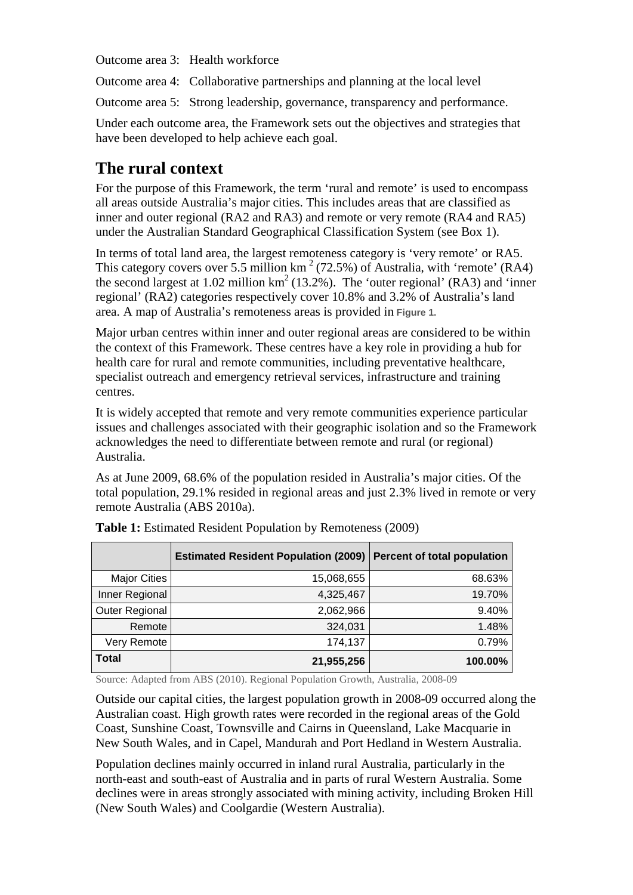Outcome area 3: Health workforce

Outcome area 4: Collaborative partnerships and planning at the local level

Outcome area 5: Strong leadership, governance, transparency and performance.

Under each outcome area, the Framework sets out the objectives and strategies that have been developed to help achieve each goal.

## The rural context

For the purpose of this Framework, the term 'rural and remote' is used to encompass all areas outside Australia's major cities. This includes areas that are classified as inner and outer regional (RA2 and RA3) and remote or very remote (RA4 and RA5) under the Australian Standard Geographical Classification System (see Box 1).

In terms of total land area, the largest remoteness category is 'very remote' or RA5. This category covers over 5.5 million $km^2$ (72.5%) of Australia, with 'remote' (RA4) the second largest at 1.02 million $km^2$ (13.2%). The 'outer regional' (RA3) and 'inner regional' (RA2) categories respectively cover 10.8% and 3.2% of Australia's land area. A map of Australia's remoteness areas is provided in Figure 1.

Major urban centres within inner and outer regional areas are considered to be within the context of this Framework. These centres have a key role in providing a hub for health care for rural and remote communities, including preventative healthcare, specialist outreach and emergency retrieval services, infrastructure and training centres.

It is widely accepted that remote and very remote communities experience particular issues and challenges associated with their geographic isolation and so the Framework acknowledges the need to differentiate between remote and rural (or regional) Australia.

As at June 2009, 68.6% of the population resided in Australia's major cities. Of the total population, 29.1% resided in regional areas and just 2.3% lived in remote or very remote Australia (ABS 2010a).

**Table 1:** Estimated Resident Population by Remoteness (2009)

| | Estimated Resident Population (2009) | Percent of total population |
|---|---|---|
| Major Cities | 15,068,655 | 68.63% |
| Inner Regional | 4,325,467 | 19.70% |
| Outer Regional | 2,062,966 | 9.40% |
| Remote | 324,031 | 1.48% |
| Very Remote | 174,137 | 0.79% |
| **Total** | **21,955,256** | **100.00%** |

Source: Adapted from ABS (2010). Regional Population Growth, Australia, 2008-09

Outside our capital cities, the largest population growth in 2008-09 occurred along the Australian coast. High growth rates were recorded in the regional areas of the Gold Coast, Sunshine Coast, Townsville and Cairns in Queensland, Lake Macquarie in New South Wales, and in Capel, Mandurah and Port Hedland in Western Australia.

Population declines mainly occurred in inland rural Australia, particularly in the north-east and south-east of Australia and in parts of rural Western Australia. Some declines were in areas strongly associated with mining activity, including Broken Hill (New South Wales) and Coolgardie (Western Australia).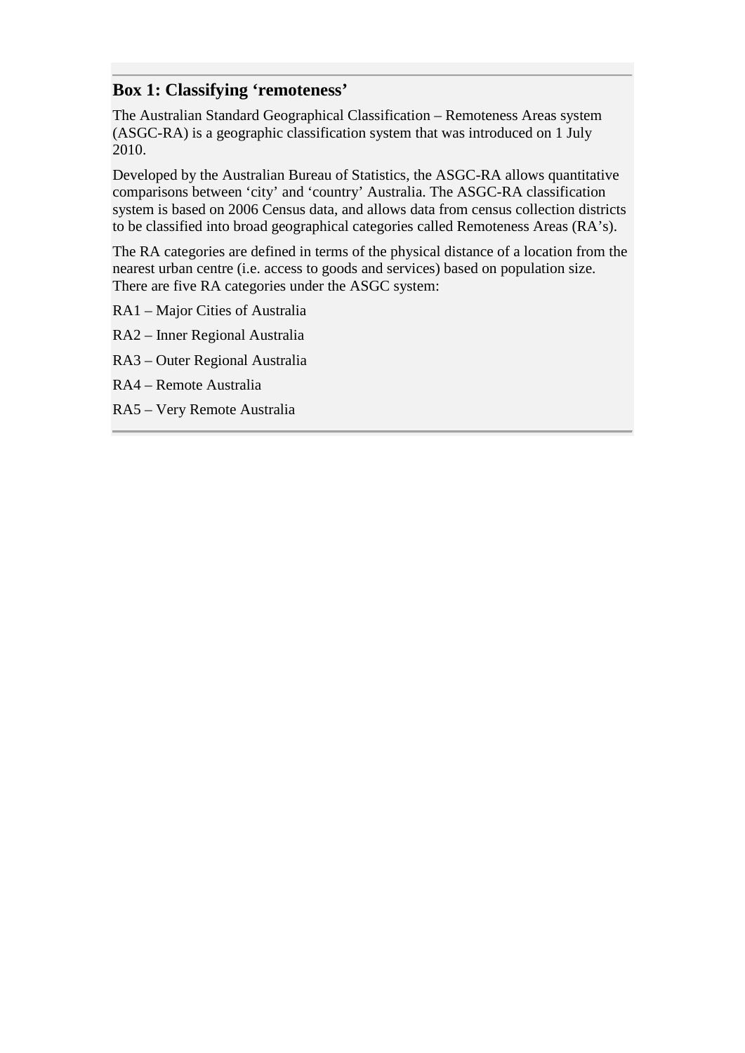### Box 1: Classifying ‘remoteness’

The Australian Standard Geographical Classification – Remoteness Areas system (ASGC-RA) is a geographic classification system that was introduced on 1 July 2010.

Developed by the Australian Bureau of Statistics, the ASGC-RA allows quantitative comparisons between ‘city’ and ‘country’ Australia. The ASGC-RA classification system is based on 2006 Census data, and allows data from census collection districts to be classified into broad geographical categories called Remoteness Areas (RA’s).

The RA categories are defined in terms of the physical distance of a location from the nearest urban centre (i.e. access to goods and services) based on population size. There are five RA categories under the ASGC system:

RA1 – Major Cities of Australia

RA2 – Inner Regional Australia

RA3 – Outer Regional Australia

RA4 – Remote Australia

RA5 – Very Remote Australia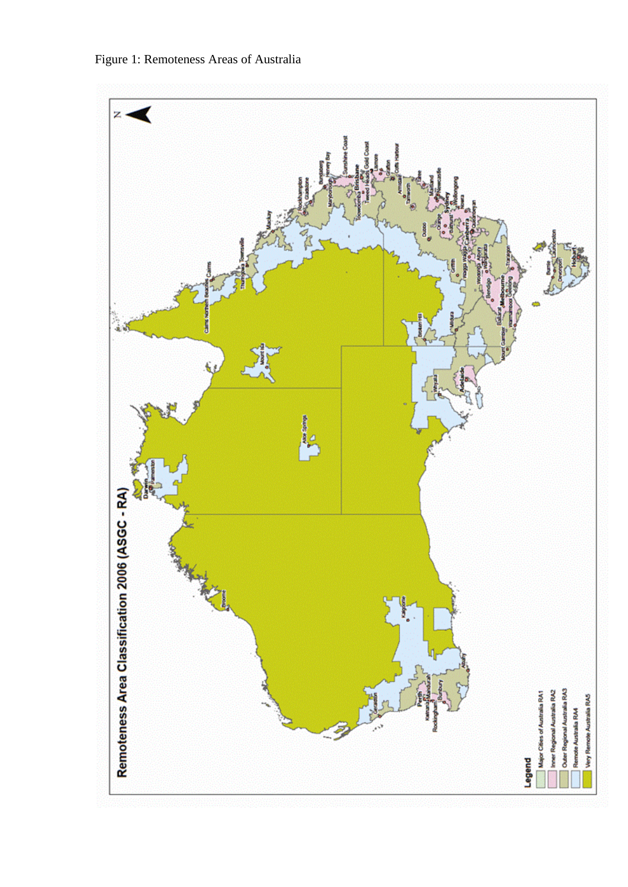Figure 1: Remoteness Areas of Australia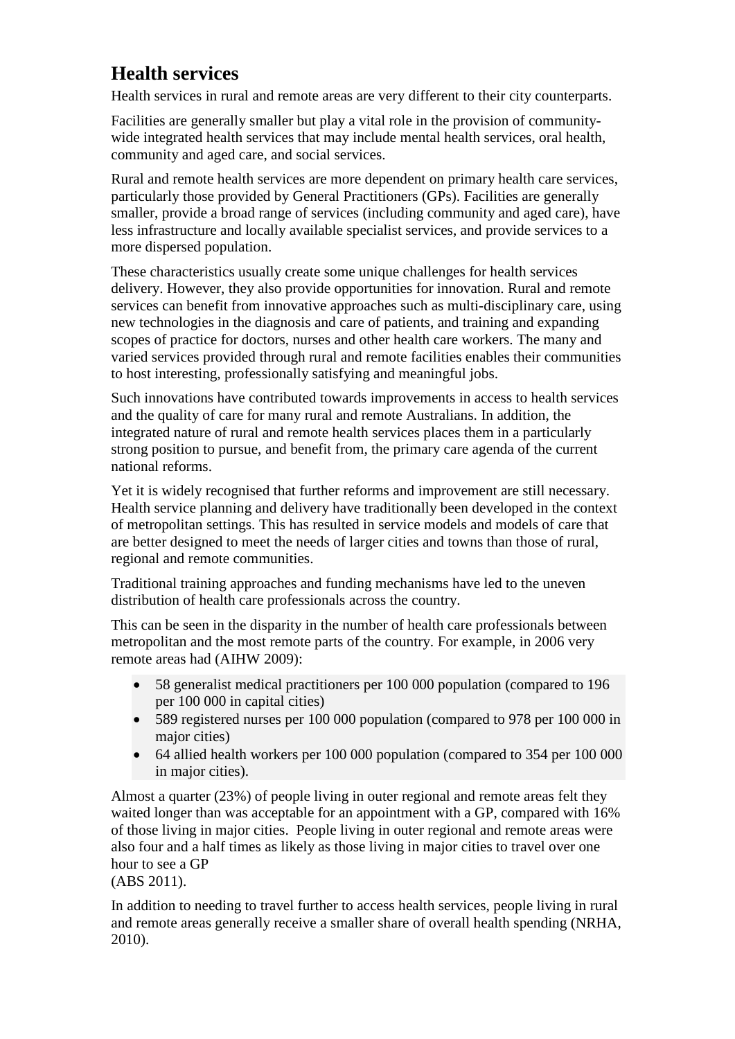## Health services

Health services in rural and remote areas are very different to their city counterparts.

Facilities are generally smaller but play a vital role in the provision of community-wide integrated health services that may include mental health services, oral health, community and aged care, and social services.

Rural and remote health services are more dependent on primary health care services, particularly those provided by General Practitioners (GPs). Facilities are generally smaller, provide a broad range of services (including community and aged care), have less infrastructure and locally available specialist services, and provide services to a more dispersed population.

These characteristics usually create some unique challenges for health services delivery. However, they also provide opportunities for innovation. Rural and remote services can benefit from innovative approaches such as multi-disciplinary care, using new technologies in the diagnosis and care of patients, and training and expanding scopes of practice for doctors, nurses and other health care workers. The many and varied services provided through rural and remote facilities enables their communities to host interesting, professionally satisfying and meaningful jobs.

Such innovations have contributed towards improvements in access to health services and the quality of care for many rural and remote Australians. In addition, the integrated nature of rural and remote health services places them in a particularly strong position to pursue, and benefit from, the primary care agenda of the current national reforms.

Yet it is widely recognised that further reforms and improvement are still necessary. Health service planning and delivery have traditionally been developed in the context of metropolitan settings. This has resulted in service models and models of care that are better designed to meet the needs of larger cities and towns than those of rural, regional and remote communities.

Traditional training approaches and funding mechanisms have led to the uneven distribution of health care professionals across the country.

This can be seen in the disparity in the number of health care professionals between metropolitan and the most remote parts of the country. For example, in 2006 very remote areas had (AIHW 2009):

- 58 generalist medical practitioners per 100 000 population (compared to 196 per 100 000 in capital cities)
- 589 registered nurses per 100 000 population (compared to 978 per 100 000 in major cities)
- 64 allied health workers per 100 000 population (compared to 354 per 100 000 in major cities).

Almost a quarter (23%) of people living in outer regional and remote areas felt they waited longer than was acceptable for an appointment with a GP, compared with 16% of those living in major cities. People living in outer regional and remote areas were also four and a half times as likely as those living in major cities to travel over one hour to see a GP
(ABS 2011).

In addition to needing to travel further to access health services, people living in rural and remote areas generally receive a smaller share of overall health spending (NRHA, 2010).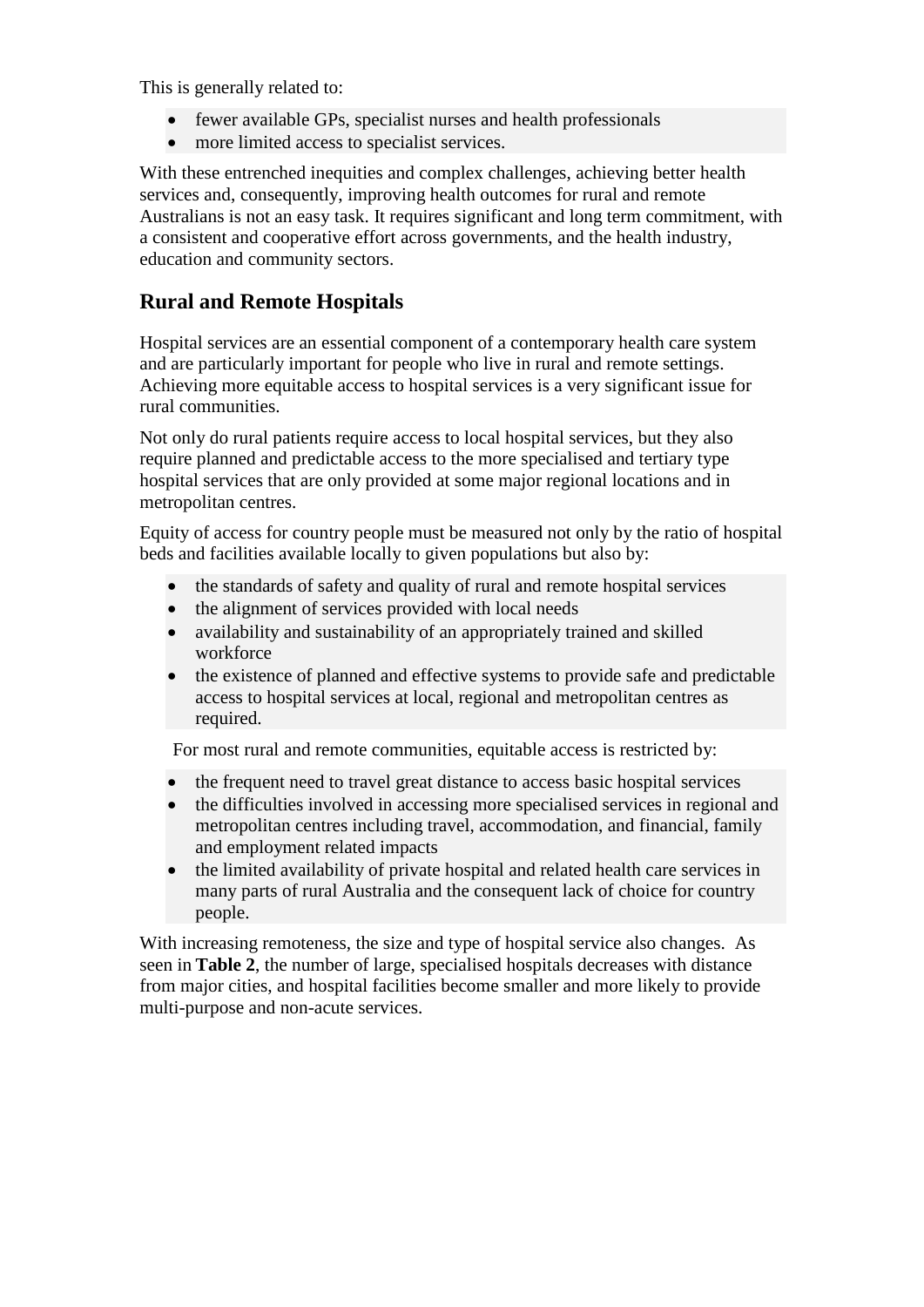This is generally related to:

- fewer available GPs, specialist nurses and health professionals
- more limited access to specialist services.

With these entrenched inequities and complex challenges, achieving better health services and, consequently, improving health outcomes for rural and remote Australians is not an easy task. It requires significant and long term commitment, with a consistent and cooperative effort across governments, and the health industry, education and community sectors.

## Rural and Remote Hospitals

Hospital services are an essential component of a contemporary health care system and are particularly important for people who live in rural and remote settings. Achieving more equitable access to hospital services is a very significant issue for rural communities.

Not only do rural patients require access to local hospital services, but they also require planned and predictable access to the more specialised and tertiary type hospital services that are only provided at some major regional locations and in metropolitan centres.

Equity of access for country people must be measured not only by the ratio of hospital beds and facilities available locally to given populations but also by:

- the standards of safety and quality of rural and remote hospital services
- the alignment of services provided with local needs
- availability and sustainability of an appropriately trained and skilled workforce
- the existence of planned and effective systems to provide safe and predictable access to hospital services at local, regional and metropolitan centres as required.

For most rural and remote communities, equitable access is restricted by:

- the frequent need to travel great distance to access basic hospital services
- the difficulties involved in accessing more specialised services in regional and metropolitan centres including travel, accommodation, and financial, family and employment related impacts
- the limited availability of private hospital and related health care services in many parts of rural Australia and the consequent lack of choice for country people.

With increasing remoteness, the size and type of hospital service also changes. As seen in **Table 2**, the number of large, specialised hospitals decreases with distance from major cities, and hospital facilities become smaller and more likely to provide multi-purpose and non-acute services.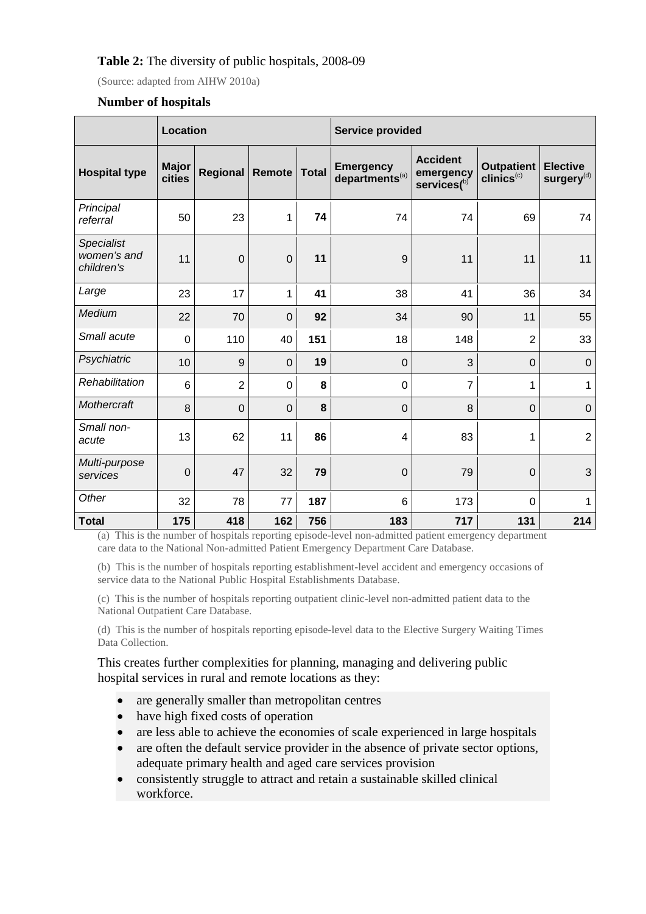**Table 2:** The diversity of public hospitals, 2008-09

(Source: adapted from AIHW 2010a)

**Number of hospitals**

| | Location | | | | Service provided | | | |
|---|---|---|---|---|---|---|---|---|
| **Hospital type** | **Major cities** | **Regional** | **Remote** | **Total** | **Emergency departments**[(a)] | **Accident emergency services**[(b)] | **Outpatient clinics**[(c)] | **Elective surgery**[(d)] |
| *Principal referral* | 50 | 23 | 1 | **74** | 74 | 74 | 69 | 74 |
| *Specialist women's and children's* | 11 | 0 | 0 | **11** | 9 | 11 | 11 | 11 |
| *Large* | 23 | 17 | 1 | **41** | 38 | 41 | 36 | 34 |
| *Medium* | 22 | 70 | 0 | **92** | 34 | 90 | 11 | 55 |
| *Small acute* | 0 | 110 | 40 | **151** | 18 | 148 | 2 | 33 |
| *Psychiatric* | 10 | 9 | 0 | **19** | 0 | 3 | 0 | 0 |
| *Rehabilitation* | 6 | 2 | 0 | **8** | 0 | 7 | 1 | 1 |
| *Mothercraft* | 8 | 0 | 0 | **8** | 0 | 8 | 0 | 0 |
| *Small non-acute* | 13 | 62 | 11 | **86** | 4 | 83 | 1 | 2 |
| *Multi-purpose services* | 0 | 47 | 32 | **79** | 0 | 79 | 0 | 3 |
| *Other* | 32 | 78 | 77 | **187** | 6 | 173 | 0 | 1 |
| **Total** | **175** | **418** | **162** | **756** | **183** | **717** | **131** | **214** |

(a) This is the number of hospitals reporting episode-level non-admitted patient emergency department care data to the National Non-admitted Patient Emergency Department Care Database.

(b) This is the number of hospitals reporting establishment-level accident and emergency occasions of service data to the National Public Hospital Establishments Database.

(c) This is the number of hospitals reporting outpatient clinic-level non-admitted patient data to the National Outpatient Care Database.

(d) This is the number of hospitals reporting episode-level data to the Elective Surgery Waiting Times Data Collection.

This creates further complexities for planning, managing and delivering public hospital services in rural and remote locations as they:

- are generally smaller than metropolitan centres
- have high fixed costs of operation
- are less able to achieve the economies of scale experienced in large hospitals
- are often the default service provider in the absence of private sector options, adequate primary health and aged care services provision
- consistently struggle to attract and retain a sustainable skilled clinical workforce.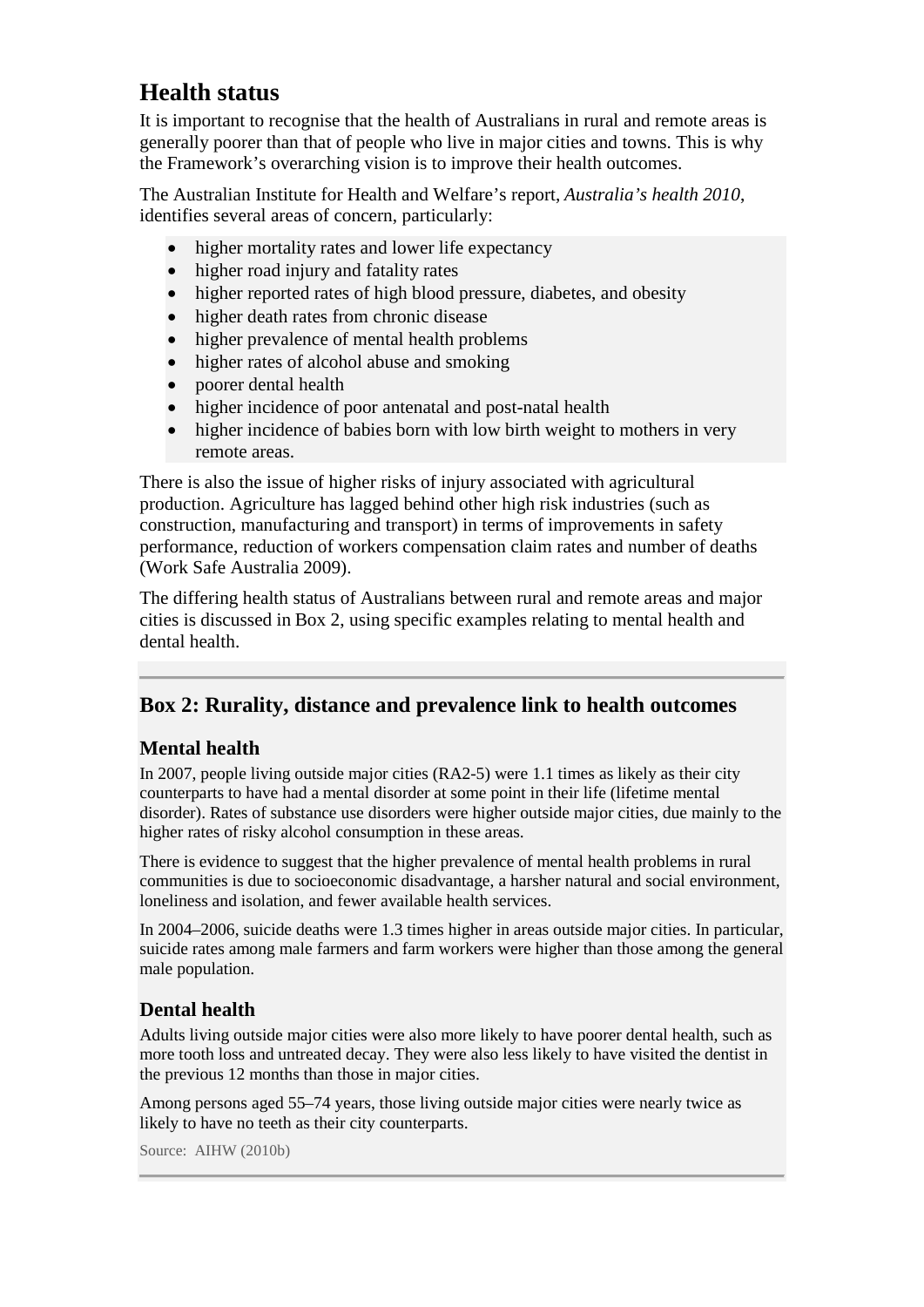## Health status

It is important to recognise that the health of Australians in rural and remote areas is generally poorer than that of people who live in major cities and towns. This is why the Framework's overarching vision is to improve their health outcomes.

The Australian Institute for Health and Welfare's report, *Australia's health 2010*, identifies several areas of concern, particularly:

- higher mortality rates and lower life expectancy
- higher road injury and fatality rates
- higher reported rates of high blood pressure, diabetes, and obesity
- higher death rates from chronic disease
- higher prevalence of mental health problems
- higher rates of alcohol abuse and smoking
- poorer dental health
- higher incidence of poor antenatal and post-natal health
- higher incidence of babies born with low birth weight to mothers in very remote areas.

There is also the issue of higher risks of injury associated with agricultural production. Agriculture has lagged behind other high risk industries (such as construction, manufacturing and transport) in terms of improvements in safety performance, reduction of workers compensation claim rates and number of deaths (Work Safe Australia 2009).

The differing health status of Australians between rural and remote areas and major cities is discussed in Box 2, using specific examples relating to mental health and dental health.

---

## Box 2: Rurality, distance and prevalence link to health outcomes

### Mental health

In 2007, people living outside major cities (RA2-5) were 1.1 times as likely as their city counterparts to have had a mental disorder at some point in their life (lifetime mental disorder). Rates of substance use disorders were higher outside major cities, due mainly to the higher rates of risky alcohol consumption in these areas.

There is evidence to suggest that the higher prevalence of mental health problems in rural communities is due to socioeconomic disadvantage, a harsher natural and social environment, loneliness and isolation, and fewer available health services.

In 2004–2006, suicide deaths were 1.3 times higher in areas outside major cities. In particular, suicide rates among male farmers and farm workers were higher than those among the general male population.

### Dental health

Adults living outside major cities were also more likely to have poorer dental health, such as more tooth loss and untreated decay. They were also less likely to have visited the dentist in the previous 12 months than those in major cities.

Among persons aged 55–74 years, those living outside major cities were nearly twice as likely to have no teeth as their city counterparts.

Source: AIHW (2010b)

---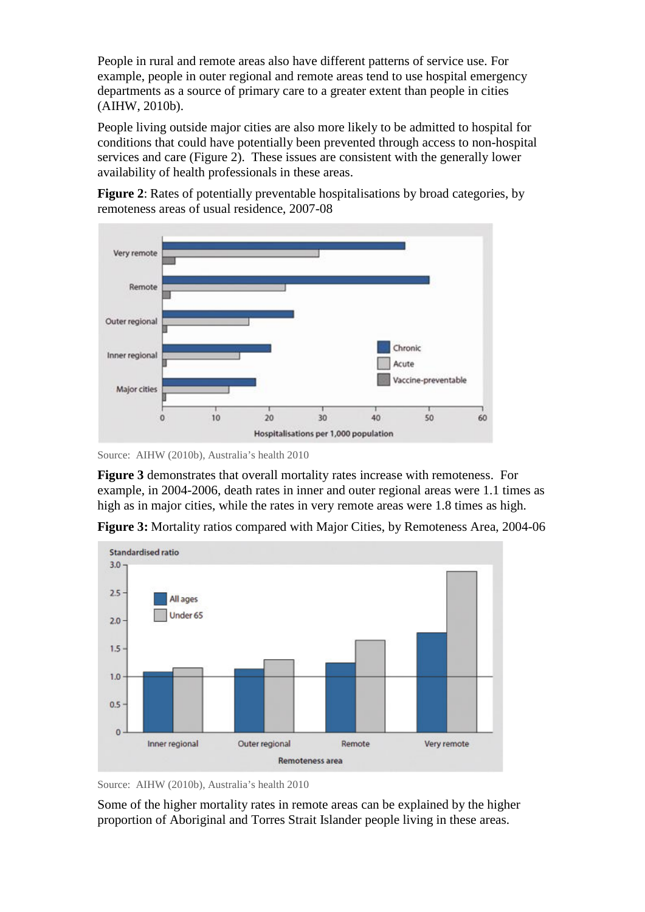People in rural and remote areas also have different patterns of service use. For example, people in outer regional and remote areas tend to use hospital emergency departments as a source of primary care to a greater extent than people in cities (AIHW, 2010b).

People living outside major cities are also more likely to be admitted to hospital for conditions that could have potentially been prevented through access to non-hospital services and care (Figure 2). These issues are consistent with the generally lower availability of health professionals in these areas.

**Figure 2**: Rates of potentially preventable hospitalisations by broad categories, by remoteness areas of usual residence, 2007-08

Source: AIHW (2010b), Australia's health 2010

**Figure 3** demonstrates that overall mortality rates increase with remoteness. For example, in 2004-2006, death rates in inner and outer regional areas were 1.1 times as high as in major cities, while the rates in very remote areas were 1.8 times as high.

**Figure 3:** Mortality ratios compared with Major Cities, by Remoteness Area, 2004-06

Source: AIHW (2010b), Australia's health 2010

Some of the higher mortality rates in remote areas can be explained by the higher proportion of Aboriginal and Torres Strait Islander people living in these areas.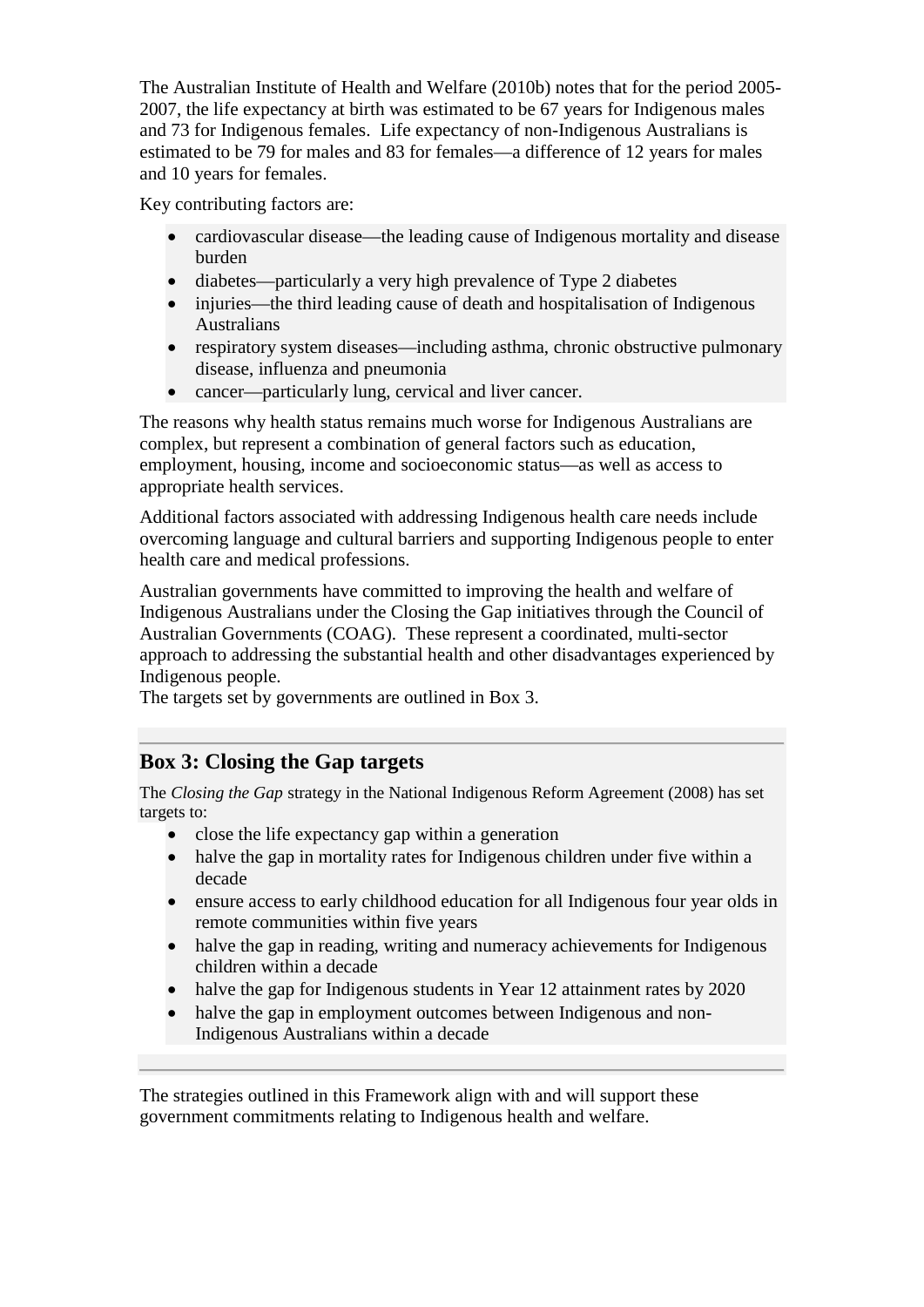The Australian Institute of Health and Welfare (2010b) notes that for the period 2005-2007, the life expectancy at birth was estimated to be 67 years for Indigenous males and 73 for Indigenous females. Life expectancy of non-Indigenous Australians is estimated to be 79 for males and 83 for females—a difference of 12 years for males and 10 years for females.

Key contributing factors are:

- cardiovascular disease—the leading cause of Indigenous mortality and disease burden
- diabetes—particularly a very high prevalence of Type 2 diabetes
- injuries—the third leading cause of death and hospitalisation of Indigenous Australians
- respiratory system diseases—including asthma, chronic obstructive pulmonary disease, influenza and pneumonia
- cancer—particularly lung, cervical and liver cancer.

The reasons why health status remains much worse for Indigenous Australians are complex, but represent a combination of general factors such as education, employment, housing, income and socioeconomic status—as well as access to appropriate health services.

Additional factors associated with addressing Indigenous health care needs include overcoming language and cultural barriers and supporting Indigenous people to enter health care and medical professions.

Australian governments have committed to improving the health and welfare of Indigenous Australians under the Closing the Gap initiatives through the Council of Australian Governments (COAG). These represent a coordinated, multi-sector approach to addressing the substantial health and other disadvantages experienced by Indigenous people.
The targets set by governments are outlined in Box 3.

## Box 3: Closing the Gap targets

The *Closing the Gap* strategy in the National Indigenous Reform Agreement (2008) has set targets to:

- close the life expectancy gap within a generation
- halve the gap in mortality rates for Indigenous children under five within a decade
- ensure access to early childhood education for all Indigenous four year olds in remote communities within five years
- halve the gap in reading, writing and numeracy achievements for Indigenous children within a decade
- halve the gap for Indigenous students in Year 12 attainment rates by 2020
- halve the gap in employment outcomes between Indigenous and non-Indigenous Australians within a decade

The strategies outlined in this Framework align with and will support these government commitments relating to Indigenous health and welfare.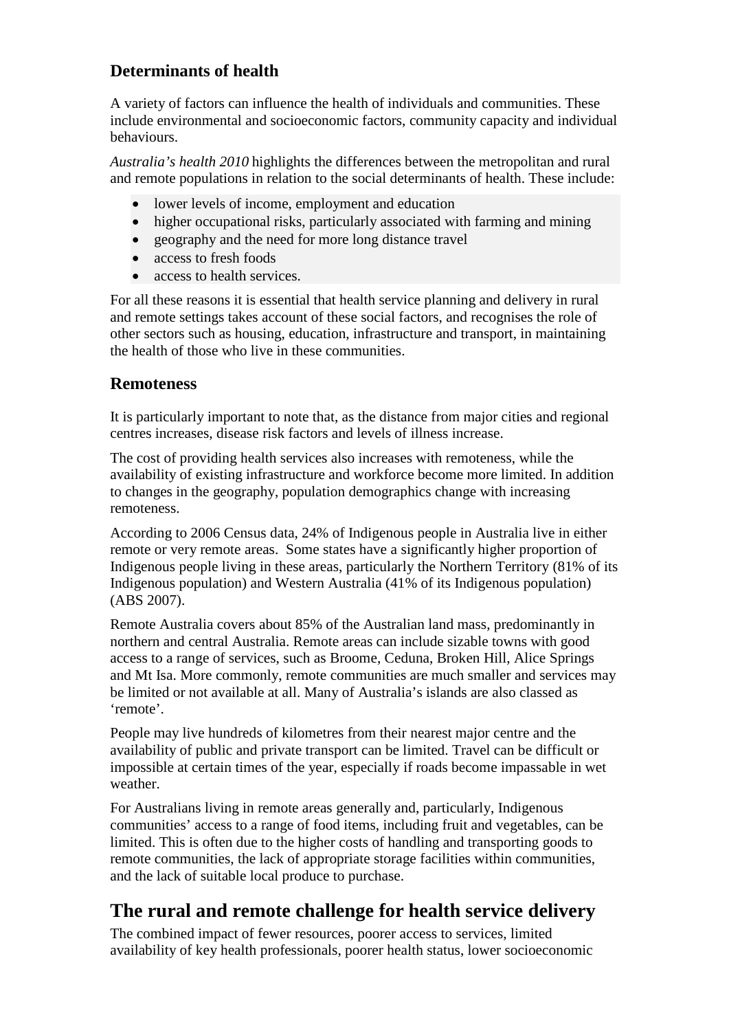### Determinants of health

A variety of factors can influence the health of individuals and communities. These include environmental and socioeconomic factors, community capacity and individual behaviours.

*Australia's health 2010* highlights the differences between the metropolitan and rural and remote populations in relation to the social determinants of health. These include:

- lower levels of income, employment and education
- higher occupational risks, particularly associated with farming and mining
- geography and the need for more long distance travel
- access to fresh foods
- access to health services.

For all these reasons it is essential that health service planning and delivery in rural and remote settings takes account of these social factors, and recognises the role of other sectors such as housing, education, infrastructure and transport, in maintaining the health of those who live in these communities.

### Remoteness

It is particularly important to note that, as the distance from major cities and regional centres increases, disease risk factors and levels of illness increase.

The cost of providing health services also increases with remoteness, while the availability of existing infrastructure and workforce become more limited. In addition to changes in the geography, population demographics change with increasing remoteness.

According to 2006 Census data, 24% of Indigenous people in Australia live in either remote or very remote areas. Some states have a significantly higher proportion of Indigenous people living in these areas, particularly the Northern Territory (81% of its Indigenous population) and Western Australia (41% of its Indigenous population) (ABS 2007).

Remote Australia covers about 85% of the Australian land mass, predominantly in northern and central Australia. Remote areas can include sizable towns with good access to a range of services, such as Broome, Ceduna, Broken Hill, Alice Springs and Mt Isa. More commonly, remote communities are much smaller and services may be limited or not available at all. Many of Australia's islands are also classed as 'remote'.

People may live hundreds of kilometres from their nearest major centre and the availability of public and private transport can be limited. Travel can be difficult or impossible at certain times of the year, especially if roads become impassable in wet weather.

For Australians living in remote areas generally and, particularly, Indigenous communities' access to a range of food items, including fruit and vegetables, can be limited. This is often due to the higher costs of handling and transporting goods to remote communities, the lack of appropriate storage facilities within communities, and the lack of suitable local produce to purchase.

## The rural and remote challenge for health service delivery

The combined impact of fewer resources, poorer access to services, limited availability of key health professionals, poorer health status, lower socioeconomic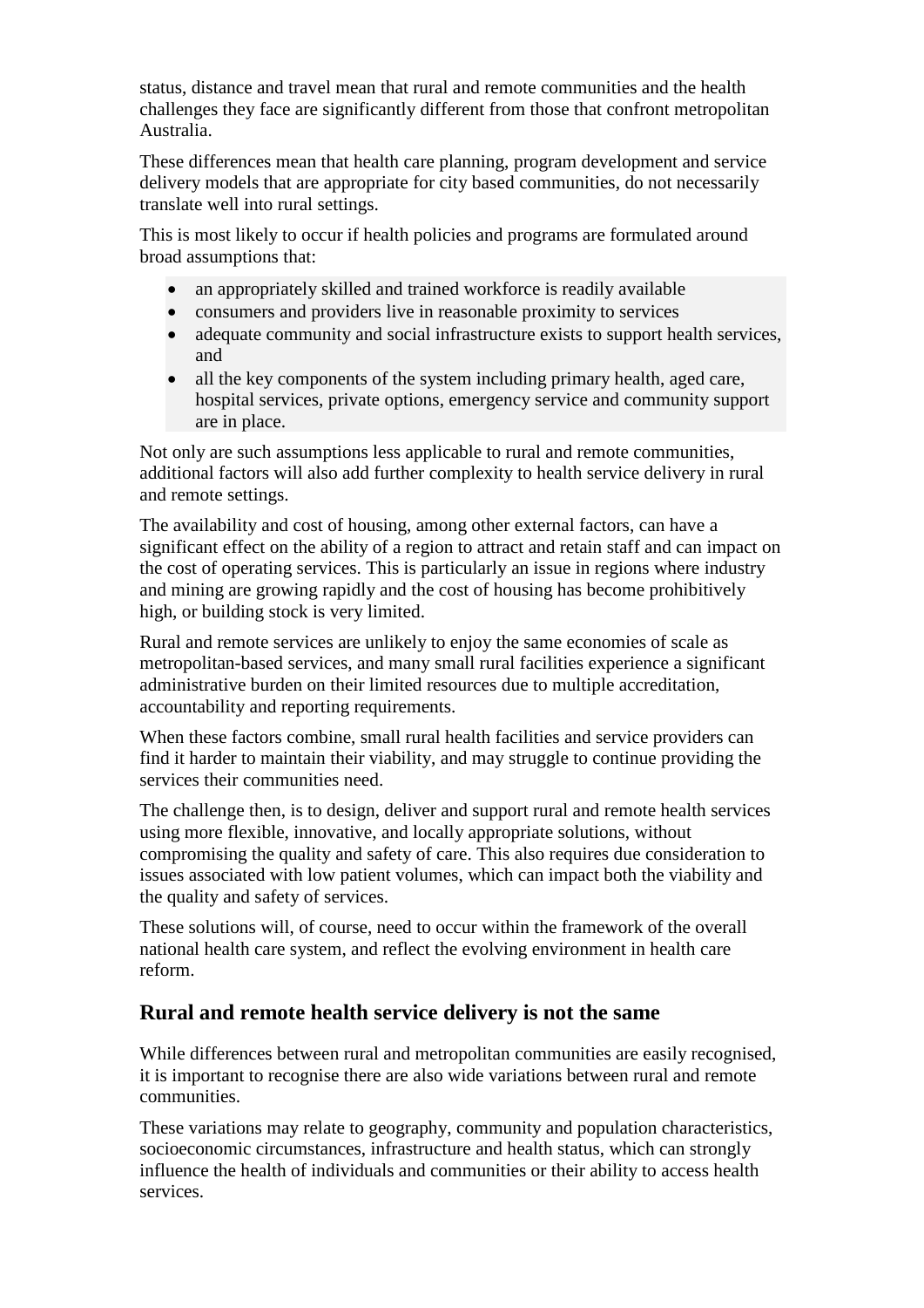status, distance and travel mean that rural and remote communities and the health challenges they face are significantly different from those that confront metropolitan Australia.

These differences mean that health care planning, program development and service delivery models that are appropriate for city based communities, do not necessarily translate well into rural settings.

This is most likely to occur if health policies and programs are formulated around broad assumptions that:

- an appropriately skilled and trained workforce is readily available
- consumers and providers live in reasonable proximity to services
- adequate community and social infrastructure exists to support health services, and
- all the key components of the system including primary health, aged care, hospital services, private options, emergency service and community support are in place.

Not only are such assumptions less applicable to rural and remote communities, additional factors will also add further complexity to health service delivery in rural and remote settings.

The availability and cost of housing, among other external factors, can have a significant effect on the ability of a region to attract and retain staff and can impact on the cost of operating services. This is particularly an issue in regions where industry and mining are growing rapidly and the cost of housing has become prohibitively high, or building stock is very limited.

Rural and remote services are unlikely to enjoy the same economies of scale as metropolitan-based services, and many small rural facilities experience a significant administrative burden on their limited resources due to multiple accreditation, accountability and reporting requirements.

When these factors combine, small rural health facilities and service providers can find it harder to maintain their viability, and may struggle to continue providing the services their communities need.

The challenge then, is to design, deliver and support rural and remote health services using more flexible, innovative, and locally appropriate solutions, without compromising the quality and safety of care. This also requires due consideration to issues associated with low patient volumes, which can impact both the viability and the quality and safety of services.

These solutions will, of course, need to occur within the framework of the overall national health care system, and reflect the evolving environment in health care reform.

## Rural and remote health service delivery is not the same

While differences between rural and metropolitan communities are easily recognised, it is important to recognise there are also wide variations between rural and remote communities.

These variations may relate to geography, community and population characteristics, socioeconomic circumstances, infrastructure and health status, which can strongly influence the health of individuals and communities or their ability to access health services.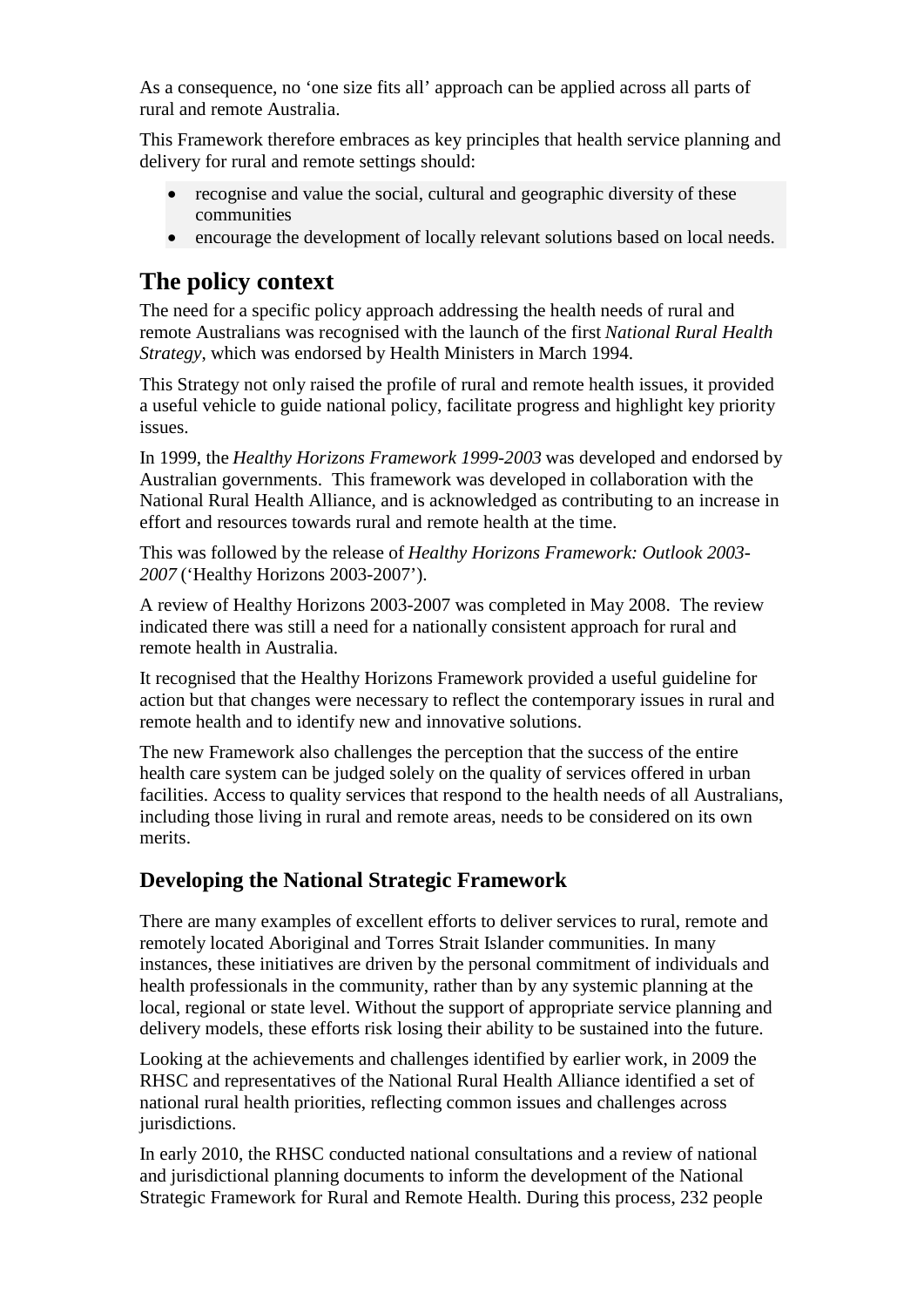As a consequence, no 'one size fits all' approach can be applied across all parts of rural and remote Australia.

This Framework therefore embraces as key principles that health service planning and delivery for rural and remote settings should:

- recognise and value the social, cultural and geographic diversity of these communities
- encourage the development of locally relevant solutions based on local needs.

## The policy context

The need for a specific policy approach addressing the health needs of rural and remote Australians was recognised with the launch of the first *National Rural Health Strategy*, which was endorsed by Health Ministers in March 1994.

This Strategy not only raised the profile of rural and remote health issues, it provided a useful vehicle to guide national policy, facilitate progress and highlight key priority issues.

In 1999, the *Healthy Horizons Framework 1999-2003* was developed and endorsed by Australian governments. This framework was developed in collaboration with the National Rural Health Alliance, and is acknowledged as contributing to an increase in effort and resources towards rural and remote health at the time.

This was followed by the release of *Healthy Horizons Framework: Outlook 2003-2007* ('Healthy Horizons 2003-2007').

A review of Healthy Horizons 2003-2007 was completed in May 2008. The review indicated there was still a need for a nationally consistent approach for rural and remote health in Australia.

It recognised that the Healthy Horizons Framework provided a useful guideline for action but that changes were necessary to reflect the contemporary issues in rural and remote health and to identify new and innovative solutions.

The new Framework also challenges the perception that the success of the entire health care system can be judged solely on the quality of services offered in urban facilities. Access to quality services that respond to the health needs of all Australians, including those living in rural and remote areas, needs to be considered on its own merits.

### Developing the National Strategic Framework

There are many examples of excellent efforts to deliver services to rural, remote and remotely located Aboriginal and Torres Strait Islander communities. In many instances, these initiatives are driven by the personal commitment of individuals and health professionals in the community, rather than by any systemic planning at the local, regional or state level. Without the support of appropriate service planning and delivery models, these efforts risk losing their ability to be sustained into the future.

Looking at the achievements and challenges identified by earlier work, in 2009 the RHSC and representatives of the National Rural Health Alliance identified a set of national rural health priorities, reflecting common issues and challenges across jurisdictions.

In early 2010, the RHSC conducted national consultations and a review of national and jurisdictional planning documents to inform the development of the National Strategic Framework for Rural and Remote Health. During this process, 232 people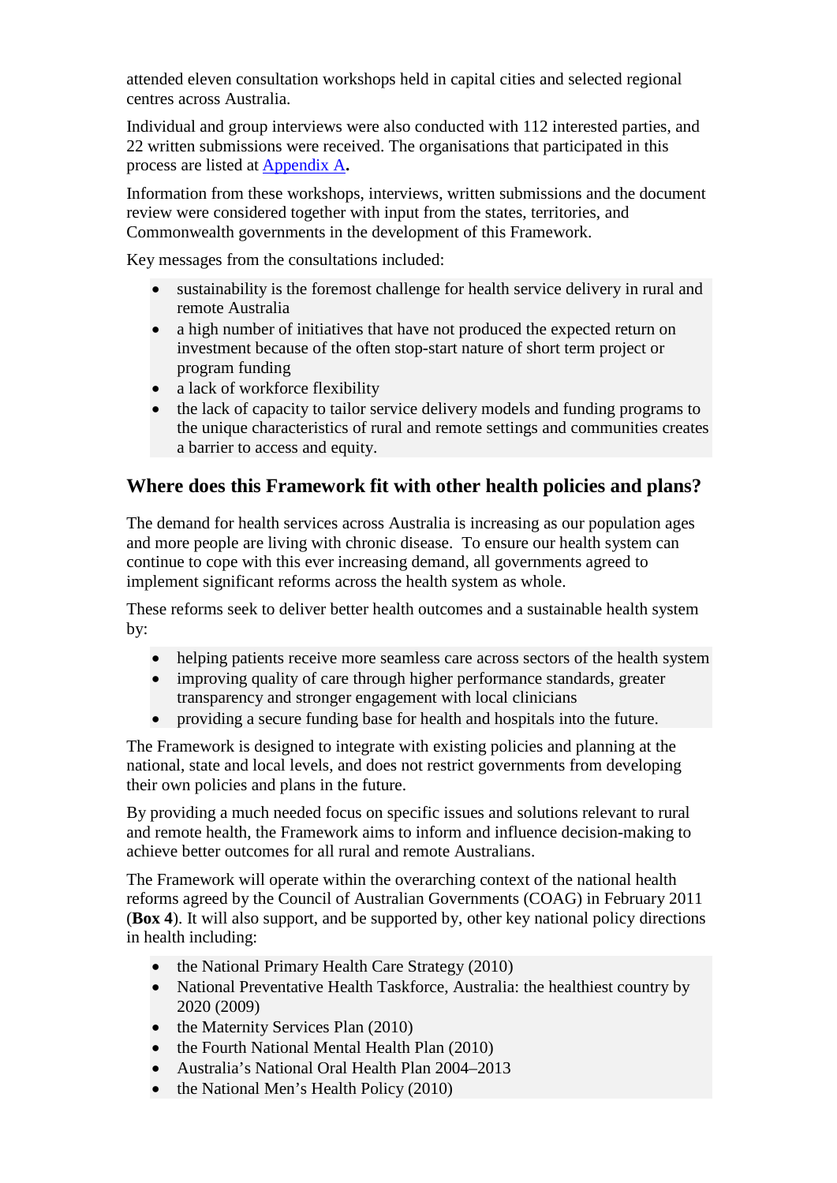attended eleven consultation workshops held in capital cities and selected regional centres across Australia.

Individual and group interviews were also conducted with 112 interested parties, and 22 written submissions were received. The organisations that participated in this process are listed at Appendix A**.**

Information from these workshops, interviews, written submissions and the document review were considered together with input from the states, territories, and Commonwealth governments in the development of this Framework.

Key messages from the consultations included:

- sustainability is the foremost challenge for health service delivery in rural and remote Australia
- a high number of initiatives that have not produced the expected return on investment because of the often stop-start nature of short term project or program funding
- a lack of workforce flexibility
- the lack of capacity to tailor service delivery models and funding programs to the unique characteristics of rural and remote settings and communities creates a barrier to access and equity.

## Where does this Framework fit with other health policies and plans?

The demand for health services across Australia is increasing as our population ages and more people are living with chronic disease. To ensure our health system can continue to cope with this ever increasing demand, all governments agreed to implement significant reforms across the health system as whole.

These reforms seek to deliver better health outcomes and a sustainable health system by:

- helping patients receive more seamless care across sectors of the health system
- improving quality of care through higher performance standards, greater transparency and stronger engagement with local clinicians
- providing a secure funding base for health and hospitals into the future.

The Framework is designed to integrate with existing policies and planning at the national, state and local levels, and does not restrict governments from developing their own policies and plans in the future.

By providing a much needed focus on specific issues and solutions relevant to rural and remote health, the Framework aims to inform and influence decision-making to achieve better outcomes for all rural and remote Australians.

The Framework will operate within the overarching context of the national health reforms agreed by the Council of Australian Governments (COAG) in February 2011 (**Box 4**). It will also support, and be supported by, other key national policy directions in health including:

- the National Primary Health Care Strategy (2010)
- National Preventative Health Taskforce, Australia: the healthiest country by 2020 (2009)
- the Maternity Services Plan (2010)
- the Fourth National Mental Health Plan (2010)
- Australia's National Oral Health Plan 2004–2013
- the National Men's Health Policy (2010)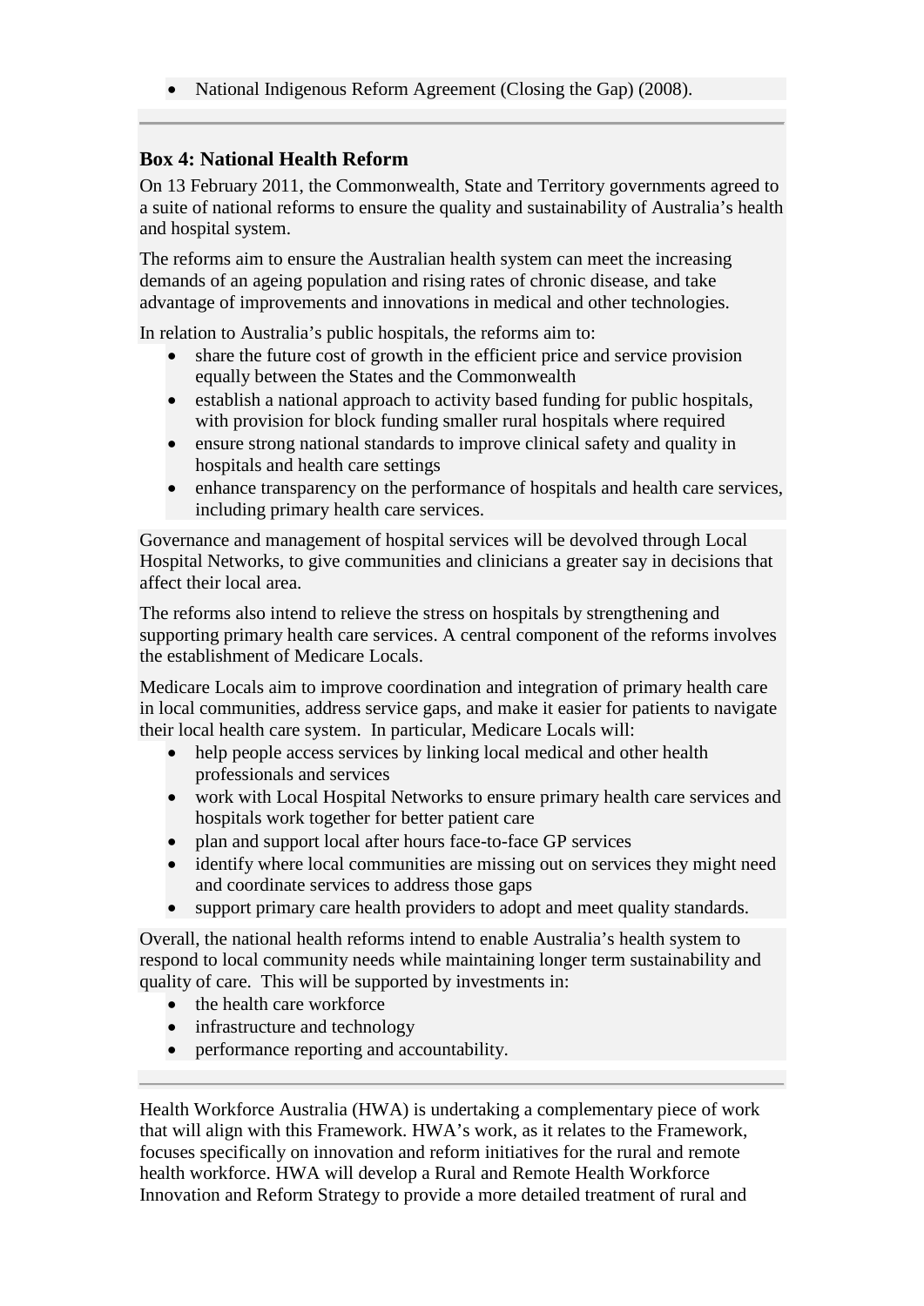- National Indigenous Reform Agreement (Closing the Gap) (2008).

---

### Box 4: National Health Reform

On 13 February 2011, the Commonwealth, State and Territory governments agreed to a suite of national reforms to ensure the quality and sustainability of Australia's health and hospital system.

The reforms aim to ensure the Australian health system can meet the increasing demands of an ageing population and rising rates of chronic disease, and take advantage of improvements and innovations in medical and other technologies.

In relation to Australia's public hospitals, the reforms aim to:

- share the future cost of growth in the efficient price and service provision equally between the States and the Commonwealth
- establish a national approach to activity based funding for public hospitals, with provision for block funding smaller rural hospitals where required
- ensure strong national standards to improve clinical safety and quality in hospitals and health care settings
- enhance transparency on the performance of hospitals and health care services, including primary health care services.

Governance and management of hospital services will be devolved through Local Hospital Networks, to give communities and clinicians a greater say in decisions that affect their local area.

The reforms also intend to relieve the stress on hospitals by strengthening and supporting primary health care services. A central component of the reforms involves the establishment of Medicare Locals.

Medicare Locals aim to improve coordination and integration of primary health care in local communities, address service gaps, and make it easier for patients to navigate their local health care system. In particular, Medicare Locals will:

- help people access services by linking local medical and other health professionals and services
- work with Local Hospital Networks to ensure primary health care services and hospitals work together for better patient care
- plan and support local after hours face-to-face GP services
- identify where local communities are missing out on services they might need and coordinate services to address those gaps
- support primary care health providers to adopt and meet quality standards.

Overall, the national health reforms intend to enable Australia's health system to respond to local community needs while maintaining longer term sustainability and quality of care. This will be supported by investments in:

- the health care workforce
- infrastructure and technology
- performance reporting and accountability.

---

Health Workforce Australia (HWA) is undertaking a complementary piece of work that will align with this Framework. HWA's work, as it relates to the Framework, focuses specifically on innovation and reform initiatives for the rural and remote health workforce. HWA will develop a Rural and Remote Health Workforce Innovation and Reform Strategy to provide a more detailed treatment of rural and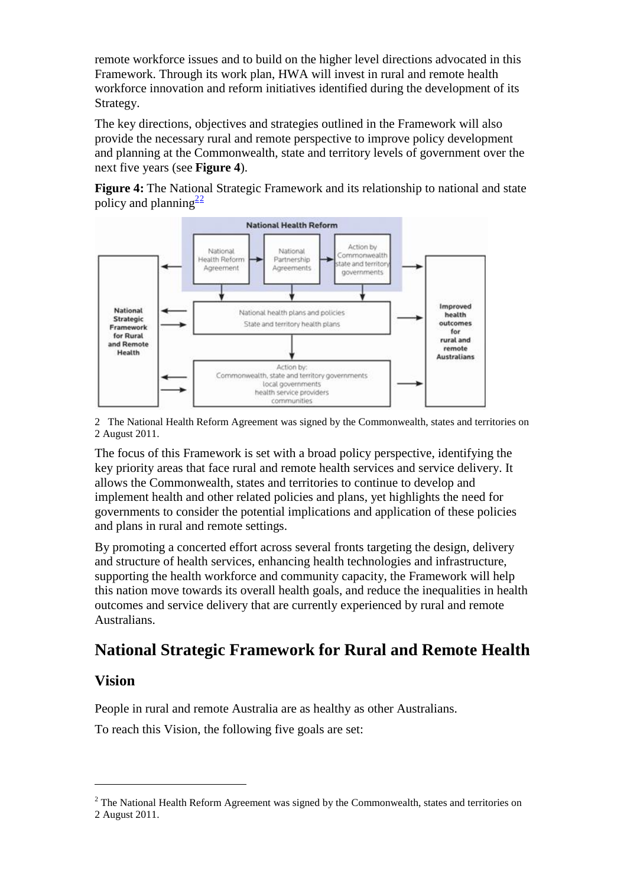remote workforce issues and to build on the higher level directions advocated in this Framework. Through its work plan, HWA will invest in rural and remote health workforce innovation and reform initiatives identified during the development of its Strategy.

The key directions, objectives and strategies outlined in the Framework will also provide the necessary rural and remote perspective to improve policy development and planning at the Commonwealth, state and territory levels of government over the next five years (see **Figure 4**).

**Figure 4:** The National Strategic Framework and its relationship to national and state policy and planning[2]

National Health Reform

- National Health Reform Agreement → National Partnership Agreements → Action by Commonwealth state and territory governments
- National health plans and policies / State and territory health plans
- Action by: Commonwealth, state and territory governments / local governments / health service providers / communities
- National Strategic Framework for Rural and Remote Health
- Improved health outcomes for rural and remote Australians

2 The National Health Reform Agreement was signed by the Commonwealth, states and territories on 2 August 2011.

The focus of this Framework is set with a broad policy perspective, identifying the key priority areas that face rural and remote health services and service delivery. It allows the Commonwealth, states and territories to continue to develop and implement health and other related policies and plans, yet highlights the need for governments to consider the potential implications and application of these policies and plans in rural and remote settings.

By promoting a concerted effort across several fronts targeting the design, delivery and structure of health services, enhancing health technologies and infrastructure, supporting the health workforce and community capacity, the Framework will help this nation move towards its overall health goals, and reduce the inequalities in health outcomes and service delivery that are currently experienced by rural and remote Australians.

# National Strategic Framework for Rural and Remote Health

## Vision

People in rural and remote Australia are as healthy as other Australians.

To reach this Vision, the following five goals are set:

---

[2] The National Health Reform Agreement was signed by the Commonwealth, states and territories on 2 August 2011.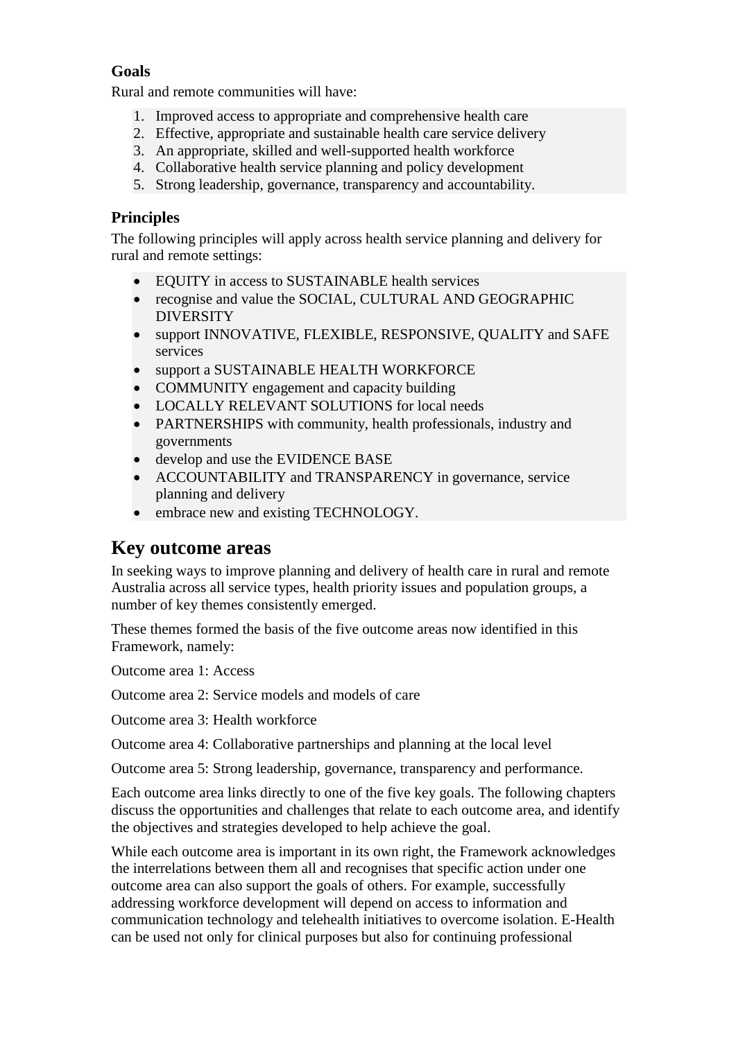### Goals

Rural and remote communities will have:

1. Improved access to appropriate and comprehensive health care
2. Effective, appropriate and sustainable health care service delivery
3. An appropriate, skilled and well-supported health workforce
4. Collaborative health service planning and policy development
5. Strong leadership, governance, transparency and accountability.

### Principles

The following principles will apply across health service planning and delivery for rural and remote settings:

- EQUITY in access to SUSTAINABLE health services
- recognise and value the SOCIAL, CULTURAL AND GEOGRAPHIC DIVERSITY
- support INNOVATIVE, FLEXIBLE, RESPONSIVE, QUALITY and SAFE services
- support a SUSTAINABLE HEALTH WORKFORCE
- COMMUNITY engagement and capacity building
- LOCALLY RELEVANT SOLUTIONS for local needs
- PARTNERSHIPS with community, health professionals, industry and governments
- develop and use the EVIDENCE BASE
- ACCOUNTABILITY and TRANSPARENCY in governance, service planning and delivery
- embrace new and existing TECHNOLOGY.

## Key outcome areas

In seeking ways to improve planning and delivery of health care in rural and remote Australia across all service types, health priority issues and population groups, a number of key themes consistently emerged.

These themes formed the basis of the five outcome areas now identified in this Framework, namely:

Outcome area 1: Access

Outcome area 2: Service models and models of care

Outcome area 3: Health workforce

Outcome area 4: Collaborative partnerships and planning at the local level

Outcome area 5: Strong leadership, governance, transparency and performance.

Each outcome area links directly to one of the five key goals. The following chapters discuss the opportunities and challenges that relate to each outcome area, and identify the objectives and strategies developed to help achieve the goal.

While each outcome area is important in its own right, the Framework acknowledges the interrelations between them all and recognises that specific action under one outcome area can also support the goals of others. For example, successfully addressing workforce development will depend on access to information and communication technology and telehealth initiatives to overcome isolation. E-Health can be used not only for clinical purposes but also for continuing professional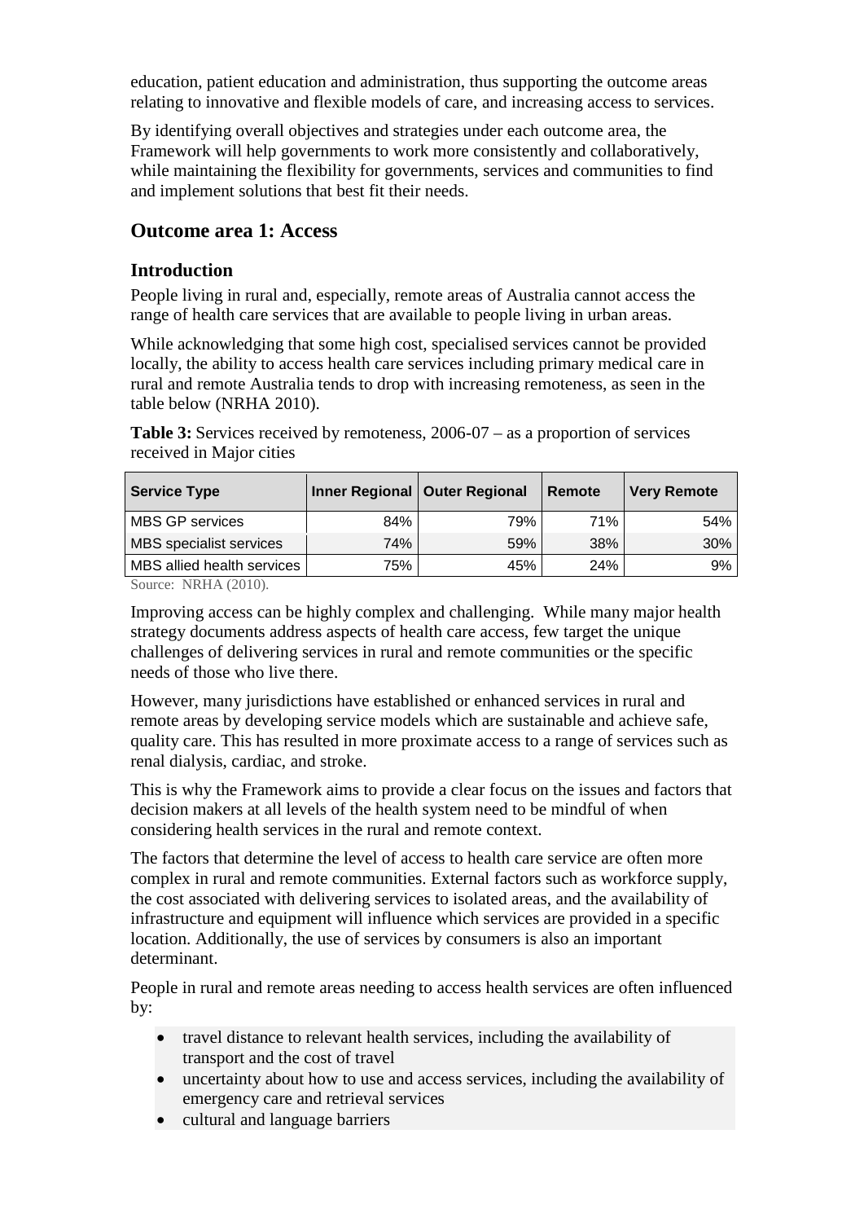education, patient education and administration, thus supporting the outcome areas relating to innovative and flexible models of care, and increasing access to services.

By identifying overall objectives and strategies under each outcome area, the Framework will help governments to work more consistently and collaboratively, while maintaining the flexibility for governments, services and communities to find and implement solutions that best fit their needs.

## Outcome area 1: Access

### Introduction

People living in rural and, especially, remote areas of Australia cannot access the range of health care services that are available to people living in urban areas.

While acknowledging that some high cost, specialised services cannot be provided locally, the ability to access health care services including primary medical care in rural and remote Australia tends to drop with increasing remoteness, as seen in the table below (NRHA 2010).

**Table 3:** Services received by remoteness, 2006-07 – as a proportion of services received in Major cities

| Service Type | Inner Regional | Outer Regional | Remote | Very Remote |
|---|---|---|---|---|
| MBS GP services | 84% | 79% | 71% | 54% |
| MBS specialist services | 74% | 59% | 38% | 30% |
| MBS allied health services | 75% | 45% | 24% | 9% |

Source: NRHA (2010).

Improving access can be highly complex and challenging. While many major health strategy documents address aspects of health care access, few target the unique challenges of delivering services in rural and remote communities or the specific needs of those who live there.

However, many jurisdictions have established or enhanced services in rural and remote areas by developing service models which are sustainable and achieve safe, quality care. This has resulted in more proximate access to a range of services such as renal dialysis, cardiac, and stroke.

This is why the Framework aims to provide a clear focus on the issues and factors that decision makers at all levels of the health system need to be mindful of when considering health services in the rural and remote context.

The factors that determine the level of access to health care service are often more complex in rural and remote communities. External factors such as workforce supply, the cost associated with delivering services to isolated areas, and the availability of infrastructure and equipment will influence which services are provided in a specific location. Additionally, the use of services by consumers is also an important determinant.

People in rural and remote areas needing to access health services are often influenced by:

- travel distance to relevant health services, including the availability of transport and the cost of travel
- uncertainty about how to use and access services, including the availability of emergency care and retrieval services
- cultural and language barriers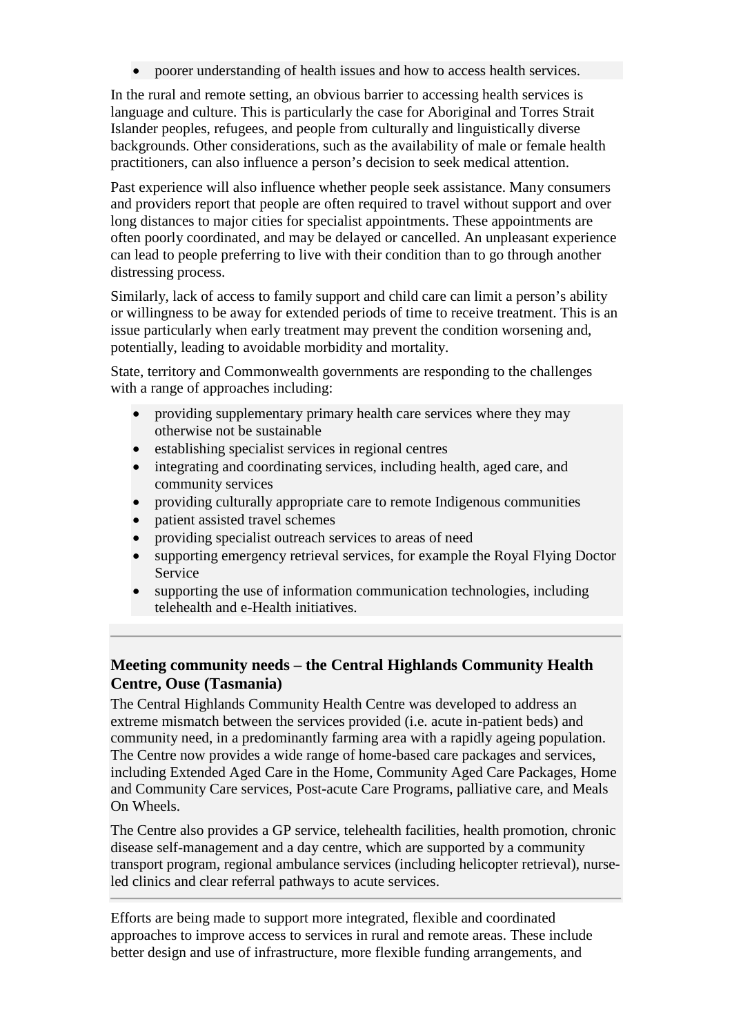- poorer understanding of health issues and how to access health services.

In the rural and remote setting, an obvious barrier to accessing health services is language and culture. This is particularly the case for Aboriginal and Torres Strait Islander peoples, refugees, and people from culturally and linguistically diverse backgrounds. Other considerations, such as the availability of male or female health practitioners, can also influence a person's decision to seek medical attention.

Past experience will also influence whether people seek assistance. Many consumers and providers report that people are often required to travel without support and over long distances to major cities for specialist appointments. These appointments are often poorly coordinated, and may be delayed or cancelled. An unpleasant experience can lead to people preferring to live with their condition than to go through another distressing process.

Similarly, lack of access to family support and child care can limit a person's ability or willingness to be away for extended periods of time to receive treatment. This is an issue particularly when early treatment may prevent the condition worsening and, potentially, leading to avoidable morbidity and mortality.

State, territory and Commonwealth governments are responding to the challenges with a range of approaches including:

- providing supplementary primary health care services where they may otherwise not be sustainable
- establishing specialist services in regional centres
- integrating and coordinating services, including health, aged care, and community services
- providing culturally appropriate care to remote Indigenous communities
- patient assisted travel schemes
- providing specialist outreach services to areas of need
- supporting emergency retrieval services, for example the Royal Flying Doctor Service
- supporting the use of information communication technologies, including telehealth and e-Health initiatives.

---

**Meeting community needs – the Central Highlands Community Health Centre, Ouse (Tasmania)**

The Central Highlands Community Health Centre was developed to address an extreme mismatch between the services provided (i.e. acute in-patient beds) and community need, in a predominantly farming area with a rapidly ageing population. The Centre now provides a wide range of home-based care packages and services, including Extended Aged Care in the Home, Community Aged Care Packages, Home and Community Care services, Post-acute Care Programs, palliative care, and Meals On Wheels.

The Centre also provides a GP service, telehealth facilities, health promotion, chronic disease self-management and a day centre, which are supported by a community transport program, regional ambulance services (including helicopter retrieval), nurse-led clinics and clear referral pathways to acute services.

---

Efforts are being made to support more integrated, flexible and coordinated approaches to improve access to services in rural and remote areas. These include better design and use of infrastructure, more flexible funding arrangements, and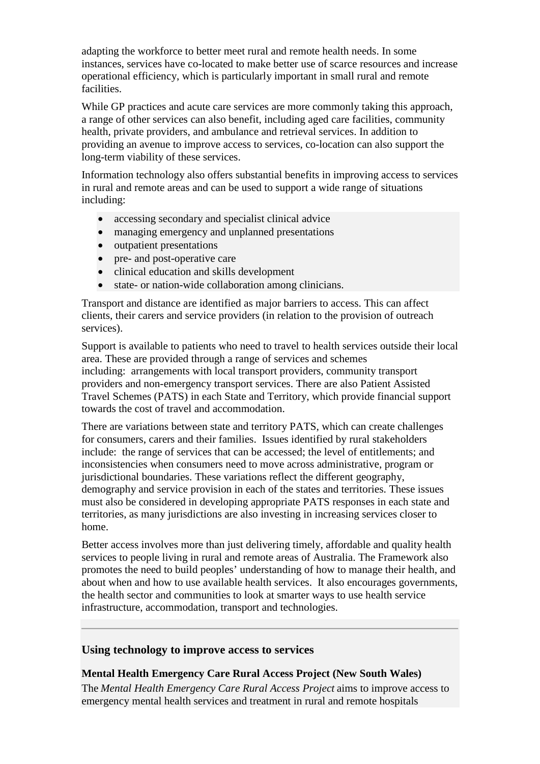adapting the workforce to better meet rural and remote health needs. In some instances, services have co-located to make better use of scarce resources and increase operational efficiency, which is particularly important in small rural and remote facilities.

While GP practices and acute care services are more commonly taking this approach, a range of other services can also benefit, including aged care facilities, community health, private providers, and ambulance and retrieval services. In addition to providing an avenue to improve access to services, co-location can also support the long-term viability of these services.

Information technology also offers substantial benefits in improving access to services in rural and remote areas and can be used to support a wide range of situations including:

- accessing secondary and specialist clinical advice
- managing emergency and unplanned presentations
- outpatient presentations
- pre- and post-operative care
- clinical education and skills development
- state- or nation-wide collaboration among clinicians.

Transport and distance are identified as major barriers to access. This can affect clients, their carers and service providers (in relation to the provision of outreach services).

Support is available to patients who need to travel to health services outside their local area. These are provided through a range of services and schemes including: arrangements with local transport providers, community transport providers and non-emergency transport services. There are also Patient Assisted Travel Schemes (PATS) in each State and Territory, which provide financial support towards the cost of travel and accommodation.

There are variations between state and territory PATS, which can create challenges for consumers, carers and their families. Issues identified by rural stakeholders include: the range of services that can be accessed; the level of entitlements; and inconsistencies when consumers need to move across administrative, program or jurisdictional boundaries. These variations reflect the different geography, demography and service provision in each of the states and territories. These issues must also be considered in developing appropriate PATS responses in each state and territories, as many jurisdictions are also investing in increasing services closer to home.

Better access involves more than just delivering timely, affordable and quality health services to people living in rural and remote areas of Australia. The Framework also promotes the need to build peoples' understanding of how to manage their health, and about when and how to use available health services. It also encourages governments, the health sector and communities to look at smarter ways to use health service infrastructure, accommodation, transport and technologies.

---

### Using technology to improve access to services

**Mental Health Emergency Care Rural Access Project (New South Wales)**

The *Mental Health Emergency Care Rural Access Project* aims to improve access to emergency mental health services and treatment in rural and remote hospitals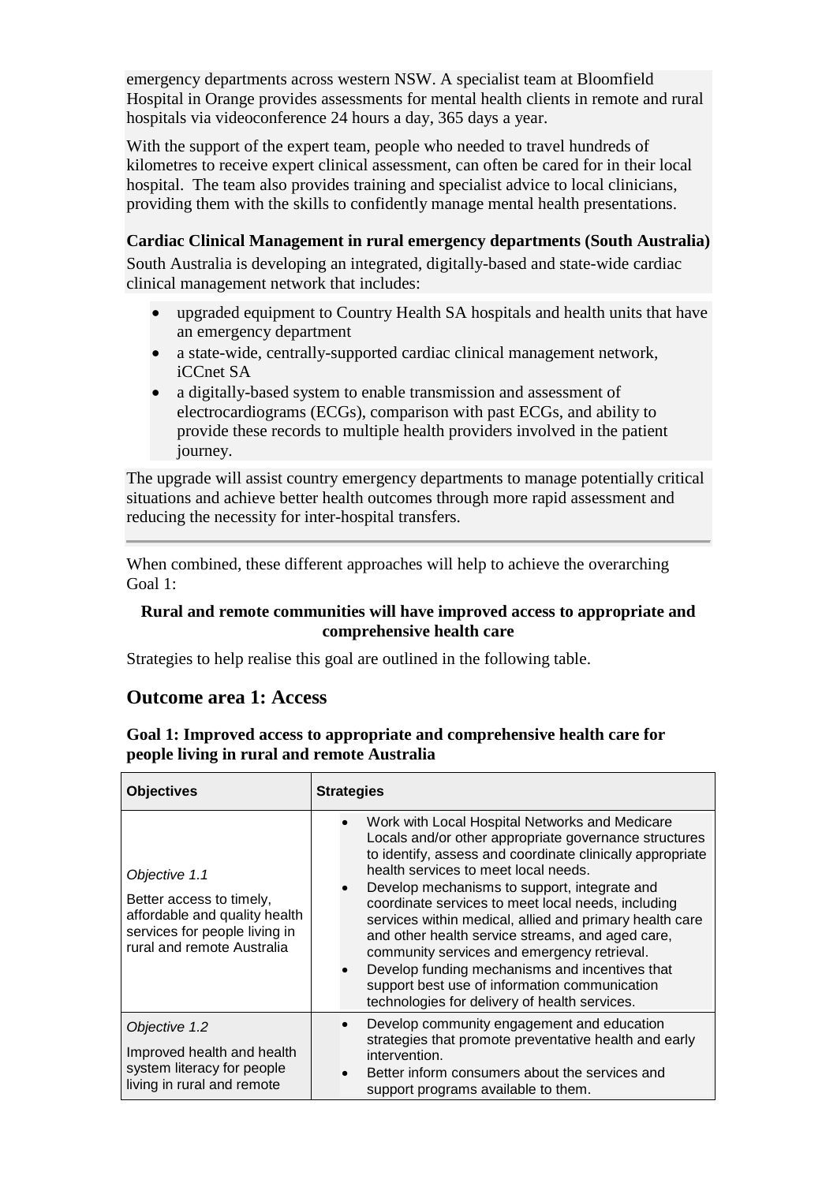emergency departments across western NSW. A specialist team at Bloomfield Hospital in Orange provides assessments for mental health clients in remote and rural hospitals via videoconference 24 hours a day, 365 days a year.

With the support of the expert team, people who needed to travel hundreds of kilometres to receive expert clinical assessment, can often be cared for in their local hospital. The team also provides training and specialist advice to local clinicians, providing them with the skills to confidently manage mental health presentations.

**Cardiac Clinical Management in rural emergency departments (South Australia)**

South Australia is developing an integrated, digitally-based and state-wide cardiac clinical management network that includes:

- upgraded equipment to Country Health SA hospitals and health units that have an emergency department
- a state-wide, centrally-supported cardiac clinical management network, iCCnet SA
- a digitally-based system to enable transmission and assessment of electrocardiograms (ECGs), comparison with past ECGs, and ability to provide these records to multiple health providers involved in the patient journey.

The upgrade will assist country emergency departments to manage potentially critical situations and achieve better health outcomes through more rapid assessment and reducing the necessity for inter-hospital transfers.

---

When combined, these different approaches will help to achieve the overarching Goal 1:

**Rural and remote communities will have improved access to appropriate and comprehensive health care**

Strategies to help realise this goal are outlined in the following table.

## Outcome area 1: Access

### Goal 1: Improved access to appropriate and comprehensive health care for people living in rural and remote Australia

| Objectives | Strategies |
|---|---|
| *Objective 1.1*<br>Better access to timely, affordable and quality health services for people living in rural and remote Australia | • Work with Local Hospital Networks and Medicare Locals and/or other appropriate governance structures to identify, assess and coordinate clinically appropriate health services to meet local needs.<br>• Develop mechanisms to support, integrate and coordinate services to meet local needs, including services within medical, allied and primary health care and other health service streams, and aged care, community services and emergency retrieval.<br>• Develop funding mechanisms and incentives that support best use of information communication technologies for delivery of health services. |
| *Objective 1.2*<br>Improved health and health system literacy for people living in rural and remote | • Develop community engagement and education strategies that promote preventative health and early intervention.<br>• Better inform consumers about the services and support programs available to them. |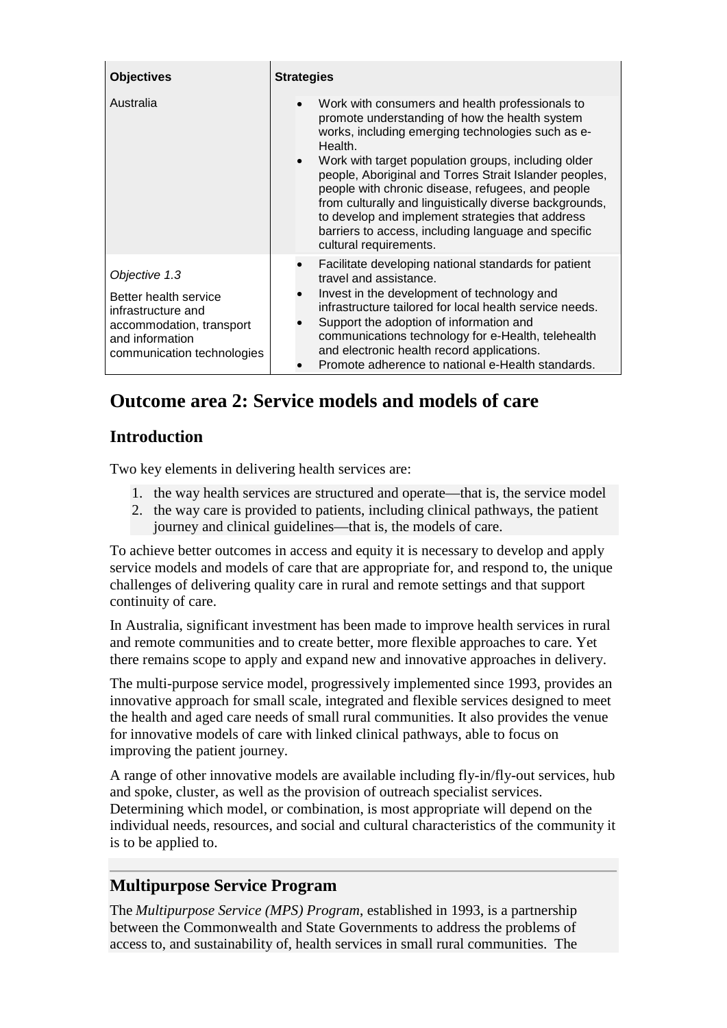| Objectives | Strategies |
| --- | --- |
| Australia | • Work with consumers and health professionals to promote understanding of how the health system works, including emerging technologies such as e-Health.<br>• Work with target population groups, including older people, Aboriginal and Torres Strait Islander peoples, people with chronic disease, refugees, and people from culturally and linguistically diverse backgrounds, to develop and implement strategies that address barriers to access, including language and specific cultural requirements. |
| *Objective 1.3*<br>Better health service infrastructure and accommodation, transport and information communication technologies | • Facilitate developing national standards for patient travel and assistance.<br>• Invest in the development of technology and infrastructure tailored for local health service needs.<br>• Support the adoption of information and communications technology for e-Health, telehealth and electronic health record applications.<br>• Promote adherence to national e-Health standards. |

# Outcome area 2: Service models and models of care

## Introduction

Two key elements in delivering health services are:

1. the way health services are structured and operate—that is, the service model
2. the way care is provided to patients, including clinical pathways, the patient journey and clinical guidelines—that is, the models of care.

To achieve better outcomes in access and equity it is necessary to develop and apply service models and models of care that are appropriate for, and respond to, the unique challenges of delivering quality care in rural and remote settings and that support continuity of care.

In Australia, significant investment has been made to improve health services in rural and remote communities and to create better, more flexible approaches to care. Yet there remains scope to apply and expand new and innovative approaches in delivery.

The multi-purpose service model, progressively implemented since 1993, provides an innovative approach for small scale, integrated and flexible services designed to meet the health and aged care needs of small rural communities. It also provides the venue for innovative models of care with linked clinical pathways, able to focus on improving the patient journey.

A range of other innovative models are available including fly-in/fly-out services, hub and spoke, cluster, as well as the provision of outreach specialist services. Determining which model, or combination, is most appropriate will depend on the individual needs, resources, and social and cultural characteristics of the community it is to be applied to.

## Multipurpose Service Program

The *Multipurpose Service (MPS) Program*, established in 1993, is a partnership between the Commonwealth and State Governments to address the problems of access to, and sustainability of, health services in small rural communities. The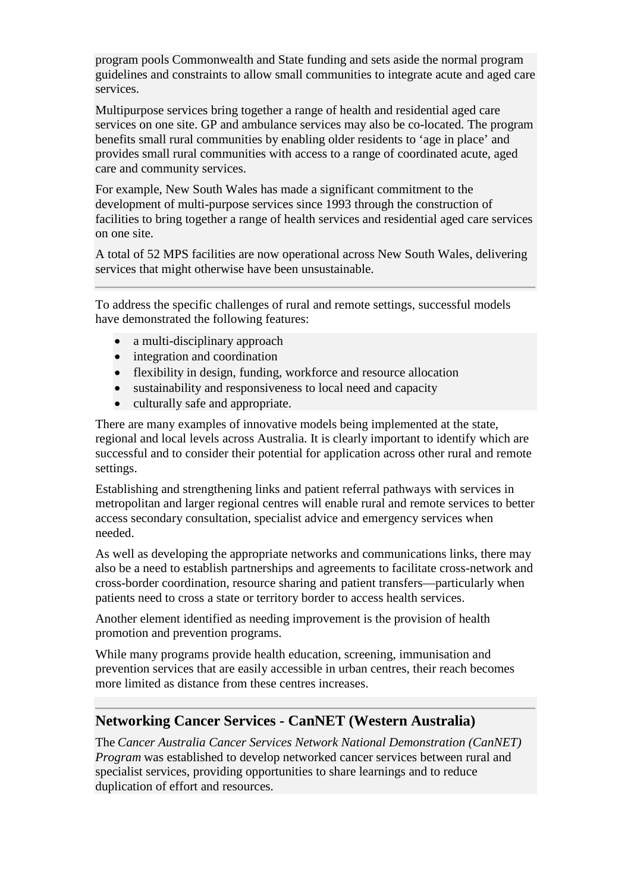program pools Commonwealth and State funding and sets aside the normal program guidelines and constraints to allow small communities to integrate acute and aged care services.

Multipurpose services bring together a range of health and residential aged care services on one site. GP and ambulance services may also be co-located. The program benefits small rural communities by enabling older residents to 'age in place' and provides small rural communities with access to a range of coordinated acute, aged care and community services.

For example, New South Wales has made a significant commitment to the development of multi-purpose services since 1993 through the construction of facilities to bring together a range of health services and residential aged care services on one site.

A total of 52 MPS facilities are now operational across New South Wales, delivering services that might otherwise have been unsustainable.

---

To address the specific challenges of rural and remote settings, successful models have demonstrated the following features:

- a multi-disciplinary approach
- integration and coordination
- flexibility in design, funding, workforce and resource allocation
- sustainability and responsiveness to local need and capacity
- culturally safe and appropriate.

There are many examples of innovative models being implemented at the state, regional and local levels across Australia. It is clearly important to identify which are successful and to consider their potential for application across other rural and remote settings.

Establishing and strengthening links and patient referral pathways with services in metropolitan and larger regional centres will enable rural and remote services to better access secondary consultation, specialist advice and emergency services when needed.

As well as developing the appropriate networks and communications links, there may also be a need to establish partnerships and agreements to facilitate cross-network and cross-border coordination, resource sharing and patient transfers—particularly when patients need to cross a state or territory border to access health services.

Another element identified as needing improvement is the provision of health promotion and prevention programs.

While many programs provide health education, screening, immunisation and prevention services that are easily accessible in urban centres, their reach becomes more limited as distance from these centres increases.

---

## Networking Cancer Services - CanNET (Western Australia)

The *Cancer Australia Cancer Services Network National Demonstration (CanNET) Program* was established to develop networked cancer services between rural and specialist services, providing opportunities to share learnings and to reduce duplication of effort and resources.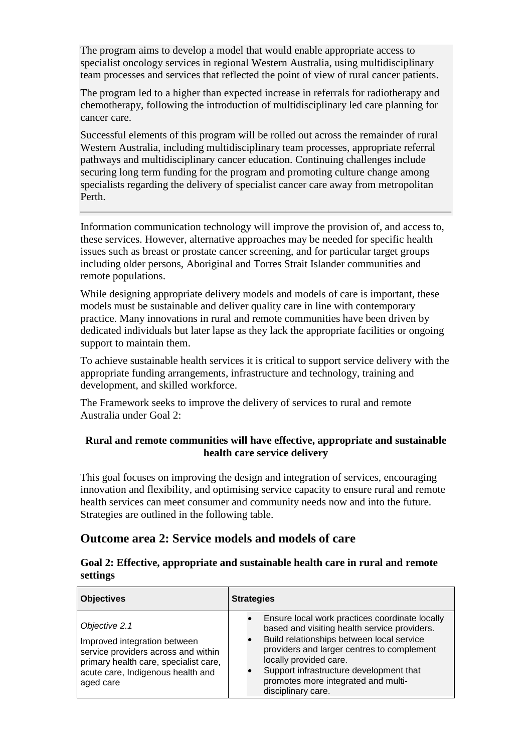The program aims to develop a model that would enable appropriate access to specialist oncology services in regional Western Australia, using multidisciplinary team processes and services that reflected the point of view of rural cancer patients.

The program led to a higher than expected increase in referrals for radiotherapy and chemotherapy, following the introduction of multidisciplinary led care planning for cancer care.

Successful elements of this program will be rolled out across the remainder of rural Western Australia, including multidisciplinary team processes, appropriate referral pathways and multidisciplinary cancer education. Continuing challenges include securing long term funding for the program and promoting culture change among specialists regarding the delivery of specialist cancer care away from metropolitan Perth.

---

Information communication technology will improve the provision of, and access to, these services. However, alternative approaches may be needed for specific health issues such as breast or prostate cancer screening, and for particular target groups including older persons, Aboriginal and Torres Strait Islander communities and remote populations.

While designing appropriate delivery models and models of care is important, these models must be sustainable and deliver quality care in line with contemporary practice. Many innovations in rural and remote communities have been driven by dedicated individuals but later lapse as they lack the appropriate facilities or ongoing support to maintain them.

To achieve sustainable health services it is critical to support service delivery with the appropriate funding arrangements, infrastructure and technology, training and development, and skilled workforce.

The Framework seeks to improve the delivery of services to rural and remote Australia under Goal 2:

**Rural and remote communities will have effective, appropriate and sustainable health care service delivery**

This goal focuses on improving the design and integration of services, encouraging innovation and flexibility, and optimising service capacity to ensure rural and remote health services can meet consumer and community needs now and into the future. Strategies are outlined in the following table.

## Outcome area 2: Service models and models of care

**Goal 2: Effective, appropriate and sustainable health care in rural and remote settings**

| Objectives | Strategies |
|---|---|
| *Objective 2.1*<br>Improved integration between service providers across and within primary health care, specialist care, acute care, Indigenous health and aged care | • Ensure local work practices coordinate locally based and visiting health service providers.<br>• Build relationships between local service providers and larger centres to complement locally provided care.<br>• Support infrastructure development that promotes more integrated and multi-disciplinary care. |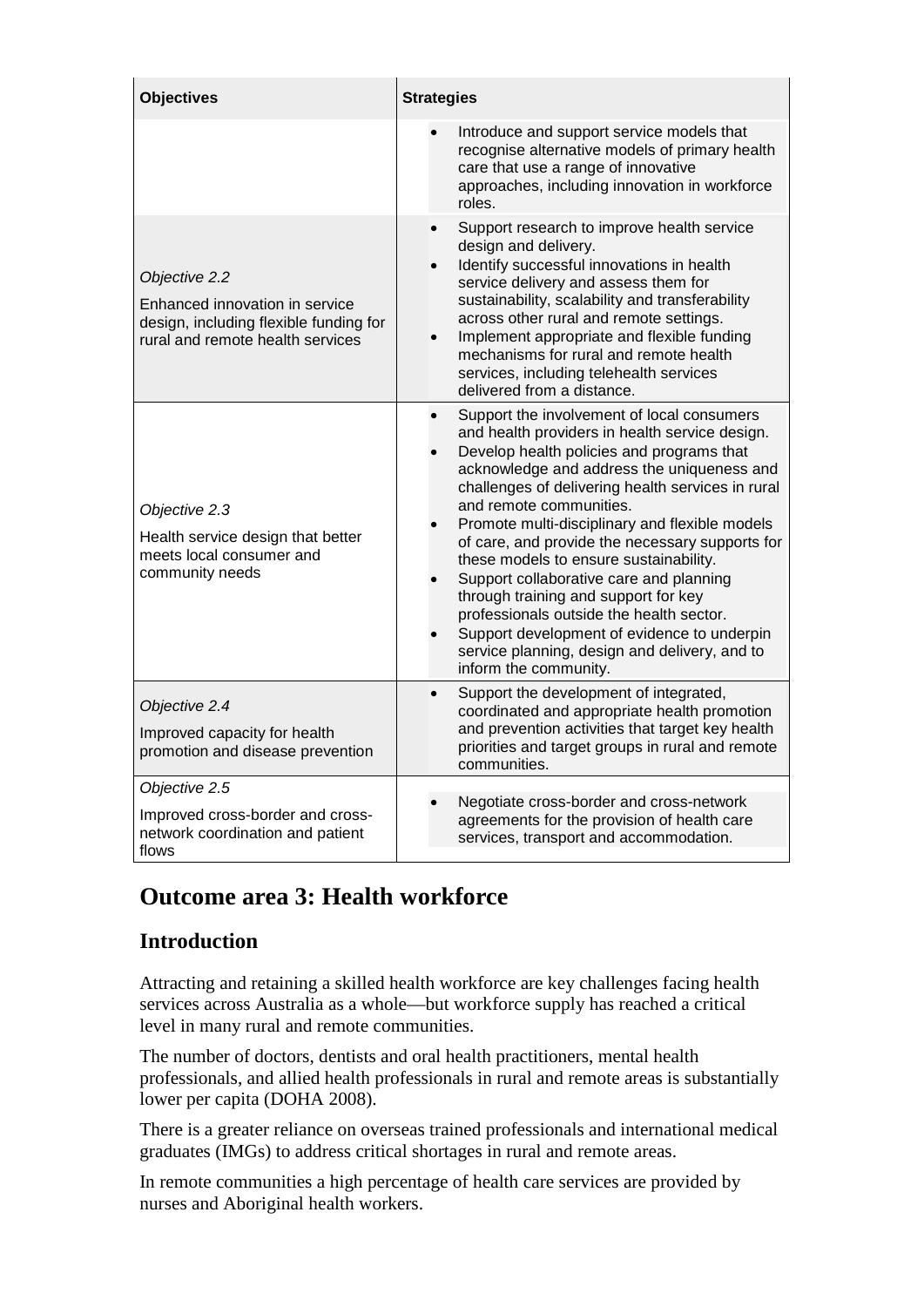| Objectives | Strategies |
| --- | --- |
| | • Introduce and support service models that recognise alternative models of primary health care that use a range of innovative approaches, including innovation in workforce roles. |
| *Objective 2.2*<br>Enhanced innovation in service design, including flexible funding for rural and remote health services | • Support research to improve health service design and delivery.<br>• Identify successful innovations in health service delivery and assess them for sustainability, scalability and transferability across other rural and remote settings.<br>• Implement appropriate and flexible funding mechanisms for rural and remote health services, including telehealth services delivered from a distance. |
| *Objective 2.3*<br>Health service design that better meets local consumer and community needs | • Support the involvement of local consumers and health providers in health service design.<br>• Develop health policies and programs that acknowledge and address the uniqueness and challenges of delivering health services in rural and remote communities.<br>• Promote multi-disciplinary and flexible models of care, and provide the necessary supports for these models to ensure sustainability.<br>• Support collaborative care and planning through training and support for key professionals outside the health sector.<br>• Support development of evidence to underpin service planning, design and delivery, and to inform the community. |
| *Objective 2.4*<br>Improved capacity for health promotion and disease prevention | • Support the development of integrated, coordinated and appropriate health promotion and prevention activities that target key health priorities and target groups in rural and remote communities. |
| *Objective 2.5*<br>Improved cross-border and cross-network coordination and patient flows | • Negotiate cross-border and cross-network agreements for the provision of health care services, transport and accommodation. |

## Outcome area 3: Health workforce

### Introduction

Attracting and retaining a skilled health workforce are key challenges facing health services across Australia as a whole—but workforce supply has reached a critical level in many rural and remote communities.

The number of doctors, dentists and oral health practitioners, mental health professionals, and allied health professionals in rural and remote areas is substantially lower per capita (DOHA 2008).

There is a greater reliance on overseas trained professionals and international medical graduates (IMGs) to address critical shortages in rural and remote areas.

In remote communities a high percentage of health care services are provided by nurses and Aboriginal health workers.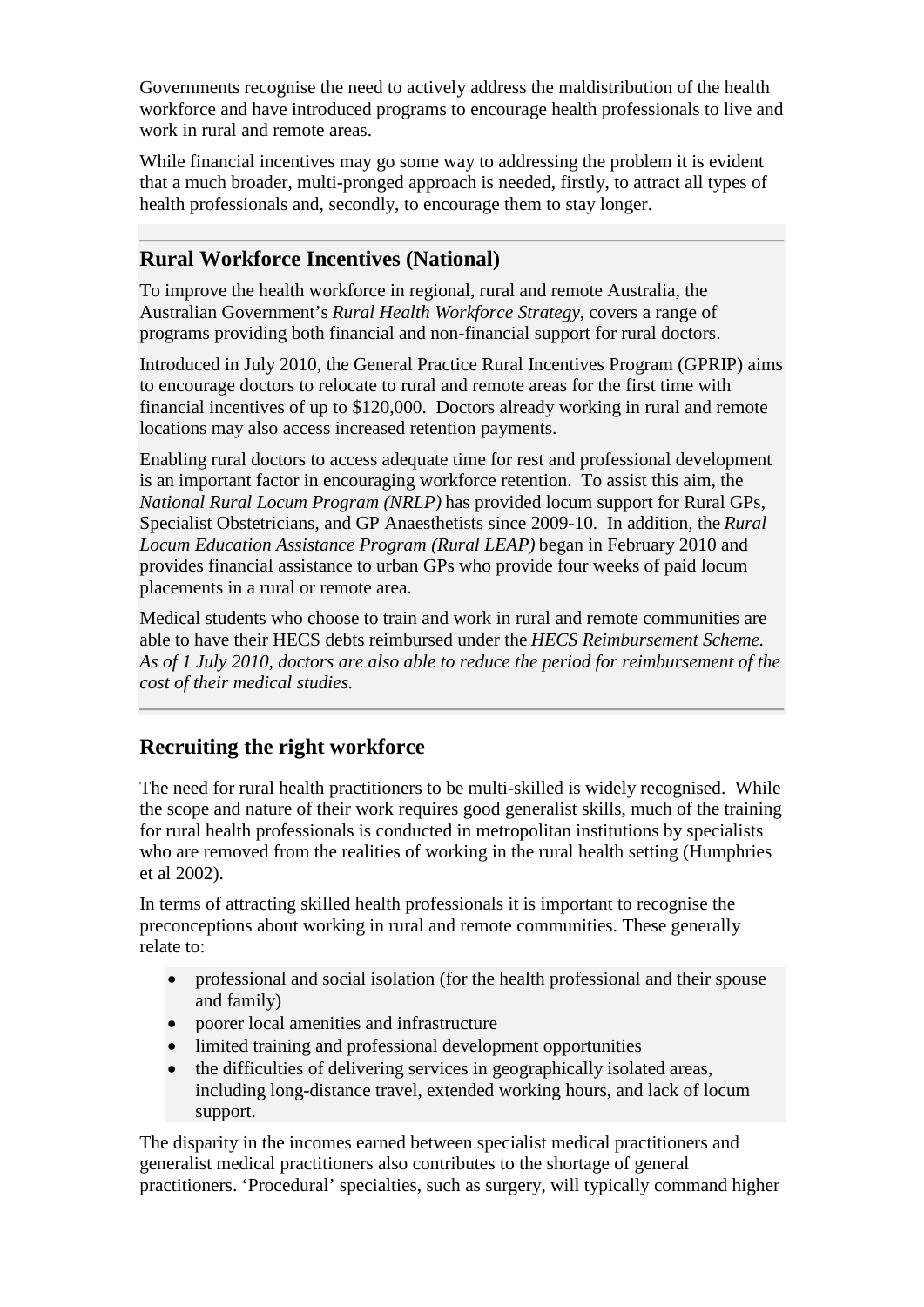Governments recognise the need to actively address the maldistribution of the health workforce and have introduced programs to encourage health professionals to live and work in rural and remote areas.

While financial incentives may go some way to addressing the problem it is evident that a much broader, multi-pronged approach is needed, firstly, to attract all types of health professionals and, secondly, to encourage them to stay longer.

## Rural Workforce Incentives (National)

To improve the health workforce in regional, rural and remote Australia, the Australian Government's *Rural Health Workforce Strategy*, covers a range of programs providing both financial and non-financial support for rural doctors.

Introduced in July 2010, the General Practice Rural Incentives Program (GPRIP) aims to encourage doctors to relocate to rural and remote areas for the first time with financial incentives of up to $120,000. Doctors already working in rural and remote locations may also access increased retention payments.

Enabling rural doctors to access adequate time for rest and professional development is an important factor in encouraging workforce retention. To assist this aim, the *National Rural Locum Program (NRLP)* has provided locum support for Rural GPs, Specialist Obstetricians, and GP Anaesthetists since 2009-10. In addition, the *Rural Locum Education Assistance Program (Rural LEAP)* began in February 2010 and provides financial assistance to urban GPs who provide four weeks of paid locum placements in a rural or remote area.

Medical students who choose to train and work in rural and remote communities are able to have their HECS debts reimbursed under the *HECS Reimbursement Scheme. As of 1 July 2010, doctors are also able to reduce the period for reimbursement of the cost of their medical studies.*

## Recruiting the right workforce

The need for rural health practitioners to be multi-skilled is widely recognised. While the scope and nature of their work requires good generalist skills, much of the training for rural health professionals is conducted in metropolitan institutions by specialists who are removed from the realities of working in the rural health setting (Humphries et al 2002).

In terms of attracting skilled health professionals it is important to recognise the preconceptions about working in rural and remote communities. These generally relate to:

- professional and social isolation (for the health professional and their spouse and family)
- poorer local amenities and infrastructure
- limited training and professional development opportunities
- the difficulties of delivering services in geographically isolated areas, including long-distance travel, extended working hours, and lack of locum support.

The disparity in the incomes earned between specialist medical practitioners and generalist medical practitioners also contributes to the shortage of general practitioners. 'Procedural' specialties, such as surgery, will typically command higher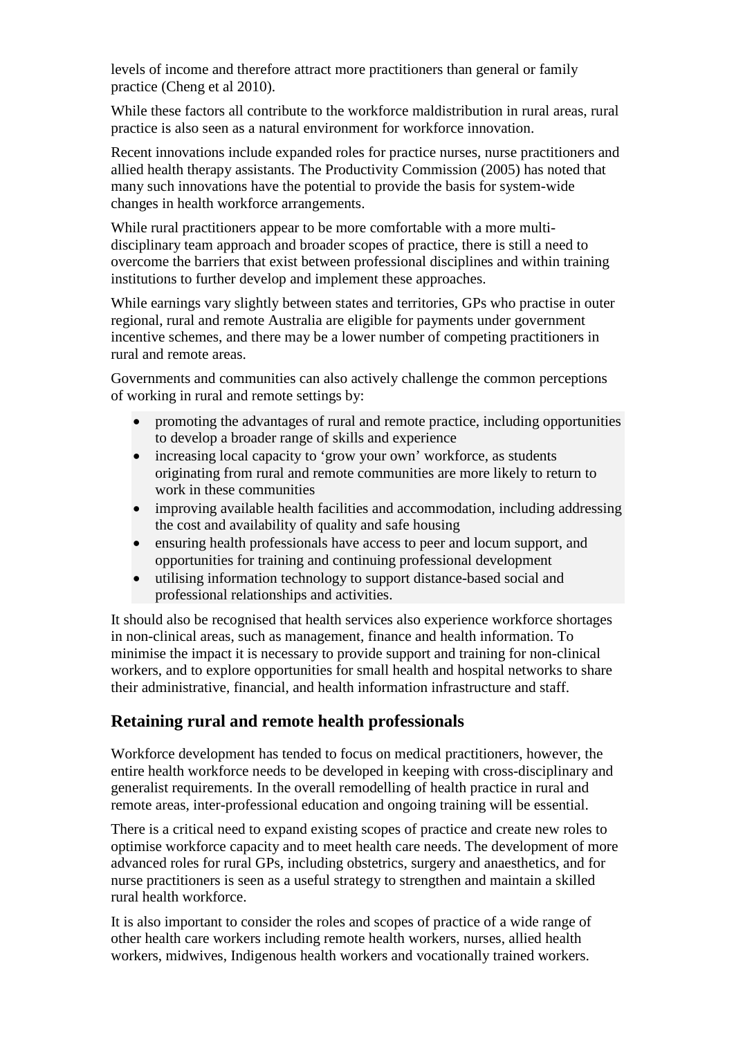levels of income and therefore attract more practitioners than general or family practice (Cheng et al 2010).

While these factors all contribute to the workforce maldistribution in rural areas, rural practice is also seen as a natural environment for workforce innovation.

Recent innovations include expanded roles for practice nurses, nurse practitioners and allied health therapy assistants. The Productivity Commission (2005) has noted that many such innovations have the potential to provide the basis for system-wide changes in health workforce arrangements.

While rural practitioners appear to be more comfortable with a more multi-disciplinary team approach and broader scopes of practice, there is still a need to overcome the barriers that exist between professional disciplines and within training institutions to further develop and implement these approaches.

While earnings vary slightly between states and territories, GPs who practise in outer regional, rural and remote Australia are eligible for payments under government incentive schemes, and there may be a lower number of competing practitioners in rural and remote areas.

Governments and communities can also actively challenge the common perceptions of working in rural and remote settings by:

- promoting the advantages of rural and remote practice, including opportunities to develop a broader range of skills and experience
- increasing local capacity to 'grow your own' workforce, as students originating from rural and remote communities are more likely to return to work in these communities
- improving available health facilities and accommodation, including addressing the cost and availability of quality and safe housing
- ensuring health professionals have access to peer and locum support, and opportunities for training and continuing professional development
- utilising information technology to support distance-based social and professional relationships and activities.

It should also be recognised that health services also experience workforce shortages in non-clinical areas, such as management, finance and health information. To minimise the impact it is necessary to provide support and training for non-clinical workers, and to explore opportunities for small health and hospital networks to share their administrative, financial, and health information infrastructure and staff.

## Retaining rural and remote health professionals

Workforce development has tended to focus on medical practitioners, however, the entire health workforce needs to be developed in keeping with cross-disciplinary and generalist requirements. In the overall remodelling of health practice in rural and remote areas, inter-professional education and ongoing training will be essential.

There is a critical need to expand existing scopes of practice and create new roles to optimise workforce capacity and to meet health care needs. The development of more advanced roles for rural GPs, including obstetrics, surgery and anaesthetics, and for nurse practitioners is seen as a useful strategy to strengthen and maintain a skilled rural health workforce.

It is also important to consider the roles and scopes of practice of a wide range of other health care workers including remote health workers, nurses, allied health workers, midwives, Indigenous health workers and vocationally trained workers.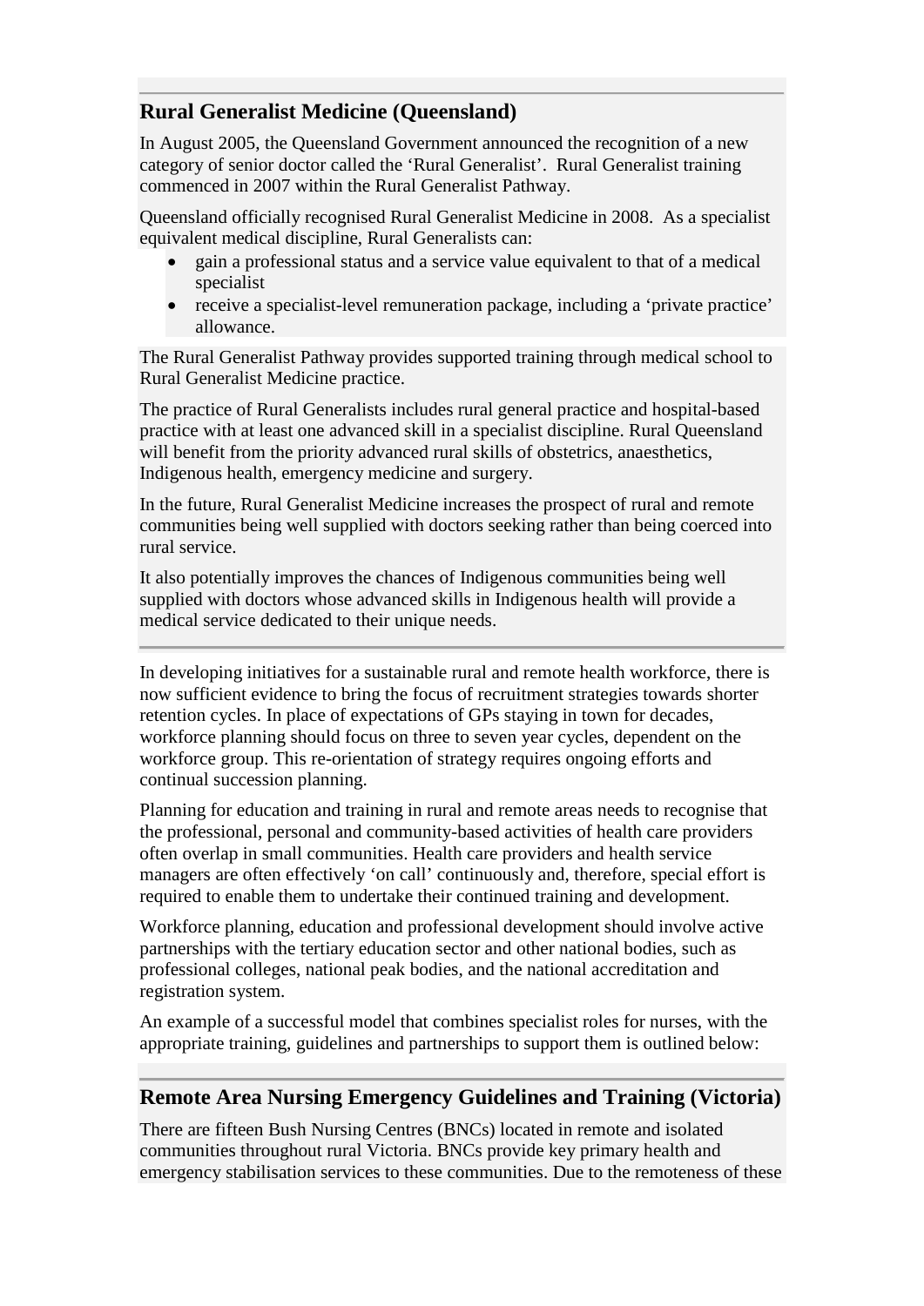## Rural Generalist Medicine (Queensland)

In August 2005, the Queensland Government announced the recognition of a new category of senior doctor called the 'Rural Generalist'. Rural Generalist training commenced in 2007 within the Rural Generalist Pathway.

Queensland officially recognised Rural Generalist Medicine in 2008. As a specialist equivalent medical discipline, Rural Generalists can:

- gain a professional status and a service value equivalent to that of a medical specialist
- receive a specialist-level remuneration package, including a 'private practice' allowance.

The Rural Generalist Pathway provides supported training through medical school to Rural Generalist Medicine practice.

The practice of Rural Generalists includes rural general practice and hospital-based practice with at least one advanced skill in a specialist discipline. Rural Queensland will benefit from the priority advanced rural skills of obstetrics, anaesthetics, Indigenous health, emergency medicine and surgery.

In the future, Rural Generalist Medicine increases the prospect of rural and remote communities being well supplied with doctors seeking rather than being coerced into rural service.

It also potentially improves the chances of Indigenous communities being well supplied with doctors whose advanced skills in Indigenous health will provide a medical service dedicated to their unique needs.

---

In developing initiatives for a sustainable rural and remote health workforce, there is now sufficient evidence to bring the focus of recruitment strategies towards shorter retention cycles. In place of expectations of GPs staying in town for decades, workforce planning should focus on three to seven year cycles, dependent on the workforce group. This re-orientation of strategy requires ongoing efforts and continual succession planning.

Planning for education and training in rural and remote areas needs to recognise that the professional, personal and community-based activities of health care providers often overlap in small communities. Health care providers and health service managers are often effectively 'on call' continuously and, therefore, special effort is required to enable them to undertake their continued training and development.

Workforce planning, education and professional development should involve active partnerships with the tertiary education sector and other national bodies, such as professional colleges, national peak bodies, and the national accreditation and registration system.

An example of a successful model that combines specialist roles for nurses, with the appropriate training, guidelines and partnerships to support them is outlined below:

## Remote Area Nursing Emergency Guidelines and Training (Victoria)

There are fifteen Bush Nursing Centres (BNCs) located in remote and isolated communities throughout rural Victoria. BNCs provide key primary health and emergency stabilisation services to these communities. Due to the remoteness of these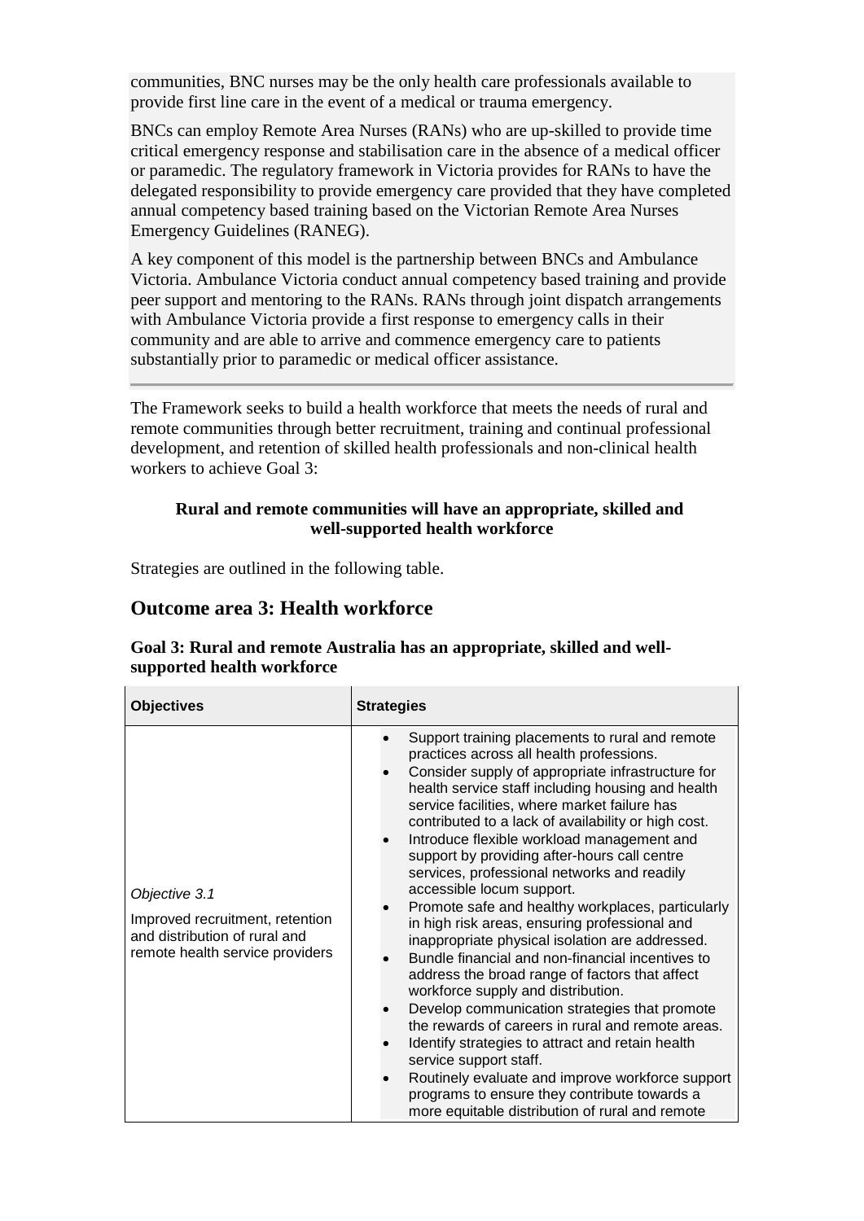communities, BNC nurses may be the only health care professionals available to provide first line care in the event of a medical or trauma emergency.

BNCs can employ Remote Area Nurses (RANs) who are up-skilled to provide time critical emergency response and stabilisation care in the absence of a medical officer or paramedic. The regulatory framework in Victoria provides for RANs to have the delegated responsibility to provide emergency care provided that they have completed annual competency based training based on the Victorian Remote Area Nurses Emergency Guidelines (RANEG).

A key component of this model is the partnership between BNCs and Ambulance Victoria. Ambulance Victoria conduct annual competency based training and provide peer support and mentoring to the RANs. RANs through joint dispatch arrangements with Ambulance Victoria provide a first response to emergency calls in their community and are able to arrive and commence emergency care to patients substantially prior to paramedic or medical officer assistance.

---

The Framework seeks to build a health workforce that meets the needs of rural and remote communities through better recruitment, training and continual professional development, and retention of skilled health professionals and non-clinical health workers to achieve Goal 3:

**Rural and remote communities will have an appropriate, skilled and well-supported health workforce**

Strategies are outlined in the following table.

## Outcome area 3: Health workforce

**Goal 3: Rural and remote Australia has an appropriate, skilled and well-supported health workforce**

| Objectives | Strategies |
|---|---|
| *Objective 3.1*<br>Improved recruitment, retention and distribution of rural and remote health service providers | • Support training placements to rural and remote practices across all health professions.<br>• Consider supply of appropriate infrastructure for health service staff including housing and health service facilities, where market failure has contributed to a lack of availability or high cost.<br>• Introduce flexible workload management and support by providing after-hours call centre services, professional networks and readily accessible locum support.<br>• Promote safe and healthy workplaces, particularly in high risk areas, ensuring professional and inappropriate physical isolation are addressed.<br>• Bundle financial and non-financial incentives to address the broad range of factors that affect workforce supply and distribution.<br>• Develop communication strategies that promote the rewards of careers in rural and remote areas.<br>• Identify strategies to attract and retain health service support staff.<br>• Routinely evaluate and improve workforce support programs to ensure they contribute towards a more equitable distribution of rural and remote |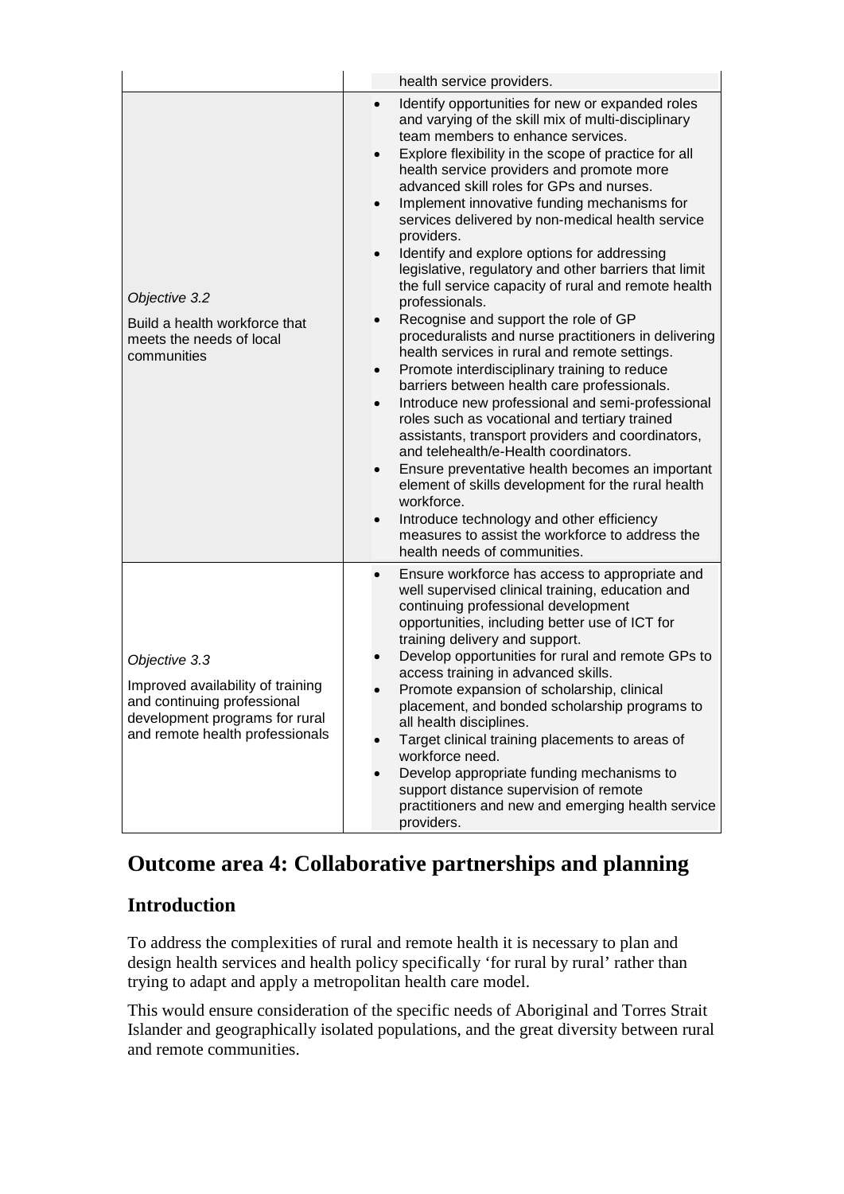| | |
|---|---|
| | health service providers. |
| *Objective 3.2*<br><br>Build a health workforce that meets the needs of local communities | • Identify opportunities for new or expanded roles and varying of the skill mix of multi-disciplinary team members to enhance services.<br>• Explore flexibility in the scope of practice for all health service providers and promote more advanced skill roles for GPs and nurses.<br>• Implement innovative funding mechanisms for services delivered by non-medical health service providers.<br>• Identify and explore options for addressing legislative, regulatory and other barriers that limit the full service capacity of rural and remote health professionals.<br>• Recognise and support the role of GP proceduralists and nurse practitioners in delivering health services in rural and remote settings.<br>• Promote interdisciplinary training to reduce barriers between health care professionals.<br>• Introduce new professional and semi-professional roles such as vocational and tertiary trained assistants, transport providers and coordinators, and telehealth/e-Health coordinators.<br>• Ensure preventative health becomes an important element of skills development for the rural health workforce.<br>• Introduce technology and other efficiency measures to assist the workforce to address the health needs of communities. |
| *Objective 3.3*<br><br>Improved availability of training and continuing professional development programs for rural and remote health professionals | • Ensure workforce has access to appropriate and well supervised clinical training, education and continuing professional development opportunities, including better use of ICT for training delivery and support.<br>• Develop opportunities for rural and remote GPs to access training in advanced skills.<br>• Promote expansion of scholarship, clinical placement, and bonded scholarship programs to all health disciplines.<br>• Target clinical training placements to areas of workforce need.<br>• Develop appropriate funding mechanisms to support distance supervision of remote practitioners and new and emerging health service providers. |

# Outcome area 4: Collaborative partnerships and planning

## Introduction

To address the complexities of rural and remote health it is necessary to plan and design health services and health policy specifically 'for rural by rural' rather than trying to adapt and apply a metropolitan health care model.

This would ensure consideration of the specific needs of Aboriginal and Torres Strait Islander and geographically isolated populations, and the great diversity between rural and remote communities.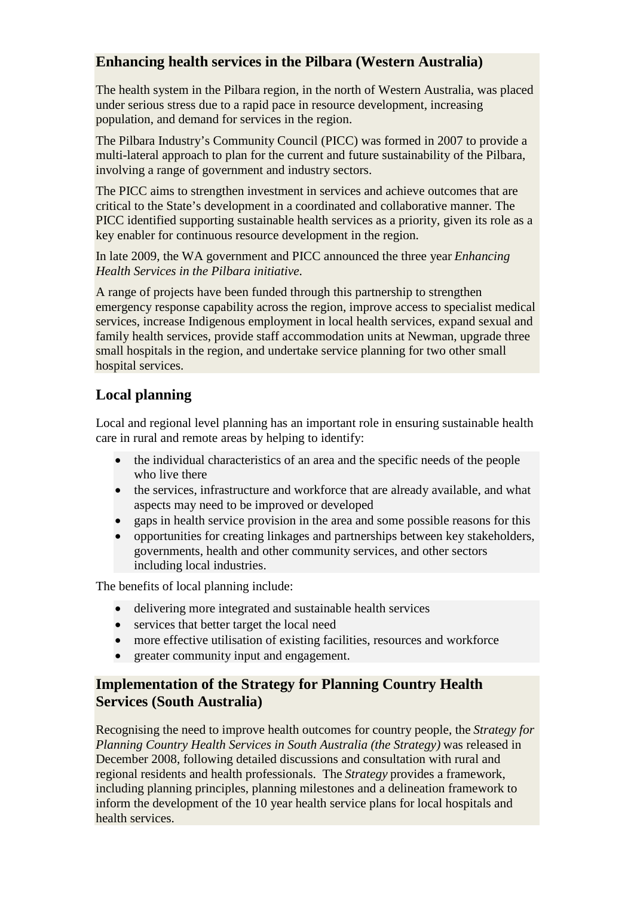## Enhancing health services in the Pilbara (Western Australia)

The health system in the Pilbara region, in the north of Western Australia, was placed under serious stress due to a rapid pace in resource development, increasing population, and demand for services in the region.

The Pilbara Industry's Community Council (PICC) was formed in 2007 to provide a multi-lateral approach to plan for the current and future sustainability of the Pilbara, involving a range of government and industry sectors.

The PICC aims to strengthen investment in services and achieve outcomes that are critical to the State's development in a coordinated and collaborative manner. The PICC identified supporting sustainable health services as a priority, given its role as a key enabler for continuous resource development in the region.

In late 2009, the WA government and PICC announced the three year *Enhancing Health Services in the Pilbara initiative*.

A range of projects have been funded through this partnership to strengthen emergency response capability across the region, improve access to specialist medical services, increase Indigenous employment in local health services, expand sexual and family health services, provide staff accommodation units at Newman, upgrade three small hospitals in the region, and undertake service planning for two other small hospital services.

## Local planning

Local and regional level planning has an important role in ensuring sustainable health care in rural and remote areas by helping to identify:

- the individual characteristics of an area and the specific needs of the people who live there
- the services, infrastructure and workforce that are already available, and what aspects may need to be improved or developed
- gaps in health service provision in the area and some possible reasons for this
- opportunities for creating linkages and partnerships between key stakeholders, governments, health and other community services, and other sectors including local industries.

The benefits of local planning include:

- delivering more integrated and sustainable health services
- services that better target the local need
- more effective utilisation of existing facilities, resources and workforce
- greater community input and engagement.

## Implementation of the Strategy for Planning Country Health Services (South Australia)

Recognising the need to improve health outcomes for country people, the *Strategy for Planning Country Health Services in South Australia (the Strategy)* was released in December 2008, following detailed discussions and consultation with rural and regional residents and health professionals. The *Strategy* provides a framework, including planning principles, planning milestones and a delineation framework to inform the development of the 10 year health service plans for local hospitals and health services.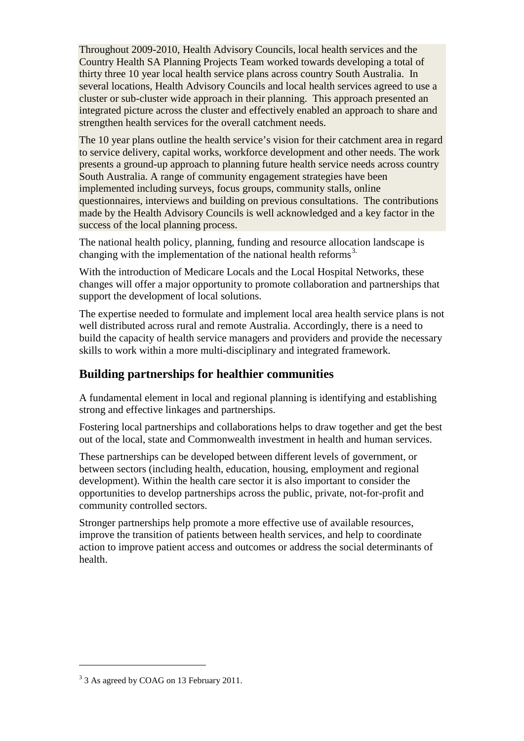Throughout 2009-2010, Health Advisory Councils, local health services and the Country Health SA Planning Projects Team worked towards developing a total of thirty three 10 year local health service plans across country South Australia. In several locations, Health Advisory Councils and local health services agreed to use a cluster or sub-cluster wide approach in their planning. This approach presented an integrated picture across the cluster and effectively enabled an approach to share and strengthen health services for the overall catchment needs.

The 10 year plans outline the health service's vision for their catchment area in regard to service delivery, capital works, workforce development and other needs. The work presents a ground-up approach to planning future health service needs across country South Australia. A range of community engagement strategies have been implemented including surveys, focus groups, community stalls, online questionnaires, interviews and building on previous consultations. The contributions made by the Health Advisory Councils is well acknowledged and a key factor in the success of the local planning process.

The national health policy, planning, funding and resource allocation landscape is changing with the implementation of the national health reforms[3].

With the introduction of Medicare Locals and the Local Hospital Networks, these changes will offer a major opportunity to promote collaboration and partnerships that support the development of local solutions.

The expertise needed to formulate and implement local area health service plans is not well distributed across rural and remote Australia. Accordingly, there is a need to build the capacity of health service managers and providers and provide the necessary skills to work within a more multi-disciplinary and integrated framework.

## Building partnerships for healthier communities

A fundamental element in local and regional planning is identifying and establishing strong and effective linkages and partnerships.

Fostering local partnerships and collaborations helps to draw together and get the best out of the local, state and Commonwealth investment in health and human services.

These partnerships can be developed between different levels of government, or between sectors (including health, education, housing, employment and regional development). Within the health care sector it is also important to consider the opportunities to develop partnerships across the public, private, not-for-profit and community controlled sectors.

Stronger partnerships help promote a more effective use of available resources, improve the transition of patients between health services, and help to coordinate action to improve patient access and outcomes or address the social determinants of health.

---

[3] 3 As agreed by COAG on 13 February 2011.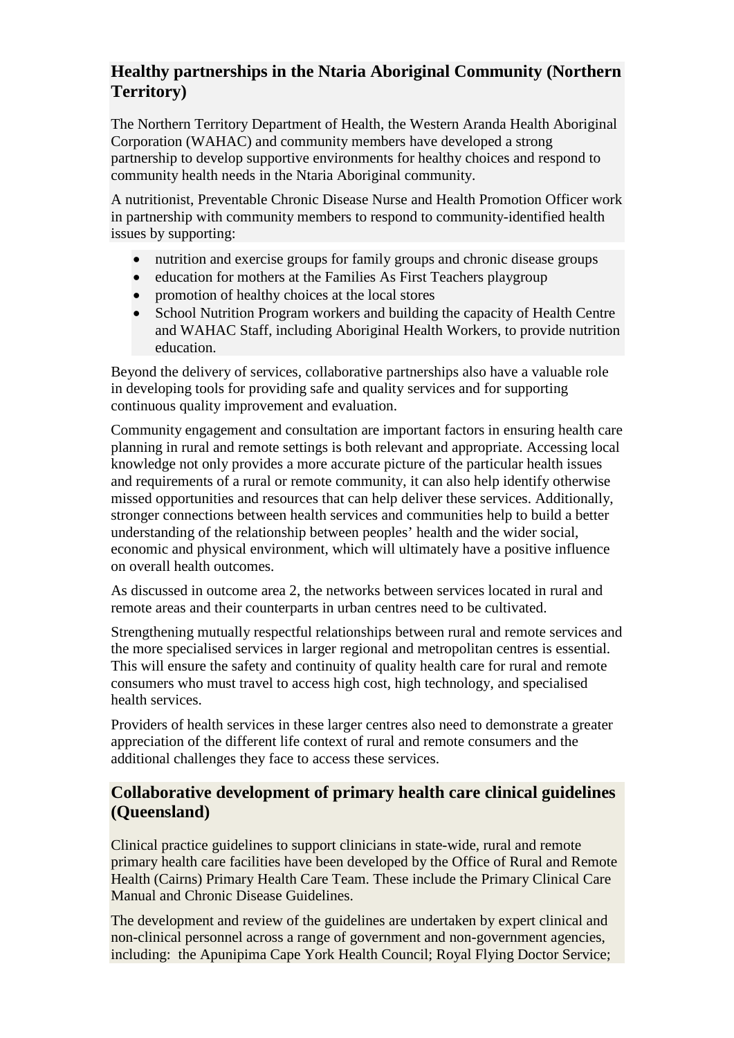## Healthy partnerships in the Ntaria Aboriginal Community (Northern Territory)

The Northern Territory Department of Health, the Western Aranda Health Aboriginal Corporation (WAHAC) and community members have developed a strong partnership to develop supportive environments for healthy choices and respond to community health needs in the Ntaria Aboriginal community.

A nutritionist, Preventable Chronic Disease Nurse and Health Promotion Officer work in partnership with community members to respond to community-identified health issues by supporting:

- nutrition and exercise groups for family groups and chronic disease groups
- education for mothers at the Families As First Teachers playgroup
- promotion of healthy choices at the local stores
- School Nutrition Program workers and building the capacity of Health Centre and WAHAC Staff, including Aboriginal Health Workers, to provide nutrition education.

Beyond the delivery of services, collaborative partnerships also have a valuable role in developing tools for providing safe and quality services and for supporting continuous quality improvement and evaluation.

Community engagement and consultation are important factors in ensuring health care planning in rural and remote settings is both relevant and appropriate. Accessing local knowledge not only provides a more accurate picture of the particular health issues and requirements of a rural or remote community, it can also help identify otherwise missed opportunities and resources that can help deliver these services. Additionally, stronger connections between health services and communities help to build a better understanding of the relationship between peoples' health and the wider social, economic and physical environment, which will ultimately have a positive influence on overall health outcomes.

As discussed in outcome area 2, the networks between services located in rural and remote areas and their counterparts in urban centres need to be cultivated.

Strengthening mutually respectful relationships between rural and remote services and the more specialised services in larger regional and metropolitan centres is essential. This will ensure the safety and continuity of quality health care for rural and remote consumers who must travel to access high cost, high technology, and specialised health services.

Providers of health services in these larger centres also need to demonstrate a greater appreciation of the different life context of rural and remote consumers and the additional challenges they face to access these services.

## Collaborative development of primary health care clinical guidelines (Queensland)

Clinical practice guidelines to support clinicians in state-wide, rural and remote primary health care facilities have been developed by the Office of Rural and Remote Health (Cairns) Primary Health Care Team. These include the Primary Clinical Care Manual and Chronic Disease Guidelines.

The development and review of the guidelines are undertaken by expert clinical and non-clinical personnel across a range of government and non-government agencies, including: the Apunipima Cape York Health Council; Royal Flying Doctor Service;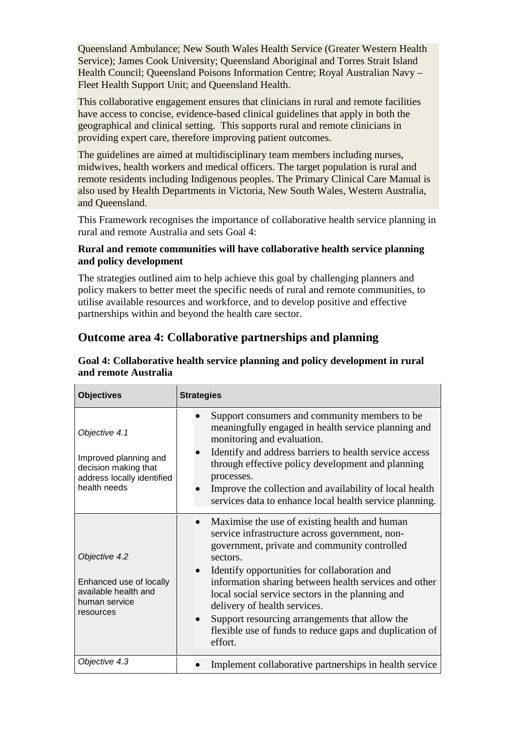Queensland Ambulance; New South Wales Health Service (Greater Western Health Service); James Cook University; Queensland Aboriginal and Torres Strait Island Health Council; Queensland Poisons Information Centre; Royal Australian Navy – Fleet Health Support Unit; and Queensland Health.

This collaborative engagement ensures that clinicians in rural and remote facilities have access to concise, evidence-based clinical guidelines that apply in both the geographical and clinical setting. This supports rural and remote clinicians in providing expert care, therefore improving patient outcomes.

The guidelines are aimed at multidisciplinary team members including nurses, midwives, health workers and medical officers. The target population is rural and remote residents including Indigenous peoples. The Primary Clinical Care Manual is also used by Health Departments in Victoria, New South Wales, Western Australia, and Queensland.

This Framework recognises the importance of collaborative health service planning in rural and remote Australia and sets Goal 4:

**Rural and remote communities will have collaborative health service planning and policy development**

The strategies outlined aim to help achieve this goal by challenging planners and policy makers to better meet the specific needs of rural and remote communities, to utilise available resources and workforce, and to develop positive and effective partnerships within and beyond the health care sector.

## Outcome area 4: Collaborative partnerships and planning

**Goal 4: Collaborative health service planning and policy development in rural and remote Australia**

| Objectives | Strategies |
|---|---|
| *Objective 4.1*<br><br>Improved planning and decision making that address locally identified health needs | • Support consumers and community members to be meaningfully engaged in health service planning and monitoring and evaluation.<br>• Identify and address barriers to health service access through effective policy development and planning processes.<br>• Improve the collection and availability of local health services data to enhance local health service planning. |
| *Objective 4.2*<br><br>Enhanced use of locally available health and human service resources | • Maximise the use of existing health and human service infrastructure across government, non-government, private and community controlled sectors.<br>• Identify opportunities for collaboration and information sharing between health services and other local social service sectors in the planning and delivery of health services.<br>• Support resourcing arrangements that allow the flexible use of funds to reduce gaps and duplication of effort. |
| *Objective 4.3* | • Implement collaborative partnerships in health service |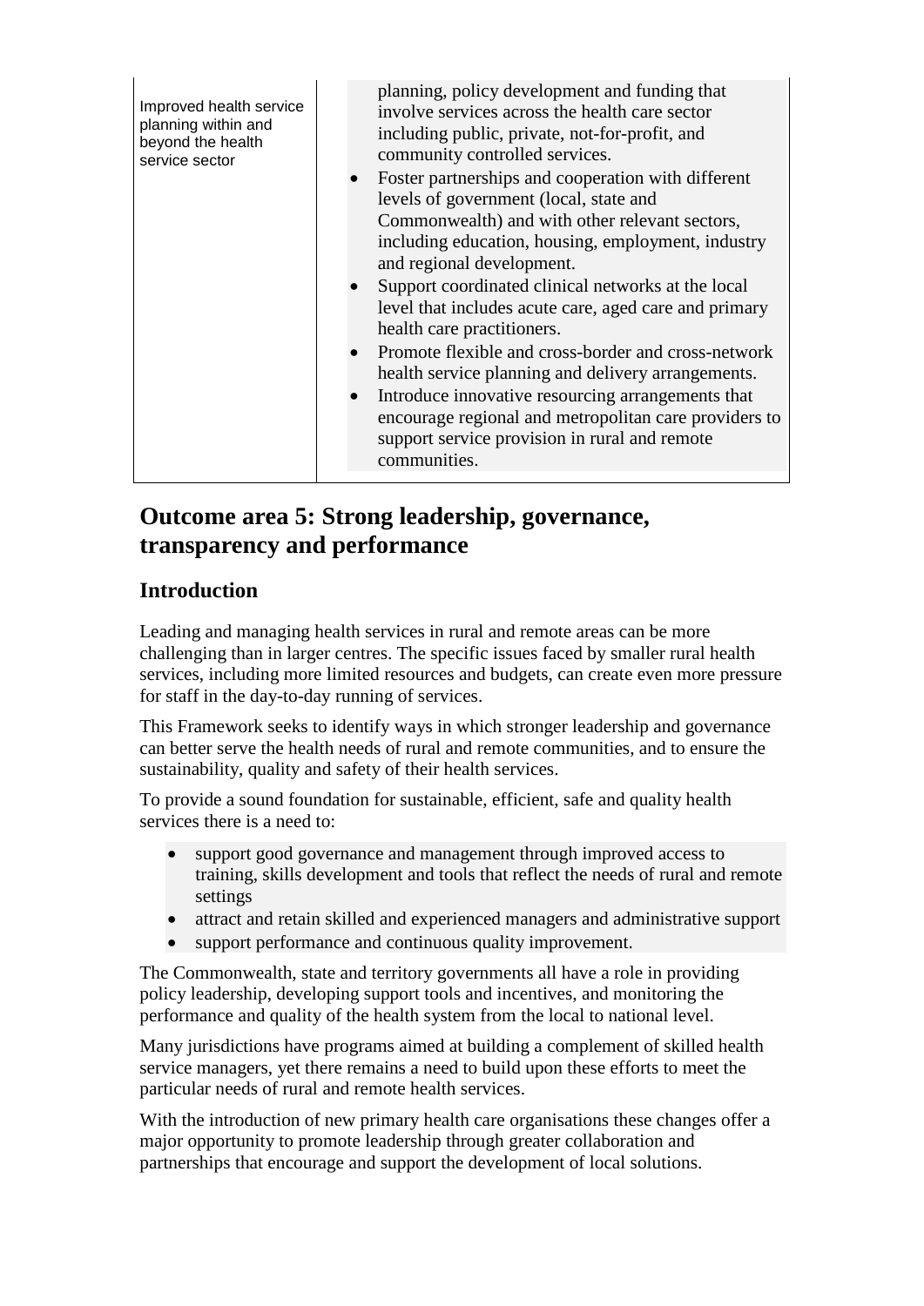| | |
|---|---|
| Improved health service planning within and beyond the health service sector | planning, policy development and funding that involve services across the health care sector including public, private, not-for-profit, and community controlled services.<br>• Foster partnerships and cooperation with different levels of government (local, state and Commonwealth) and with other relevant sectors, including education, housing, employment, industry and regional development.<br>• Support coordinated clinical networks at the local level that includes acute care, aged care and primary health care practitioners.<br>• Promote flexible and cross-border and cross-network health service planning and delivery arrangements.<br>• Introduce innovative resourcing arrangements that encourage regional and metropolitan care providers to support service provision in rural and remote communities. |

## Outcome area 5: Strong leadership, governance, transparency and performance

### Introduction

Leading and managing health services in rural and remote areas can be more challenging than in larger centres. The specific issues faced by smaller rural health services, including more limited resources and budgets, can create even more pressure for staff in the day-to-day running of services.

This Framework seeks to identify ways in which stronger leadership and governance can better serve the health needs of rural and remote communities, and to ensure the sustainability, quality and safety of their health services.

To provide a sound foundation for sustainable, efficient, safe and quality health services there is a need to:

- support good governance and management through improved access to training, skills development and tools that reflect the needs of rural and remote settings
- attract and retain skilled and experienced managers and administrative support
- support performance and continuous quality improvement.

The Commonwealth, state and territory governments all have a role in providing policy leadership, developing support tools and incentives, and monitoring the performance and quality of the health system from the local to national level.

Many jurisdictions have programs aimed at building a complement of skilled health service managers, yet there remains a need to build upon these efforts to meet the particular needs of rural and remote health services.

With the introduction of new primary health care organisations these changes offer a major opportunity to promote leadership through greater collaboration and partnerships that encourage and support the development of local solutions.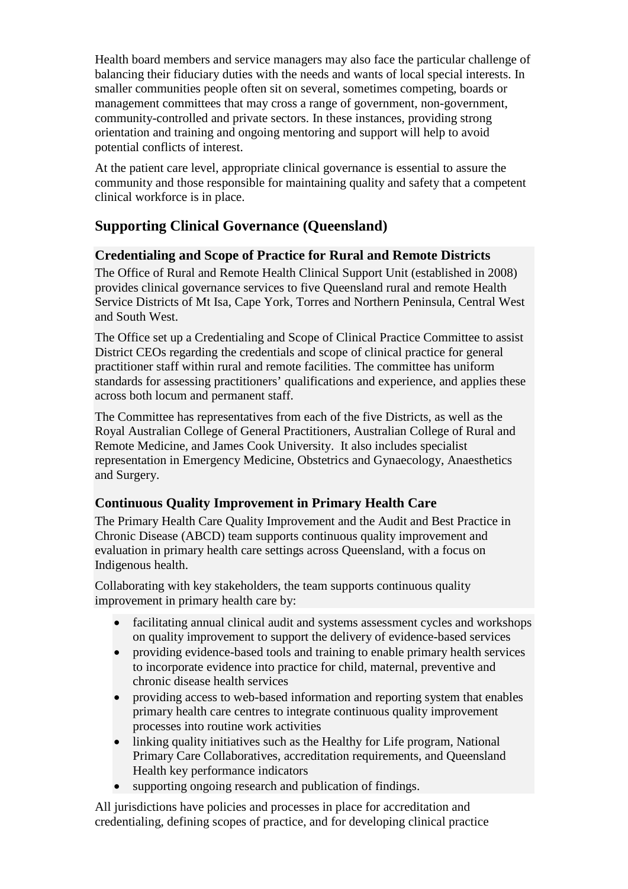Health board members and service managers may also face the particular challenge of balancing their fiduciary duties with the needs and wants of local special interests. In smaller communities people often sit on several, sometimes competing, boards or management committees that may cross a range of government, non-government, community-controlled and private sectors. In these instances, providing strong orientation and training and ongoing mentoring and support will help to avoid potential conflicts of interest.

At the patient care level, appropriate clinical governance is essential to assure the community and those responsible for maintaining quality and safety that a competent clinical workforce is in place.

## Supporting Clinical Governance (Queensland)

### Credentialing and Scope of Practice for Rural and Remote Districts

The Office of Rural and Remote Health Clinical Support Unit (established in 2008) provides clinical governance services to five Queensland rural and remote Health Service Districts of Mt Isa, Cape York, Torres and Northern Peninsula, Central West and South West.

The Office set up a Credentialing and Scope of Clinical Practice Committee to assist District CEOs regarding the credentials and scope of clinical practice for general practitioner staff within rural and remote facilities. The committee has uniform standards for assessing practitioners' qualifications and experience, and applies these across both locum and permanent staff.

The Committee has representatives from each of the five Districts, as well as the Royal Australian College of General Practitioners, Australian College of Rural and Remote Medicine, and James Cook University. It also includes specialist representation in Emergency Medicine, Obstetrics and Gynaecology, Anaesthetics and Surgery.

### Continuous Quality Improvement in Primary Health Care

The Primary Health Care Quality Improvement and the Audit and Best Practice in Chronic Disease (ABCD) team supports continuous quality improvement and evaluation in primary health care settings across Queensland, with a focus on Indigenous health.

Collaborating with key stakeholders, the team supports continuous quality improvement in primary health care by:

- facilitating annual clinical audit and systems assessment cycles and workshops on quality improvement to support the delivery of evidence-based services
- providing evidence-based tools and training to enable primary health services to incorporate evidence into practice for child, maternal, preventive and chronic disease health services
- providing access to web-based information and reporting system that enables primary health care centres to integrate continuous quality improvement processes into routine work activities
- linking quality initiatives such as the Healthy for Life program, National Primary Care Collaboratives, accreditation requirements, and Queensland Health key performance indicators
- supporting ongoing research and publication of findings.

All jurisdictions have policies and processes in place for accreditation and credentialing, defining scopes of practice, and for developing clinical practice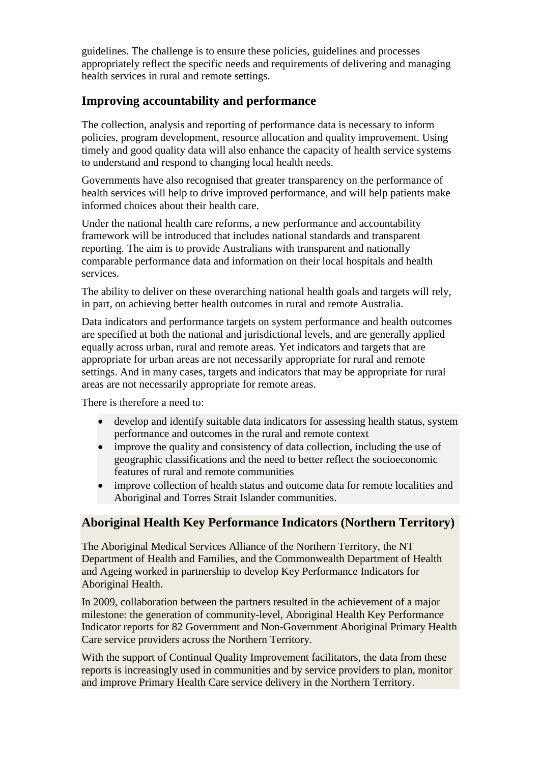guidelines. The challenge is to ensure these policies, guidelines and processes appropriately reflect the specific needs and requirements of delivering and managing health services in rural and remote settings.

## Improving accountability and performance

The collection, analysis and reporting of performance data is necessary to inform policies, program development, resource allocation and quality improvement. Using timely and good quality data will also enhance the capacity of health service systems to understand and respond to changing local health needs.

Governments have also recognised that greater transparency on the performance of health services will help to drive improved performance, and will help patients make informed choices about their health care.

Under the national health care reforms, a new performance and accountability framework will be introduced that includes national standards and transparent reporting. The aim is to provide Australians with transparent and nationally comparable performance data and information on their local hospitals and health services.

The ability to deliver on these overarching national health goals and targets will rely, in part, on achieving better health outcomes in rural and remote Australia.

Data indicators and performance targets on system performance and health outcomes are specified at both the national and jurisdictional levels, and are generally applied equally across urban, rural and remote areas. Yet indicators and targets that are appropriate for urban areas are not necessarily appropriate for rural and remote settings. And in many cases, targets and indicators that may be appropriate for rural areas are not necessarily appropriate for remote areas.

There is therefore a need to:

- develop and identify suitable data indicators for assessing health status, system performance and outcomes in the rural and remote context
- improve the quality and consistency of data collection, including the use of geographic classifications and the need to better reflect the socioeconomic features of rural and remote communities
- improve collection of health status and outcome data for remote localities and Aboriginal and Torres Strait Islander communities.

### Aboriginal Health Key Performance Indicators (Northern Territory)

The Aboriginal Medical Services Alliance of the Northern Territory, the NT Department of Health and Families, and the Commonwealth Department of Health and Ageing worked in partnership to develop Key Performance Indicators for Aboriginal Health.

In 2009, collaboration between the partners resulted in the achievement of a major milestone: the generation of community-level, Aboriginal Health Key Performance Indicator reports for 82 Government and Non-Government Aboriginal Primary Health Care service providers across the Northern Territory.

With the support of Continual Quality Improvement facilitators, the data from these reports is increasingly used in communities and by service providers to plan, monitor and improve Primary Health Care service delivery in the Northern Territory.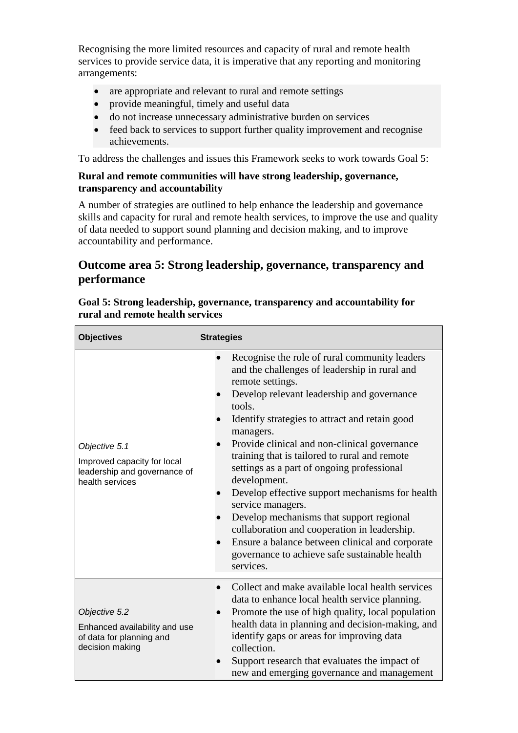Recognising the more limited resources and capacity of rural and remote health services to provide service data, it is imperative that any reporting and monitoring arrangements:

- are appropriate and relevant to rural and remote settings
- provide meaningful, timely and useful data
- do not increase unnecessary administrative burden on services
- feed back to services to support further quality improvement and recognise achievements.

To address the challenges and issues this Framework seeks to work towards Goal 5:

**Rural and remote communities will have strong leadership, governance, transparency and accountability**

A number of strategies are outlined to help enhance the leadership and governance skills and capacity for rural and remote health services, to improve the use and quality of data needed to support sound planning and decision making, and to improve accountability and performance.

## Outcome area 5: Strong leadership, governance, transparency and performance

**Goal 5: Strong leadership, governance, transparency and accountability for rural and remote health services**

| Objectives | Strategies |
|---|---|
| *Objective 5.1*<br>Improved capacity for local leadership and governance of health services | • Recognise the role of rural community leaders and the challenges of leadership in rural and remote settings.<br>• Develop relevant leadership and governance tools.<br>• Identify strategies to attract and retain good managers.<br>• Provide clinical and non-clinical governance training that is tailored to rural and remote settings as a part of ongoing professional development.<br>• Develop effective support mechanisms for health service managers.<br>• Develop mechanisms that support regional collaboration and cooperation in leadership.<br>• Ensure a balance between clinical and corporate governance to achieve safe sustainable health services. |
| *Objective 5.2*<br>Enhanced availability and use of data for planning and decision making | • Collect and make available local health services data to enhance local health service planning.<br>• Promote the use of high quality, local population health data in planning and decision-making, and identify gaps or areas for improving data collection.<br>• Support research that evaluates the impact of new and emerging governance and management |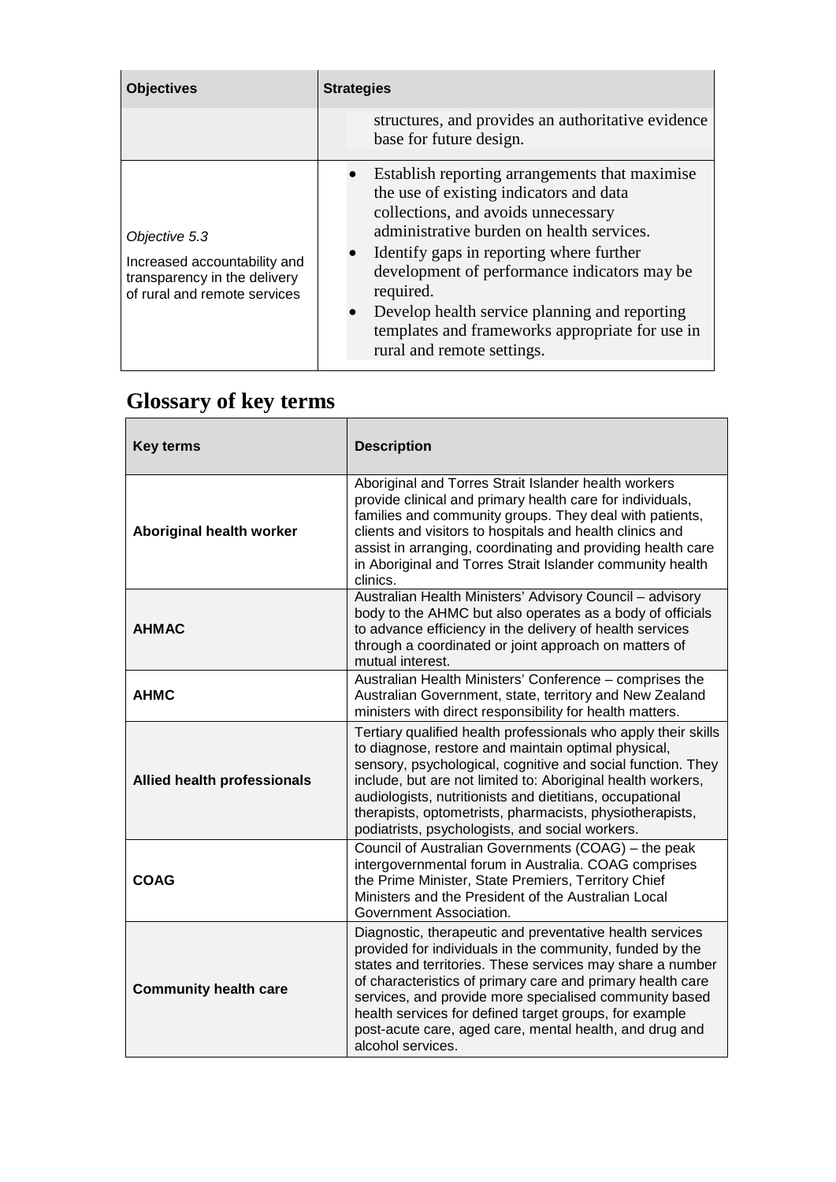| Objectives | Strategies |
| --- | --- |
| | structures, and provides an authoritative evidence base for future design. |
| *Objective 5.3*<br>Increased accountability and transparency in the delivery of rural and remote services | • Establish reporting arrangements that maximise the use of existing indicators and data collections, and avoids unnecessary administrative burden on health services.<br>• Identify gaps in reporting where further development of performance indicators may be required.<br>• Develop health service planning and reporting templates and frameworks appropriate for use in rural and remote settings. |

# Glossary of key terms

| Key terms | Description |
| --- | --- |
| **Aboriginal health worker** | Aboriginal and Torres Strait Islander health workers provide clinical and primary health care for individuals, families and community groups. They deal with patients, clients and visitors to hospitals and health clinics and assist in arranging, coordinating and providing health care in Aboriginal and Torres Strait Islander community health clinics. |
| **AHMAC** | Australian Health Ministers' Advisory Council – advisory body to the AHMC but also operates as a body of officials to advance efficiency in the delivery of health services through a coordinated or joint approach on matters of mutual interest. |
| **AHMC** | Australian Health Ministers' Conference – comprises the Australian Government, state, territory and New Zealand ministers with direct responsibility for health matters. |
| **Allied health professionals** | Tertiary qualified health professionals who apply their skills to diagnose, restore and maintain optimal physical, sensory, psychological, cognitive and social function. They include, but are not limited to: Aboriginal health workers, audiologists, nutritionists and dietitians, occupational therapists, optometrists, pharmacists, physiotherapists, podiatrists, psychologists, and social workers. |
| **COAG** | Council of Australian Governments (COAG) – the peak intergovernmental forum in Australia. COAG comprises the Prime Minister, State Premiers, Territory Chief Ministers and the President of the Australian Local Government Association. |
| **Community health care** | Diagnostic, therapeutic and preventative health services provided for individuals in the community, funded by the states and territories. These services may share a number of characteristics of primary care and primary health care services, and provide more specialised community based health services for defined target groups, for example post-acute care, aged care, mental health, and drug and alcohol services. |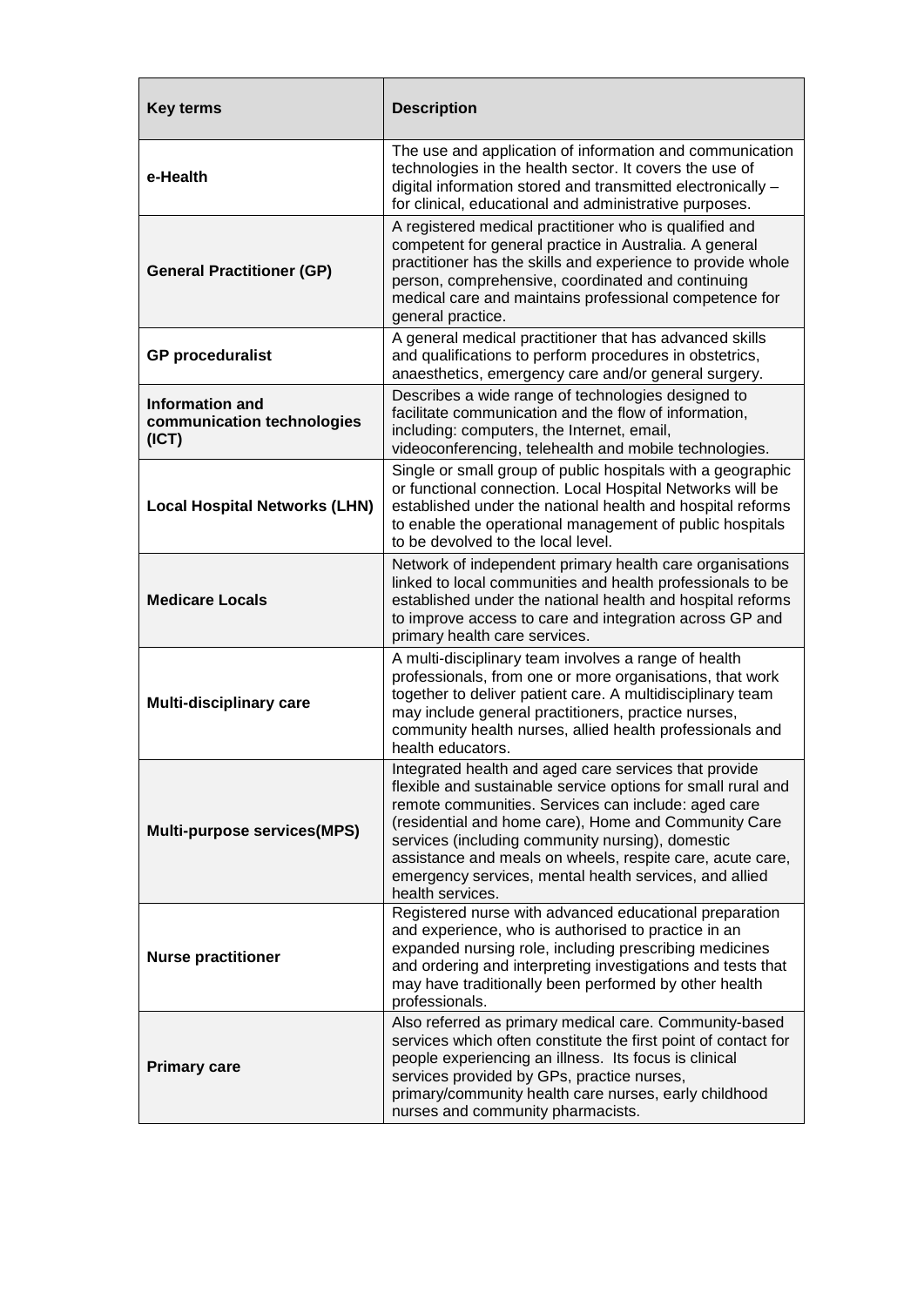| Key terms | Description |
|---|---|
| **e-Health** | The use and application of information and communication technologies in the health sector. It covers the use of digital information stored and transmitted electronically – for clinical, educational and administrative purposes. |
| **General Practitioner (GP)** | A registered medical practitioner who is qualified and competent for general practice in Australia. A general practitioner has the skills and experience to provide whole person, comprehensive, coordinated and continuing medical care and maintains professional competence for general practice. |
| **GP proceduralist** | A general medical practitioner that has advanced skills and qualifications to perform procedures in obstetrics, anaesthetics, emergency care and/or general surgery. |
| **Information and communication technologies (ICT)** | Describes a wide range of technologies designed to facilitate communication and the flow of information, including: computers, the Internet, email, videoconferencing, telehealth and mobile technologies. |
| **Local Hospital Networks (LHN)** | Single or small group of public hospitals with a geographic or functional connection. Local Hospital Networks will be established under the national health and hospital reforms to enable the operational management of public hospitals to be devolved to the local level. |
| **Medicare Locals** | Network of independent primary health care organisations linked to local communities and health professionals to be established under the national health and hospital reforms to improve access to care and integration across GP and primary health care services. |
| **Multi-disciplinary care** | A multi-disciplinary team involves a range of health professionals, from one or more organisations, that work together to deliver patient care. A multidisciplinary team may include general practitioners, practice nurses, community health nurses, allied health professionals and health educators. |
| **Multi-purpose services(MPS)** | Integrated health and aged care services that provide flexible and sustainable service options for small rural and remote communities. Services can include: aged care (residential and home care), Home and Community Care services (including community nursing), domestic assistance and meals on wheels, respite care, acute care, emergency services, mental health services, and allied health services. |
| **Nurse practitioner** | Registered nurse with advanced educational preparation and experience, who is authorised to practice in an expanded nursing role, including prescribing medicines and ordering and interpreting investigations and tests that may have traditionally been performed by other health professionals. |
| **Primary care** | Also referred as primary medical care. Community-based services which often constitute the first point of contact for people experiencing an illness. Its focus is clinical services provided by GPs, practice nurses, primary/community health care nurses, early childhood nurses and community pharmacists. |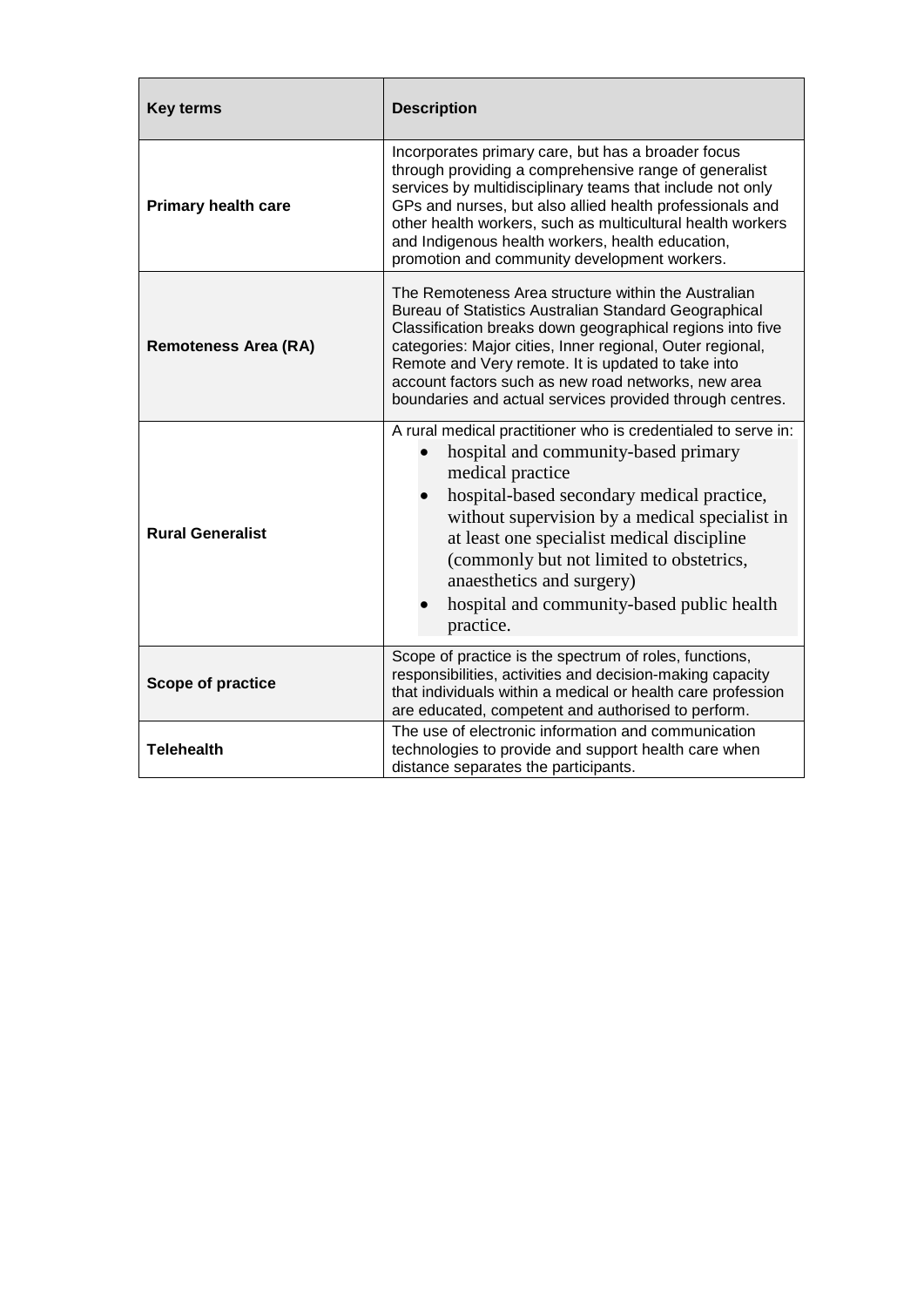| Key terms | Description |
|---|---|
| **Primary health care** | Incorporates primary care, but has a broader focus through providing a comprehensive range of generalist services by multidisciplinary teams that include not only GPs and nurses, but also allied health professionals and other health workers, such as multicultural health workers and Indigenous health workers, health education, promotion and community development workers. |
| **Remoteness Area (RA)** | The Remoteness Area structure within the Australian Bureau of Statistics Australian Standard Geographical Classification breaks down geographical regions into five categories: Major cities, Inner regional, Outer regional, Remote and Very remote. It is updated to take into account factors such as new road networks, new area boundaries and actual services provided through centres. |
| **Rural Generalist** | A rural medical practitioner who is credentialed to serve in:<br>• hospital and community-based primary medical practice<br>• hospital-based secondary medical practice, without supervision by a medical specialist in at least one specialist medical discipline (commonly but not limited to obstetrics, anaesthetics and surgery)<br>• hospital and community-based public health practice. |
| **Scope of practice** | Scope of practice is the spectrum of roles, functions, responsibilities, activities and decision-making capacity that individuals within a medical or health care profession are educated, competent and authorised to perform. |
| **Telehealth** | The use of electronic information and communication technologies to provide and support health care when distance separates the participants. |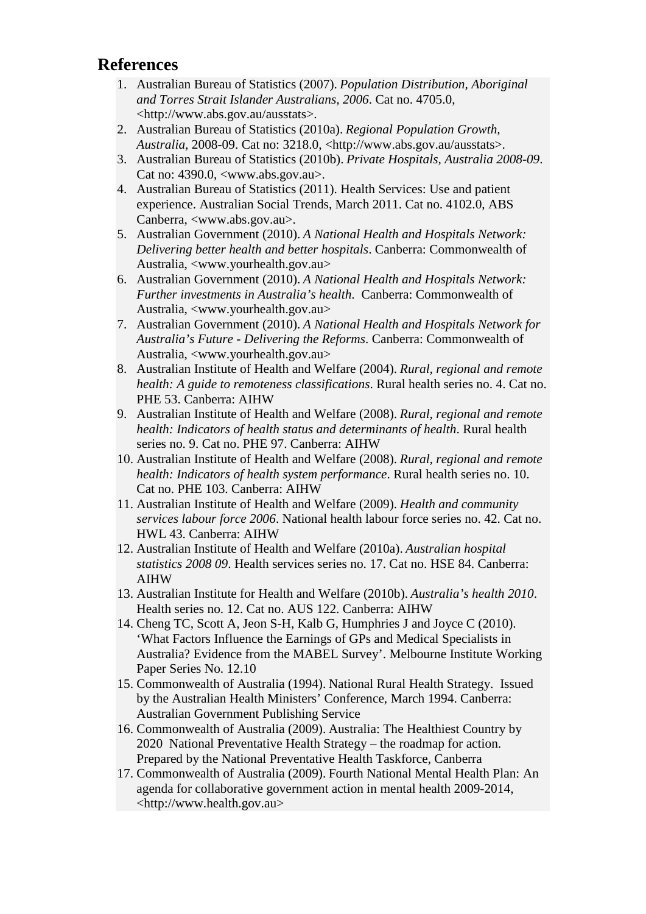## References

1. Australian Bureau of Statistics (2007). *Population Distribution, Aboriginal and Torres Strait Islander Australians, 2006*. Cat no. 4705.0, <http://www.abs.gov.au/ausstats>.
2. Australian Bureau of Statistics (2010a). *Regional Population Growth, Australia*, 2008-09. Cat no: 3218.0, <http://www.abs.gov.au/ausstats>.
3. Australian Bureau of Statistics (2010b). *Private Hospitals, Australia 2008-09*. Cat no: 4390.0, <www.abs.gov.au>.
4. Australian Bureau of Statistics (2011). Health Services: Use and patient experience. Australian Social Trends, March 2011. Cat no. 4102.0, ABS Canberra, <www.abs.gov.au>.
5. Australian Government (2010). *A National Health and Hospitals Network: Delivering better health and better hospitals*. Canberra: Commonwealth of Australia, <www.yourhealth.gov.au>
6. Australian Government (2010). *A National Health and Hospitals Network: Further investments in Australia's health.* Canberra: Commonwealth of Australia, <www.yourhealth.gov.au>
7. Australian Government (2010). *A National Health and Hospitals Network for Australia's Future - Delivering the Reforms*. Canberra: Commonwealth of Australia, <www.yourhealth.gov.au>
8. Australian Institute of Health and Welfare (2004). *Rural, regional and remote health: A guide to remoteness classifications*. Rural health series no. 4. Cat no. PHE 53. Canberra: AIHW
9. Australian Institute of Health and Welfare (2008). *Rural, regional and remote health: Indicators of health status and determinants of health*. Rural health series no. 9. Cat no. PHE 97. Canberra: AIHW
10. Australian Institute of Health and Welfare (2008). *Rural, regional and remote health: Indicators of health system performance*. Rural health series no. 10. Cat no. PHE 103. Canberra: AIHW
11. Australian Institute of Health and Welfare (2009). *Health and community services labour force 2006*. National health labour force series no. 42. Cat no. HWL 43. Canberra: AIHW
12. Australian Institute of Health and Welfare (2010a). *Australian hospital statistics 2008 09*. Health services series no. 17. Cat no. HSE 84. Canberra: AIHW
13. Australian Institute for Health and Welfare (2010b). *Australia's health 2010*. Health series no. 12. Cat no. AUS 122. Canberra: AIHW
14. Cheng TC, Scott A, Jeon S-H, Kalb G, Humphries J and Joyce C (2010). 'What Factors Influence the Earnings of GPs and Medical Specialists in Australia? Evidence from the MABEL Survey'. Melbourne Institute Working Paper Series No. 12.10
15. Commonwealth of Australia (1994). National Rural Health Strategy. Issued by the Australian Health Ministers' Conference, March 1994. Canberra: Australian Government Publishing Service
16. Commonwealth of Australia (2009). Australia: The Healthiest Country by 2020 National Preventative Health Strategy – the roadmap for action. Prepared by the National Preventative Health Taskforce, Canberra
17. Commonwealth of Australia (2009). Fourth National Mental Health Plan: An agenda for collaborative government action in mental health 2009-2014, <http://www.health.gov.au>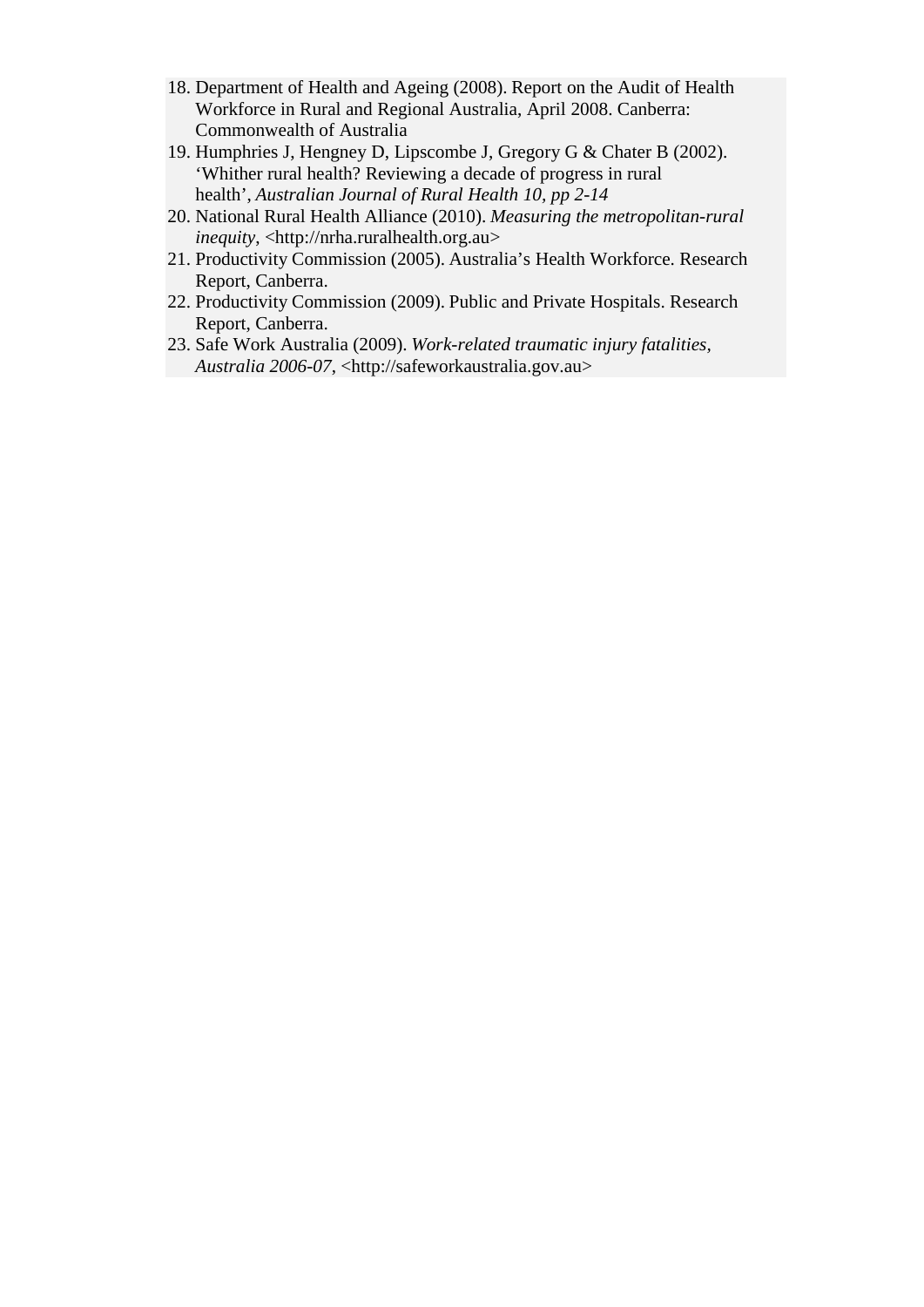18. Department of Health and Ageing (2008). Report on the Audit of Health Workforce in Rural and Regional Australia, April 2008. Canberra: Commonwealth of Australia
19. Humphries J, Hengney D, Lipscombe J, Gregory G & Chater B (2002). 'Whither rural health? Reviewing a decade of progress in rural health', *Australian Journal of Rural Health 10, pp 2-14*
20. National Rural Health Alliance (2010). *Measuring the metropolitan-rural inequity*, <http://nrha.ruralhealth.org.au>
21. Productivity Commission (2005). Australia's Health Workforce. Research Report, Canberra.
22. Productivity Commission (2009). Public and Private Hospitals. Research Report, Canberra.
23. Safe Work Australia (2009). *Work-related traumatic injury fatalities, Australia 2006-07*, <http://safeworkaustralia.gov.au>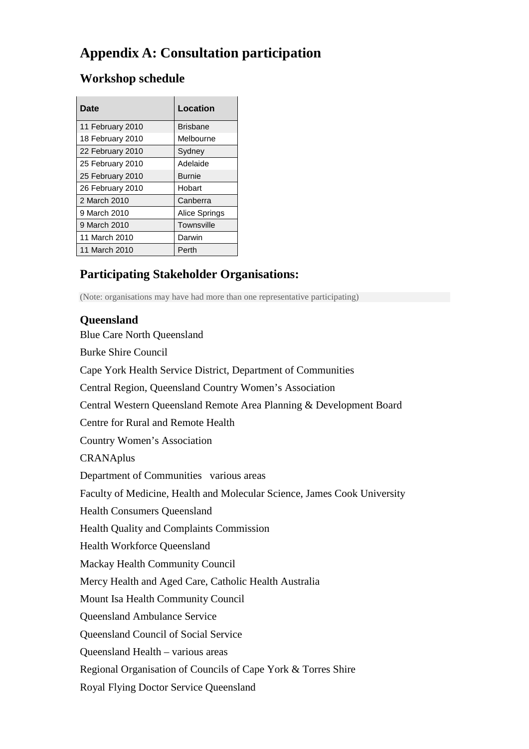# Appendix A: Consultation participation

## Workshop schedule

| Date | Location |
|---|---|
| 11 February 2010 | Brisbane |
| 18 February 2010 | Melbourne |
| 22 February 2010 | Sydney |
| 25 February 2010 | Adelaide |
| 25 February 2010 | Burnie |
| 26 February 2010 | Hobart |
| 2 March 2010 | Canberra |
| 9 March 2010 | Alice Springs |
| 9 March 2010 | Townsville |
| 11 March 2010 | Darwin |
| 11 March 2010 | Perth |

## Participating Stakeholder Organisations:

(Note: organisations may have had more than one representative participating)

### Queensland

Blue Care North Queensland

Burke Shire Council

Cape York Health Service District, Department of Communities

Central Region, Queensland Country Women's Association

Central Western Queensland Remote Area Planning & Development Board

Centre for Rural and Remote Health

Country Women's Association

CRANAplus

Department of Communities various areas

Faculty of Medicine, Health and Molecular Science, James Cook University

Health Consumers Queensland

Health Quality and Complaints Commission

Health Workforce Queensland

Mackay Health Community Council

Mercy Health and Aged Care, Catholic Health Australia

Mount Isa Health Community Council

Queensland Ambulance Service

Queensland Council of Social Service

Queensland Health – various areas

Regional Organisation of Councils of Cape York & Torres Shire

Royal Flying Doctor Service Queensland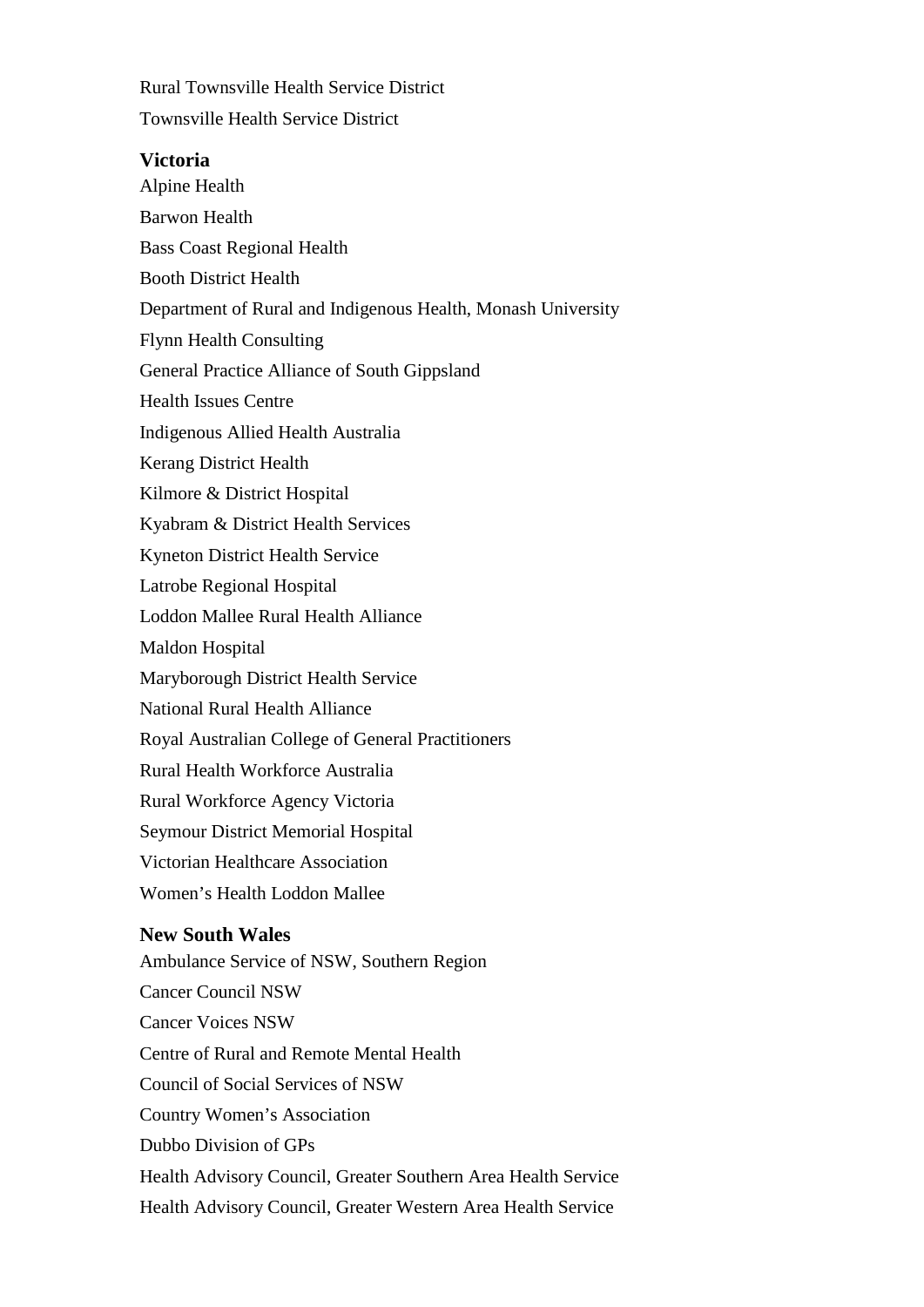Rural Townsville Health Service District

Townsville Health Service District

**Victoria**

Alpine Health

Barwon Health

Bass Coast Regional Health

Booth District Health

Department of Rural and Indigenous Health, Monash University

Flynn Health Consulting

General Practice Alliance of South Gippsland

Health Issues Centre

Indigenous Allied Health Australia

Kerang District Health

Kilmore & District Hospital

Kyabram & District Health Services

Kyneton District Health Service

Latrobe Regional Hospital

Loddon Mallee Rural Health Alliance

Maldon Hospital

Maryborough District Health Service

National Rural Health Alliance

Royal Australian College of General Practitioners

Rural Health Workforce Australia

Rural Workforce Agency Victoria

Seymour District Memorial Hospital

Victorian Healthcare Association

Women's Health Loddon Mallee

**New South Wales**

Ambulance Service of NSW, Southern Region

Cancer Council NSW

Cancer Voices NSW

Centre of Rural and Remote Mental Health

Council of Social Services of NSW

Country Women's Association

Dubbo Division of GPs

Health Advisory Council, Greater Southern Area Health Service

Health Advisory Council, Greater Western Area Health Service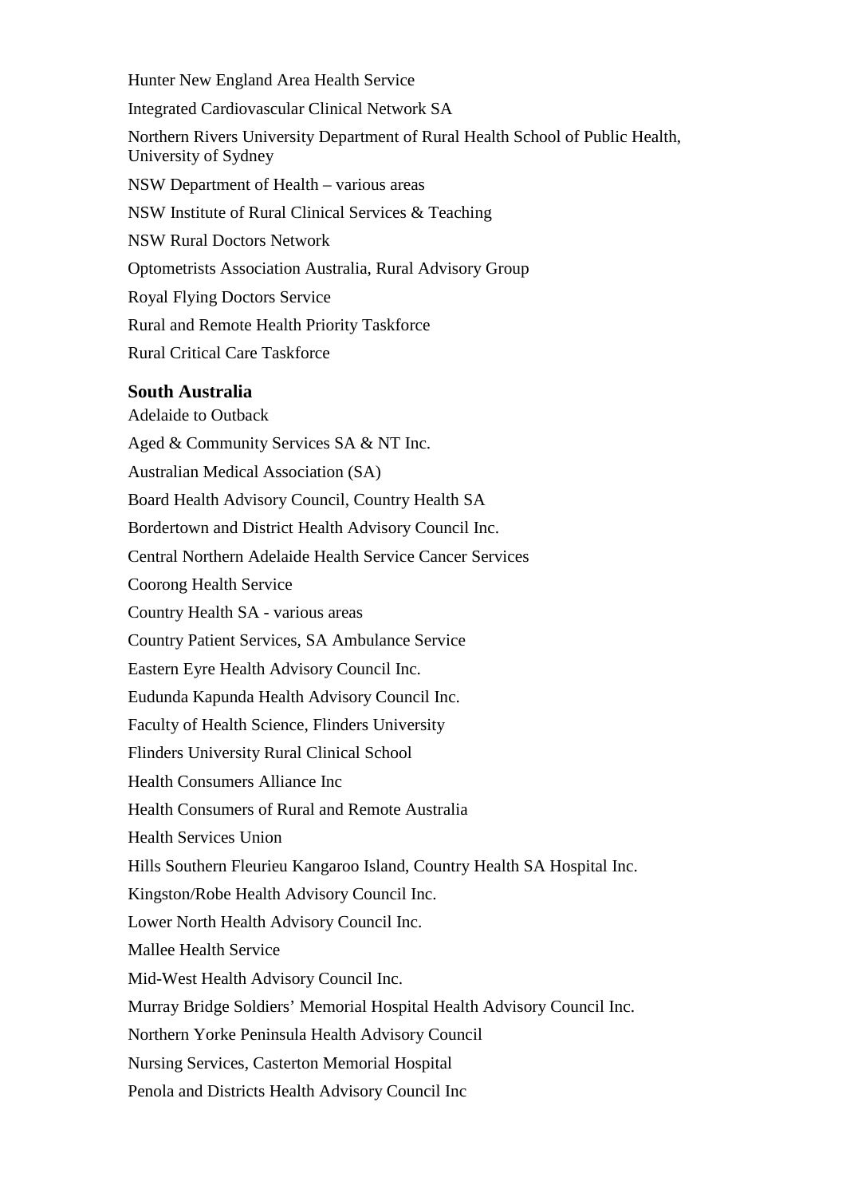Hunter New England Area Health Service

Integrated Cardiovascular Clinical Network SA

Northern Rivers University Department of Rural Health School of Public Health, University of Sydney

NSW Department of Health – various areas

NSW Institute of Rural Clinical Services & Teaching

NSW Rural Doctors Network

Optometrists Association Australia, Rural Advisory Group

Royal Flying Doctors Service

Rural and Remote Health Priority Taskforce

Rural Critical Care Taskforce

**South Australia**

Adelaide to Outback

Aged & Community Services SA & NT Inc.

Australian Medical Association (SA)

Board Health Advisory Council, Country Health SA

Bordertown and District Health Advisory Council Inc.

Central Northern Adelaide Health Service Cancer Services

Coorong Health Service

Country Health SA - various areas

Country Patient Services, SA Ambulance Service

Eastern Eyre Health Advisory Council Inc.

Eudunda Kapunda Health Advisory Council Inc.

Faculty of Health Science, Flinders University

Flinders University Rural Clinical School

Health Consumers Alliance Inc

Health Consumers of Rural and Remote Australia

Health Services Union

Hills Southern Fleurieu Kangaroo Island, Country Health SA Hospital Inc.

Kingston/Robe Health Advisory Council Inc.

Lower North Health Advisory Council Inc.

Mallee Health Service

Mid-West Health Advisory Council Inc.

Murray Bridge Soldiers' Memorial Hospital Health Advisory Council Inc.

Northern Yorke Peninsula Health Advisory Council

Nursing Services, Casterton Memorial Hospital

Penola and Districts Health Advisory Council Inc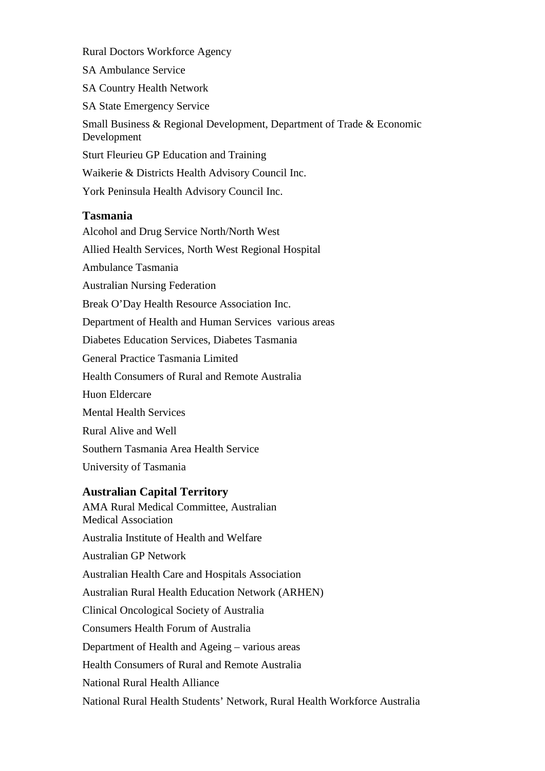Rural Doctors Workforce Agency

SA Ambulance Service

SA Country Health Network

SA State Emergency Service

Small Business & Regional Development, Department of Trade & Economic Development

Sturt Fleurieu GP Education and Training

Waikerie & Districts Health Advisory Council Inc.

York Peninsula Health Advisory Council Inc.

### Tasmania

Alcohol and Drug Service North/North West

Allied Health Services, North West Regional Hospital

Ambulance Tasmania

Australian Nursing Federation

Break O'Day Health Resource Association Inc.

Department of Health and Human Services various areas

Diabetes Education Services, Diabetes Tasmania

General Practice Tasmania Limited

Health Consumers of Rural and Remote Australia

Huon Eldercare

Mental Health Services

Rural Alive and Well

Southern Tasmania Area Health Service

University of Tasmania

### Australian Capital Territory

AMA Rural Medical Committee, Australian Medical Association

Australia Institute of Health and Welfare

Australian GP Network

Australian Health Care and Hospitals Association

Australian Rural Health Education Network (ARHEN)

Clinical Oncological Society of Australia

Consumers Health Forum of Australia

Department of Health and Ageing – various areas

Health Consumers of Rural and Remote Australia

National Rural Health Alliance

National Rural Health Students' Network, Rural Health Workforce Australia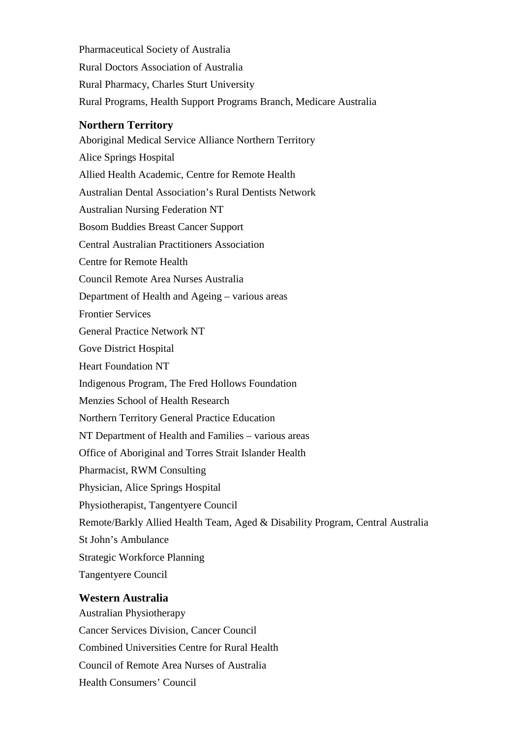Pharmaceutical Society of Australia

Rural Doctors Association of Australia

Rural Pharmacy, Charles Sturt University

Rural Programs, Health Support Programs Branch, Medicare Australia

### Northern Territory

Aboriginal Medical Service Alliance Northern Territory

Alice Springs Hospital

Allied Health Academic, Centre for Remote Health

Australian Dental Association's Rural Dentists Network

Australian Nursing Federation NT

Bosom Buddies Breast Cancer Support

Central Australian Practitioners Association

Centre for Remote Health

Council Remote Area Nurses Australia

Department of Health and Ageing – various areas

Frontier Services

General Practice Network NT

Gove District Hospital

Heart Foundation NT

Indigenous Program, The Fred Hollows Foundation

Menzies School of Health Research

Northern Territory General Practice Education

NT Department of Health and Families – various areas

Office of Aboriginal and Torres Strait Islander Health

Pharmacist, RWM Consulting

Physician, Alice Springs Hospital

Physiotherapist, Tangentyere Council

Remote/Barkly Allied Health Team, Aged & Disability Program, Central Australia

St John's Ambulance

Strategic Workforce Planning

Tangentyere Council

### Western Australia

Australian Physiotherapy

Cancer Services Division, Cancer Council

Combined Universities Centre for Rural Health

Council of Remote Area Nurses of Australia

Health Consumers' Council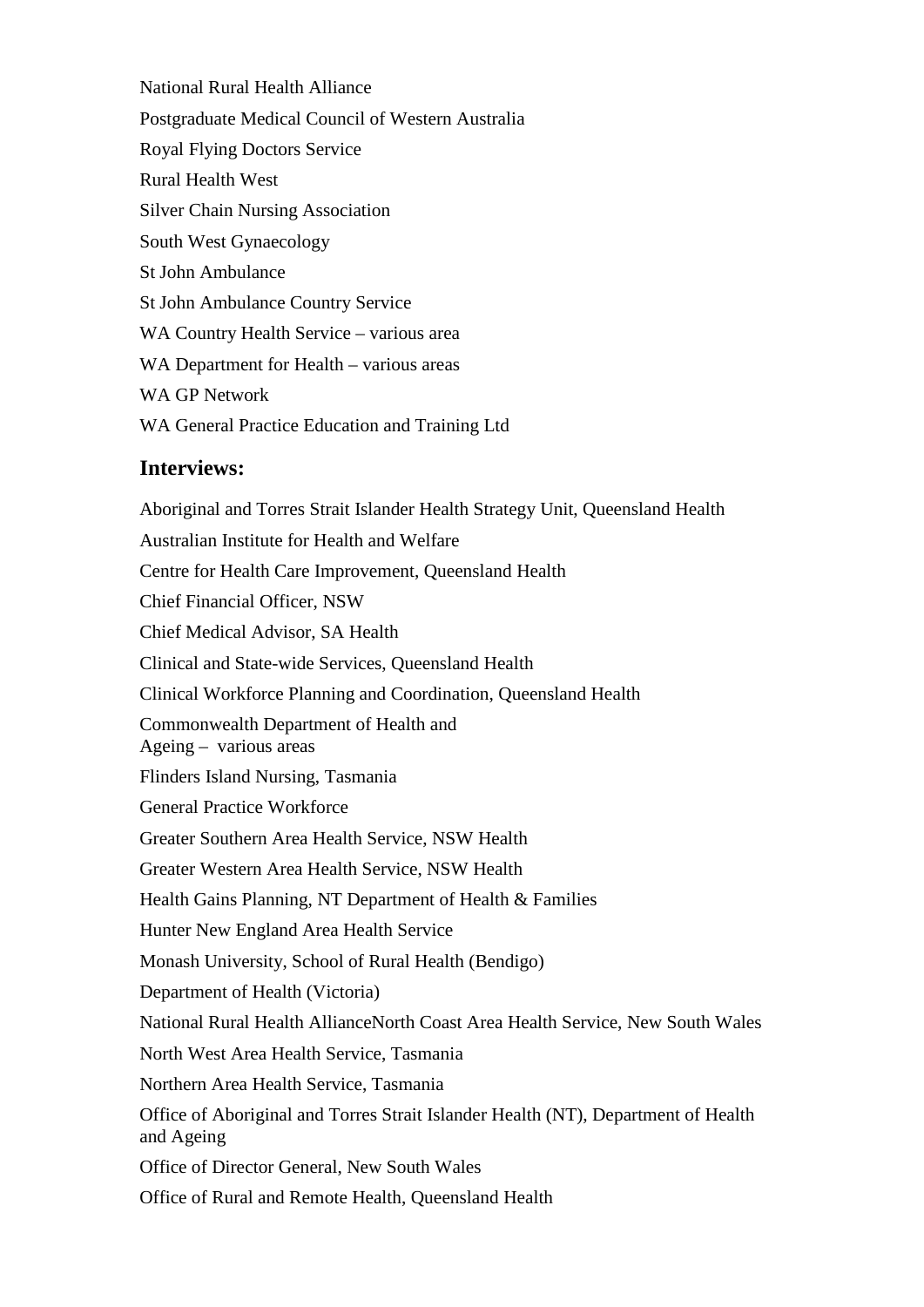National Rural Health Alliance

Postgraduate Medical Council of Western Australia

Royal Flying Doctors Service

Rural Health West

Silver Chain Nursing Association

South West Gynaecology

St John Ambulance

St John Ambulance Country Service

WA Country Health Service – various area

WA Department for Health – various areas

WA GP Network

WA General Practice Education and Training Ltd

## Interviews:

Aboriginal and Torres Strait Islander Health Strategy Unit, Queensland Health

Australian Institute for Health and Welfare

Centre for Health Care Improvement, Queensland Health

Chief Financial Officer, NSW

Chief Medical Advisor, SA Health

Clinical and State-wide Services, Queensland Health

Clinical Workforce Planning and Coordination, Queensland Health

Commonwealth Department of Health and Ageing – various areas

Flinders Island Nursing, Tasmania

General Practice Workforce

Greater Southern Area Health Service, NSW Health

Greater Western Area Health Service, NSW Health

Health Gains Planning, NT Department of Health & Families

Hunter New England Area Health Service

Monash University, School of Rural Health (Bendigo)

Department of Health (Victoria)

National Rural Health AllianceNorth Coast Area Health Service, New South Wales

North West Area Health Service, Tasmania

Northern Area Health Service, Tasmania

Office of Aboriginal and Torres Strait Islander Health (NT), Department of Health and Ageing

Office of Director General, New South Wales

Office of Rural and Remote Health, Queensland Health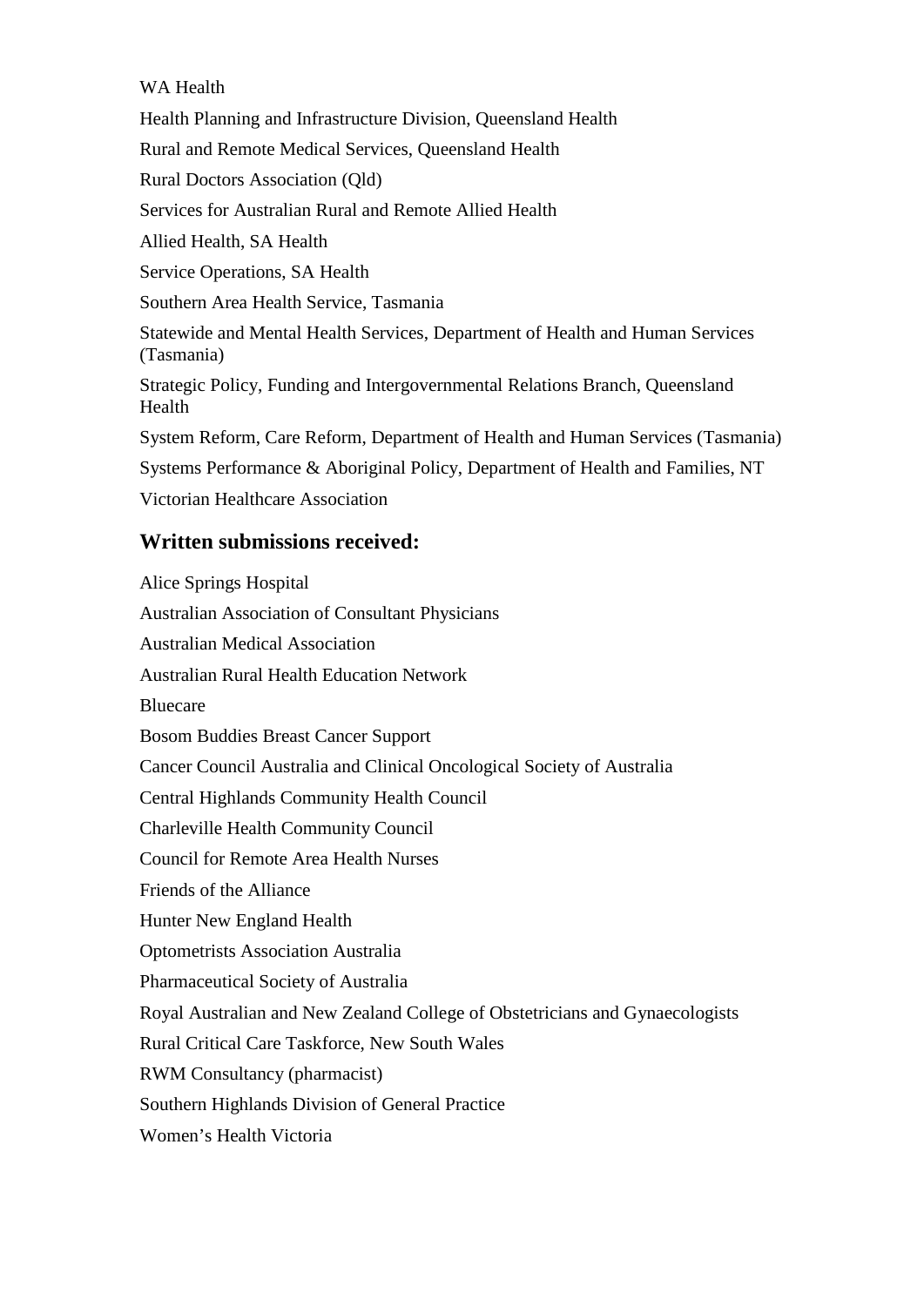WA Health

Health Planning and Infrastructure Division, Queensland Health

Rural and Remote Medical Services, Queensland Health

Rural Doctors Association (Qld)

Services for Australian Rural and Remote Allied Health

Allied Health, SA Health

Service Operations, SA Health

Southern Area Health Service, Tasmania

Statewide and Mental Health Services, Department of Health and Human Services (Tasmania)

Strategic Policy, Funding and Intergovernmental Relations Branch, Queensland Health

System Reform, Care Reform, Department of Health and Human Services (Tasmania)

Systems Performance & Aboriginal Policy, Department of Health and Families, NT

Victorian Healthcare Association

## Written submissions received:

Alice Springs Hospital

Australian Association of Consultant Physicians

Australian Medical Association

Australian Rural Health Education Network

Bluecare

Bosom Buddies Breast Cancer Support

Cancer Council Australia and Clinical Oncological Society of Australia

Central Highlands Community Health Council

Charleville Health Community Council

Council for Remote Area Health Nurses

Friends of the Alliance

Hunter New England Health

Optometrists Association Australia

Pharmaceutical Society of Australia

Royal Australian and New Zealand College of Obstetricians and Gynaecologists

Rural Critical Care Taskforce, New South Wales

RWM Consultancy (pharmacist)

Southern Highlands Division of General Practice

Women's Health Victoria